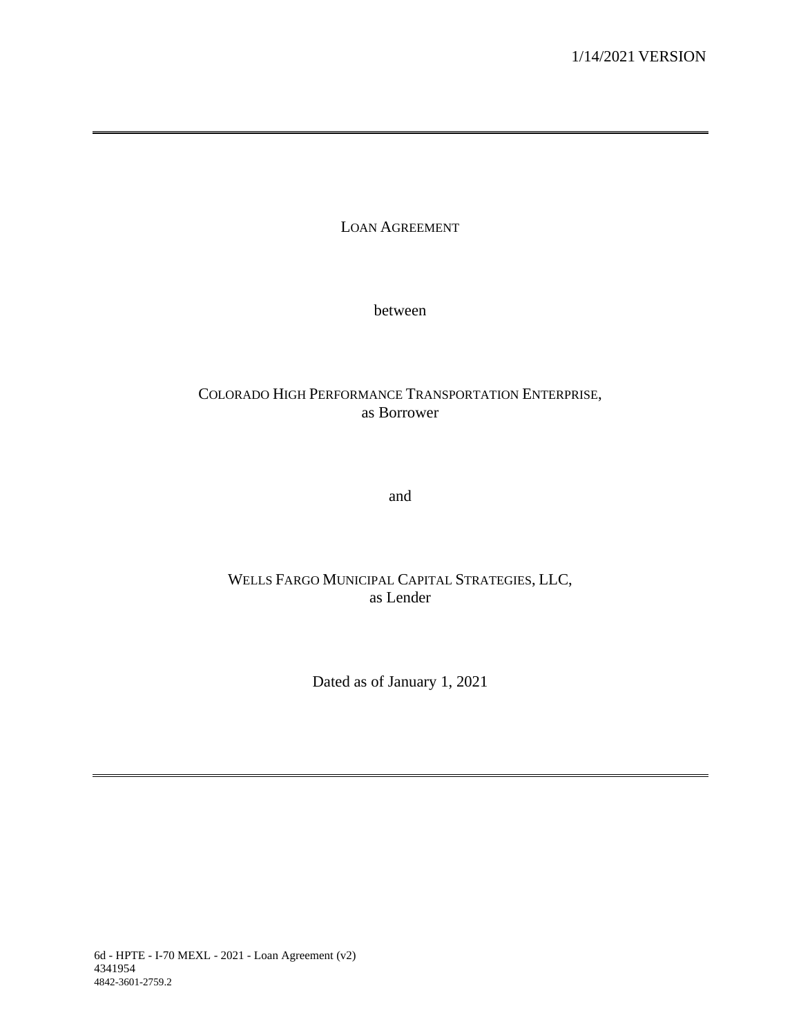1/14/2021 VERSION

---

# LOAN AGREEMENT

between

COLORADO HIGH PERFORMANCE TRANSPORTATION ENTERPRISE,
as Borrower

and

WELLS FARGO MUNICIPAL CAPITAL STRATEGIES, LLC,
as Lender

Dated as of January 1, 2021

---

6d - HPTE - I-70 MEXL - 2021 - Loan Agreement (v2)
4341954
4842-3601-2759.2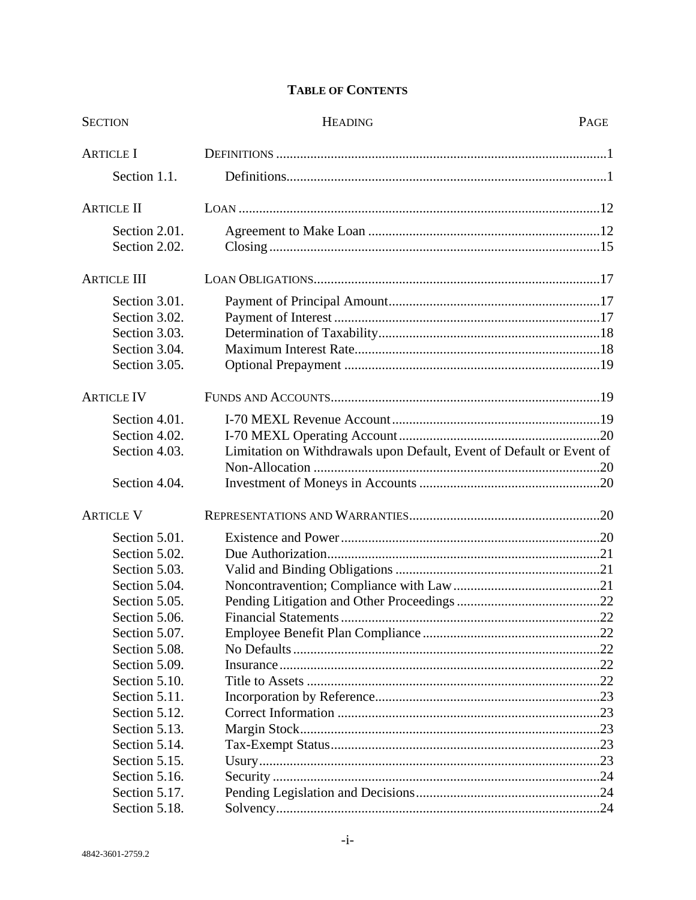# TABLE OF CONTENTS

| SECTION | HEADING | PAGE |
|---|---|---|
| ARTICLE I | DEFINITIONS | 1 |
| Section 1.1. | Definitions | 1 |
| ARTICLE II | LOAN | 12 |
| Section 2.01. | Agreement to Make Loan | 12 |
| Section 2.02. | Closing | 15 |
| ARTICLE III | LOAN OBLIGATIONS | 17 |
| Section 3.01. | Payment of Principal Amount | 17 |
| Section 3.02. | Payment of Interest | 17 |
| Section 3.03. | Determination of Taxability | 18 |
| Section 3.04. | Maximum Interest Rate | 18 |
| Section 3.05. | Optional Prepayment | 19 |
| ARTICLE IV | FUNDS AND ACCOUNTS | 19 |
| Section 4.01. | I-70 MEXL Revenue Account | 19 |
| Section 4.02. | I-70 MEXL Operating Account | 20 |
| Section 4.03. | Limitation on Withdrawals upon Default, Event of Default or Event of Non-Allocation | 20 |
| Section 4.04. | Investment of Moneys in Accounts | 20 |
| ARTICLE V | REPRESENTATIONS AND WARRANTIES | 20 |
| Section 5.01. | Existence and Power | 20 |
| Section 5.02. | Due Authorization | 21 |
| Section 5.03. | Valid and Binding Obligations | 21 |
| Section 5.04. | Noncontravention; Compliance with Law | 21 |
| Section 5.05. | Pending Litigation and Other Proceedings | 22 |
| Section 5.06. | Financial Statements | 22 |
| Section 5.07. | Employee Benefit Plan Compliance | 22 |
| Section 5.08. | No Defaults | 22 |
| Section 5.09. | Insurance | 22 |
| Section 5.10. | Title to Assets | 22 |
| Section 5.11. | Incorporation by Reference | 23 |
| Section 5.12. | Correct Information | 23 |
| Section 5.13. | Margin Stock | 23 |
| Section 5.14. | Tax-Exempt Status | 23 |
| Section 5.15. | Usury | 23 |
| Section 5.16. | Security | 24 |
| Section 5.17. | Pending Legislation and Decisions | 24 |
| Section 5.18. | Solvency | 24 |

4842-3601-2759.2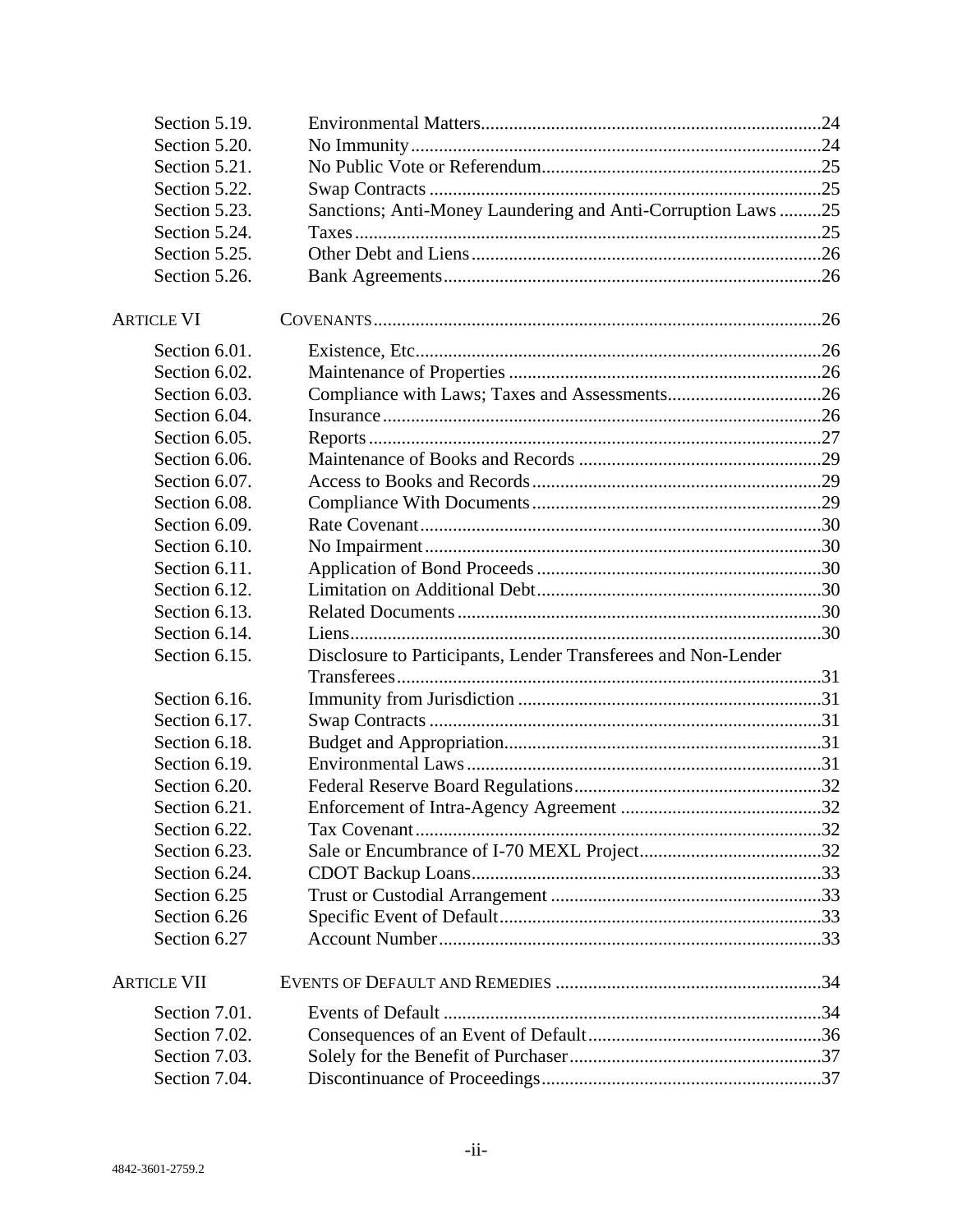| | | |
|---|---|---|
| Section 5.19. | Environmental Matters | 24 |
| Section 5.20. | No Immunity | 24 |
| Section 5.21. | No Public Vote or Referendum | 25 |
| Section 5.22. | Swap Contracts | 25 |
| Section 5.23. | Sanctions; Anti-Money Laundering and Anti-Corruption Laws | 25 |
| Section 5.24. | Taxes | 25 |
| Section 5.25. | Other Debt and Liens | 26 |
| Section 5.26. | Bank Agreements | 26 |
| ARTICLE VI | COVENANTS | 26 |
| Section 6.01. | Existence, Etc. | 26 |
| Section 6.02. | Maintenance of Properties | 26 |
| Section 6.03. | Compliance with Laws; Taxes and Assessments | 26 |
| Section 6.04. | Insurance | 26 |
| Section 6.05. | Reports | 27 |
| Section 6.06. | Maintenance of Books and Records | 29 |
| Section 6.07. | Access to Books and Records | 29 |
| Section 6.08. | Compliance With Documents | 29 |
| Section 6.09. | Rate Covenant | 30 |
| Section 6.10. | No Impairment | 30 |
| Section 6.11. | Application of Bond Proceeds | 30 |
| Section 6.12. | Limitation on Additional Debt | 30 |
| Section 6.13. | Related Documents | 30 |
| Section 6.14. | Liens | 30 |
| Section 6.15. | Disclosure to Participants, Lender Transferees and Non-Lender Transferees | 31 |
| Section 6.16. | Immunity from Jurisdiction | 31 |
| Section 6.17. | Swap Contracts | 31 |
| Section 6.18. | Budget and Appropriation | 31 |
| Section 6.19. | Environmental Laws | 31 |
| Section 6.20. | Federal Reserve Board Regulations | 32 |
| Section 6.21. | Enforcement of Intra-Agency Agreement | 32 |
| Section 6.22. | Tax Covenant | 32 |
| Section 6.23. | Sale or Encumbrance of I-70 MEXL Project | 32 |
| Section 6.24. | CDOT Backup Loans | 33 |
| Section 6.25 | Trust or Custodial Arrangement | 33 |
| Section 6.26 | Specific Event of Default | 33 |
| Section 6.27 | Account Number | 33 |
| ARTICLE VII | EVENTS OF DEFAULT AND REMEDIES | 34 |
| Section 7.01. | Events of Default | 34 |
| Section 7.02. | Consequences of an Event of Default | 36 |
| Section 7.03. | Solely for the Benefit of Purchaser | 37 |
| Section 7.04. | Discontinuance of Proceedings | 37 |

4842-3601-2759.2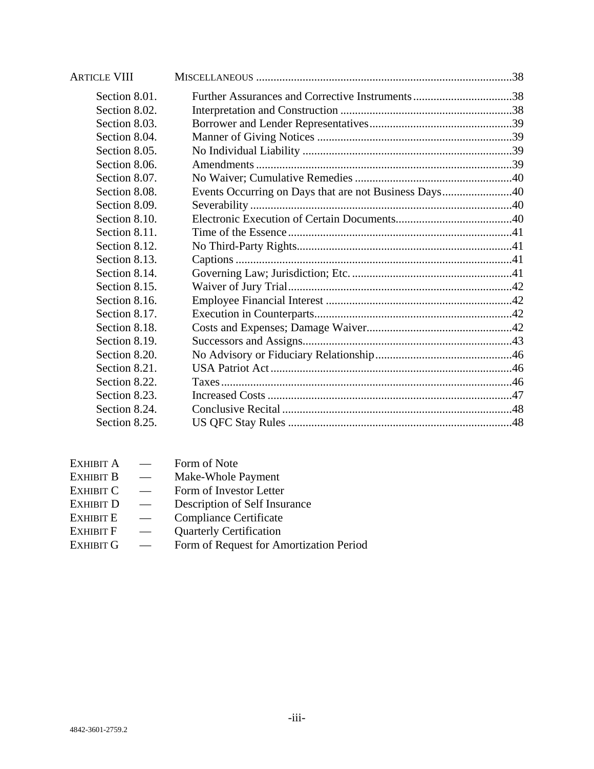| | | |
|---|---|---|
| ARTICLE VIII | MISCELLANEOUS | 38 |
| Section 8.01. | Further Assurances and Corrective Instruments | 38 |
| Section 8.02. | Interpretation and Construction | 38 |
| Section 8.03. | Borrower and Lender Representatives | 39 |
| Section 8.04. | Manner of Giving Notices | 39 |
| Section 8.05. | No Individual Liability | 39 |
| Section 8.06. | Amendments | 39 |
| Section 8.07. | No Waiver; Cumulative Remedies | 40 |
| Section 8.08. | Events Occurring on Days that are not Business Days | 40 |
| Section 8.09. | Severability | 40 |
| Section 8.10. | Electronic Execution of Certain Documents | 40 |
| Section 8.11. | Time of the Essence | 41 |
| Section 8.12. | No Third-Party Rights | 41 |
| Section 8.13. | Captions | 41 |
| Section 8.14. | Governing Law; Jurisdiction; Etc. | 41 |
| Section 8.15. | Waiver of Jury Trial | 42 |
| Section 8.16. | Employee Financial Interest | 42 |
| Section 8.17. | Execution in Counterparts | 42 |
| Section 8.18. | Costs and Expenses; Damage Waiver | 42 |
| Section 8.19. | Successors and Assigns | 43 |
| Section 8.20. | No Advisory or Fiduciary Relationship | 46 |
| Section 8.21. | USA Patriot Act | 46 |
| Section 8.22. | Taxes | 46 |
| Section 8.23. | Increased Costs | 47 |
| Section 8.24. | Conclusive Recital | 48 |
| Section 8.25. | US QFC Stay Rules | 48 |

| | | |
|---|---|---|
| EXHIBIT A | — | Form of Note |
| EXHIBIT B | — | Make-Whole Payment |
| EXHIBIT C | — | Form of Investor Letter |
| EXHIBIT D | — | Description of Self Insurance |
| EXHIBIT E | — | Compliance Certificate |
| EXHIBIT F | — | Quarterly Certification |
| EXHIBIT G | — | Form of Request for Amortization Period |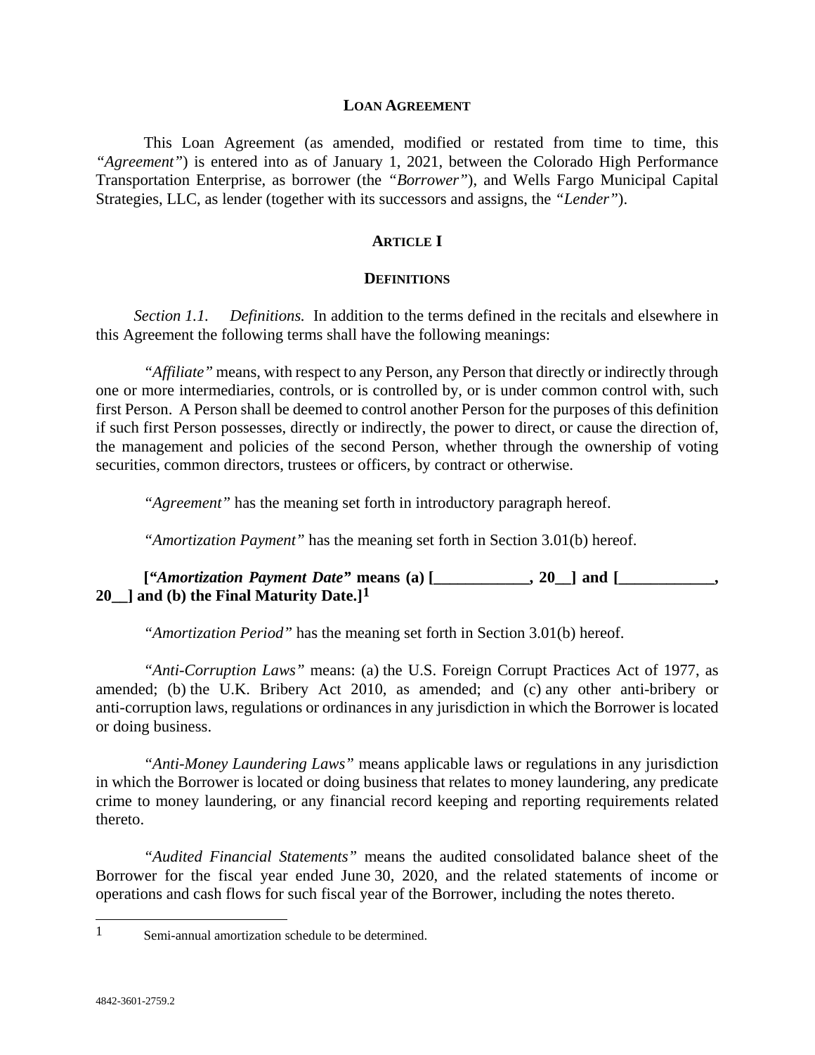**LOAN AGREEMENT**

This Loan Agreement (as amended, modified or restated from time to time, this *"Agreement"*) is entered into as of January 1, 2021, between the Colorado High Performance Transportation Enterprise, as borrower (the *"Borrower"*), and Wells Fargo Municipal Capital Strategies, LLC, as lender (together with its successors and assigns, the *"Lender"*).

## ARTICLE I

## DEFINITIONS

*Section 1.1. Definitions.* In addition to the terms defined in the recitals and elsewhere in this Agreement the following terms shall have the following meanings:

*"Affiliate"* means, with respect to any Person, any Person that directly or indirectly through one or more intermediaries, controls, or is controlled by, or is under common control with, such first Person. A Person shall be deemed to control another Person for the purposes of this definition if such first Person possesses, directly or indirectly, the power to direct, or cause the direction of, the management and policies of the second Person, whether through the ownership of voting securities, common directors, trustees or officers, by contract or otherwise.

*"Agreement"* has the meaning set forth in introductory paragraph hereof.

*"Amortization Payment"* has the meaning set forth in Section 3.01(b) hereof.

**["*Amortization Payment Date*" means (a) [____________, 20__] and [____________, 20__] and (b) the Final Maturity Date.][1]**

*"Amortization Period"* has the meaning set forth in Section 3.01(b) hereof.

*"Anti-Corruption Laws"* means: (a) the U.S. Foreign Corrupt Practices Act of 1977, as amended; (b) the U.K. Bribery Act 2010, as amended; and (c) any other anti-bribery or anti-corruption laws, regulations or ordinances in any jurisdiction in which the Borrower is located or doing business.

*"Anti-Money Laundering Laws"* means applicable laws or regulations in any jurisdiction in which the Borrower is located or doing business that relates to money laundering, any predicate crime to money laundering, or any financial record keeping and reporting requirements related thereto.

*"Audited Financial Statements"* means the audited consolidated balance sheet of the Borrower for the fiscal year ended June 30, 2020, and the related statements of income or operations and cash flows for such fiscal year of the Borrower, including the notes thereto.

---

[1] Semi-annual amortization schedule to be determined.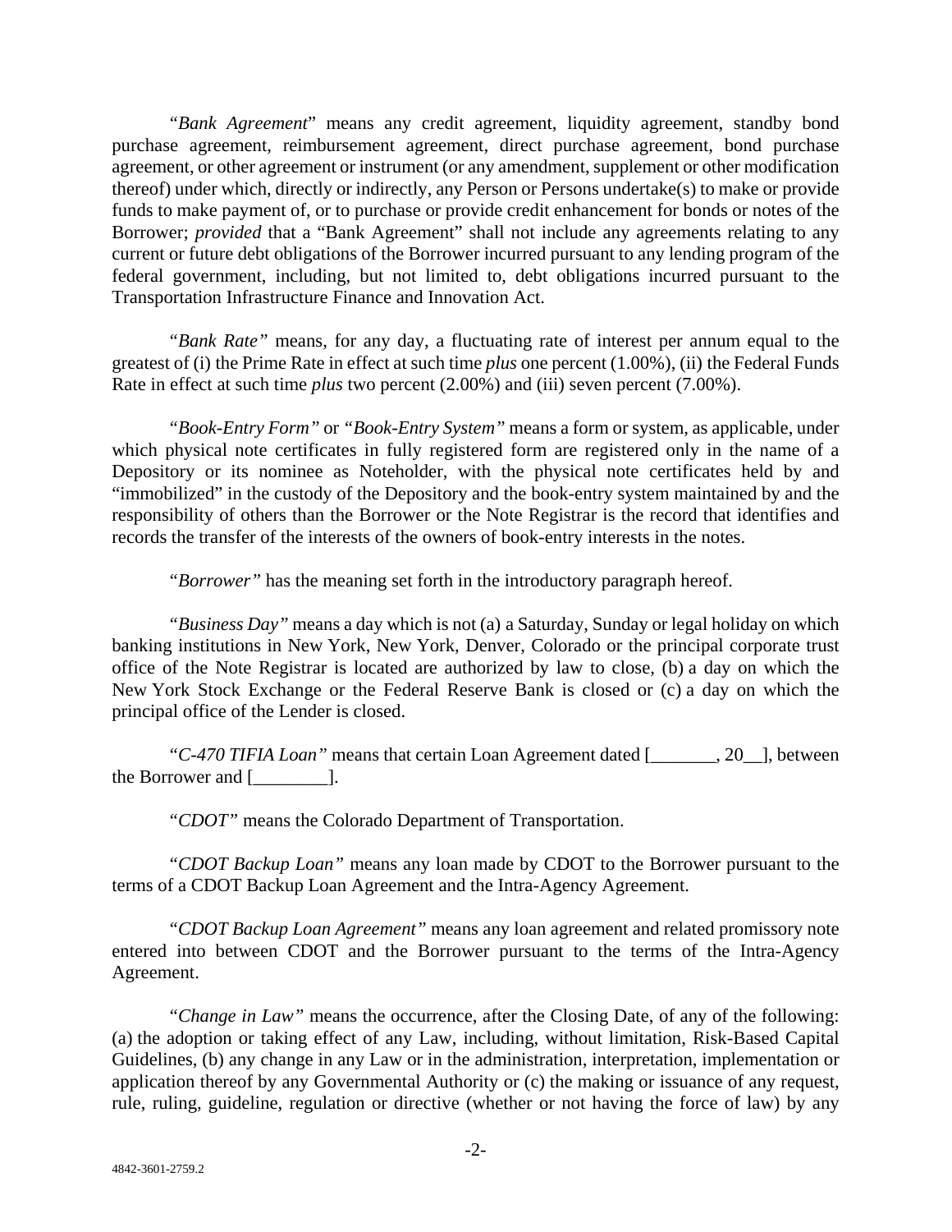"*Bank Agreement*" means any credit agreement, liquidity agreement, standby bond purchase agreement, reimbursement agreement, direct purchase agreement, bond purchase agreement, or other agreement or instrument (or any amendment, supplement or other modification thereof) under which, directly or indirectly, any Person or Persons undertake(s) to make or provide funds to make payment of, or to purchase or provide credit enhancement for bonds or notes of the Borrower; *provided* that a "Bank Agreement" shall not include any agreements relating to any current or future debt obligations of the Borrower incurred pursuant to any lending program of the federal government, including, but not limited to, debt obligations incurred pursuant to the Transportation Infrastructure Finance and Innovation Act.

"*Bank Rate*" means, for any day, a fluctuating rate of interest per annum equal to the greatest of (i) the Prime Rate in effect at such time *plus* one percent (1.00%), (ii) the Federal Funds Rate in effect at such time *plus* two percent (2.00%) and (iii) seven percent (7.00%).

"*Book-Entry Form*" or "*Book-Entry System*" means a form or system, as applicable, under which physical note certificates in fully registered form are registered only in the name of a Depository or its nominee as Noteholder, with the physical note certificates held by and "immobilized" in the custody of the Depository and the book-entry system maintained by and the responsibility of others than the Borrower or the Note Registrar is the record that identifies and records the transfer of the interests of the owners of book-entry interests in the notes.

"*Borrower*" has the meaning set forth in the introductory paragraph hereof.

"*Business Day*" means a day which is not (a) a Saturday, Sunday or legal holiday on which banking institutions in New York, New York, Denver, Colorado or the principal corporate trust office of the Note Registrar is located are authorized by law to close, (b) a day on which the New York Stock Exchange or the Federal Reserve Bank is closed or (c) a day on which the principal office of the Lender is closed.

"*C-470 TIFIA Loan*" means that certain Loan Agreement dated [_______, 20__], between the Borrower and [________].

"*CDOT*" means the Colorado Department of Transportation.

"*CDOT Backup Loan*" means any loan made by CDOT to the Borrower pursuant to the terms of a CDOT Backup Loan Agreement and the Intra-Agency Agreement.

"*CDOT Backup Loan Agreement*" means any loan agreement and related promissory note entered into between CDOT and the Borrower pursuant to the terms of the Intra-Agency Agreement.

"*Change in Law*" means the occurrence, after the Closing Date, of any of the following: (a) the adoption or taking effect of any Law, including, without limitation, Risk-Based Capital Guidelines, (b) any change in any Law or in the administration, interpretation, implementation or application thereof by any Governmental Authority or (c) the making or issuance of any request, rule, ruling, guideline, regulation or directive (whether or not having the force of law) by any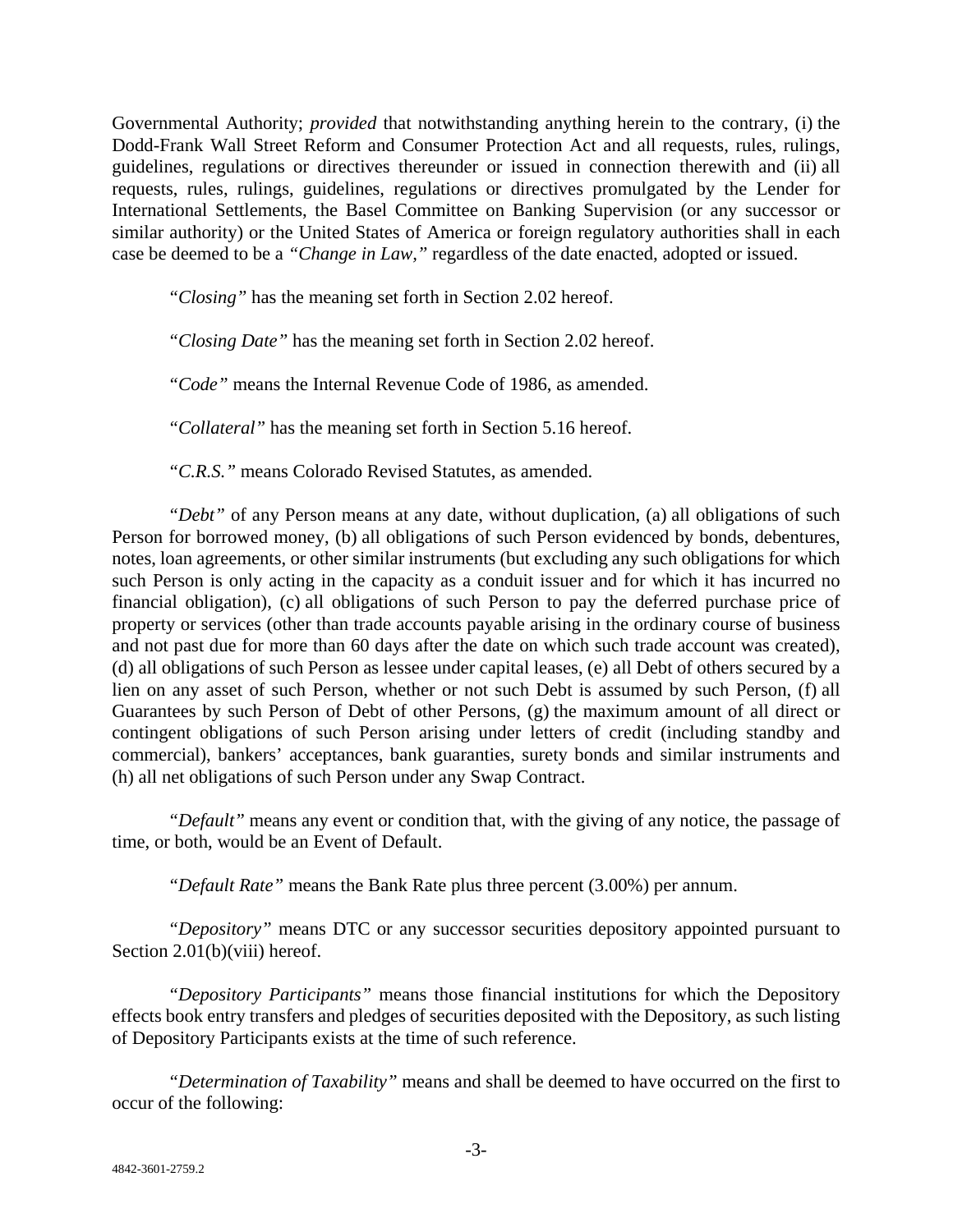Governmental Authority; *provided* that notwithstanding anything herein to the contrary, (i) the Dodd-Frank Wall Street Reform and Consumer Protection Act and all requests, rules, rulings, guidelines, regulations or directives thereunder or issued in connection therewith and (ii) all requests, rules, rulings, guidelines, regulations or directives promulgated by the Lender for International Settlements, the Basel Committee on Banking Supervision (or any successor or similar authority) or the United States of America or foreign regulatory authorities shall in each case be deemed to be a *"Change in Law,"* regardless of the date enacted, adopted or issued.

"*Closing"* has the meaning set forth in Section 2.02 hereof.

"*Closing Date"* has the meaning set forth in Section 2.02 hereof.

"*Code"* means the Internal Revenue Code of 1986, as amended.

"*Collateral"* has the meaning set forth in Section 5.16 hereof.

"*C.R.S."* means Colorado Revised Statutes, as amended.

"*Debt"* of any Person means at any date, without duplication, (a) all obligations of such Person for borrowed money, (b) all obligations of such Person evidenced by bonds, debentures, notes, loan agreements, or other similar instruments (but excluding any such obligations for which such Person is only acting in the capacity as a conduit issuer and for which it has incurred no financial obligation), (c) all obligations of such Person to pay the deferred purchase price of property or services (other than trade accounts payable arising in the ordinary course of business and not past due for more than 60 days after the date on which such trade account was created), (d) all obligations of such Person as lessee under capital leases, (e) all Debt of others secured by a lien on any asset of such Person, whether or not such Debt is assumed by such Person, (f) all Guarantees by such Person of Debt of other Persons, (g) the maximum amount of all direct or contingent obligations of such Person arising under letters of credit (including standby and commercial), bankers' acceptances, bank guaranties, surety bonds and similar instruments and (h) all net obligations of such Person under any Swap Contract.

"*Default"* means any event or condition that, with the giving of any notice, the passage of time, or both, would be an Event of Default.

"*Default Rate"* means the Bank Rate plus three percent (3.00%) per annum.

"*Depository"* means DTC or any successor securities depository appointed pursuant to Section 2.01(b)(viii) hereof.

"*Depository Participants"* means those financial institutions for which the Depository effects book entry transfers and pledges of securities deposited with the Depository, as such listing of Depository Participants exists at the time of such reference.

"*Determination of Taxability"* means and shall be deemed to have occurred on the first to occur of the following: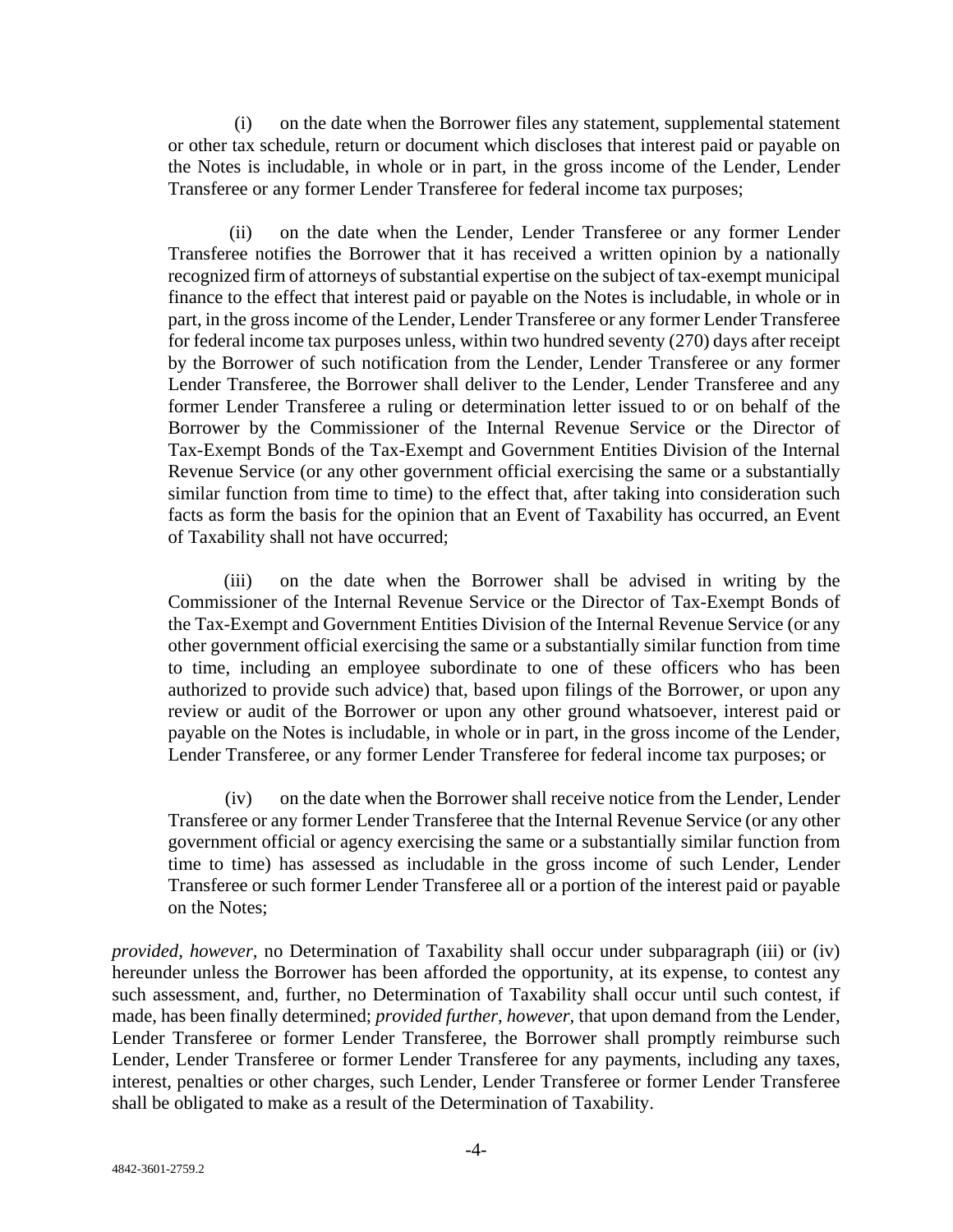(i) on the date when the Borrower files any statement, supplemental statement or other tax schedule, return or document which discloses that interest paid or payable on the Notes is includable, in whole or in part, in the gross income of the Lender, Lender Transferee or any former Lender Transferee for federal income tax purposes;

(ii) on the date when the Lender, Lender Transferee or any former Lender Transferee notifies the Borrower that it has received a written opinion by a nationally recognized firm of attorneys of substantial expertise on the subject of tax-exempt municipal finance to the effect that interest paid or payable on the Notes is includable, in whole or in part, in the gross income of the Lender, Lender Transferee or any former Lender Transferee for federal income tax purposes unless, within two hundred seventy (270) days after receipt by the Borrower of such notification from the Lender, Lender Transferee or any former Lender Transferee, the Borrower shall deliver to the Lender, Lender Transferee and any former Lender Transferee a ruling or determination letter issued to or on behalf of the Borrower by the Commissioner of the Internal Revenue Service or the Director of Tax-Exempt Bonds of the Tax-Exempt and Government Entities Division of the Internal Revenue Service (or any other government official exercising the same or a substantially similar function from time to time) to the effect that, after taking into consideration such facts as form the basis for the opinion that an Event of Taxability has occurred, an Event of Taxability shall not have occurred;

(iii) on the date when the Borrower shall be advised in writing by the Commissioner of the Internal Revenue Service or the Director of Tax-Exempt Bonds of the Tax-Exempt and Government Entities Division of the Internal Revenue Service (or any other government official exercising the same or a substantially similar function from time to time, including an employee subordinate to one of these officers who has been authorized to provide such advice) that, based upon filings of the Borrower, or upon any review or audit of the Borrower or upon any other ground whatsoever, interest paid or payable on the Notes is includable, in whole or in part, in the gross income of the Lender, Lender Transferee, or any former Lender Transferee for federal income tax purposes; or

(iv) on the date when the Borrower shall receive notice from the Lender, Lender Transferee or any former Lender Transferee that the Internal Revenue Service (or any other government official or agency exercising the same or a substantially similar function from time to time) has assessed as includable in the gross income of such Lender, Lender Transferee or such former Lender Transferee all or a portion of the interest paid or payable on the Notes;

*provided, however*, no Determination of Taxability shall occur under subparagraph (iii) or (iv) hereunder unless the Borrower has been afforded the opportunity, at its expense, to contest any such assessment, and, further, no Determination of Taxability shall occur until such contest, if made, has been finally determined; *provided further, however*, that upon demand from the Lender, Lender Transferee or former Lender Transferee, the Borrower shall promptly reimburse such Lender, Lender Transferee or former Lender Transferee for any payments, including any taxes, interest, penalties or other charges, such Lender, Lender Transferee or former Lender Transferee shall be obligated to make as a result of the Determination of Taxability.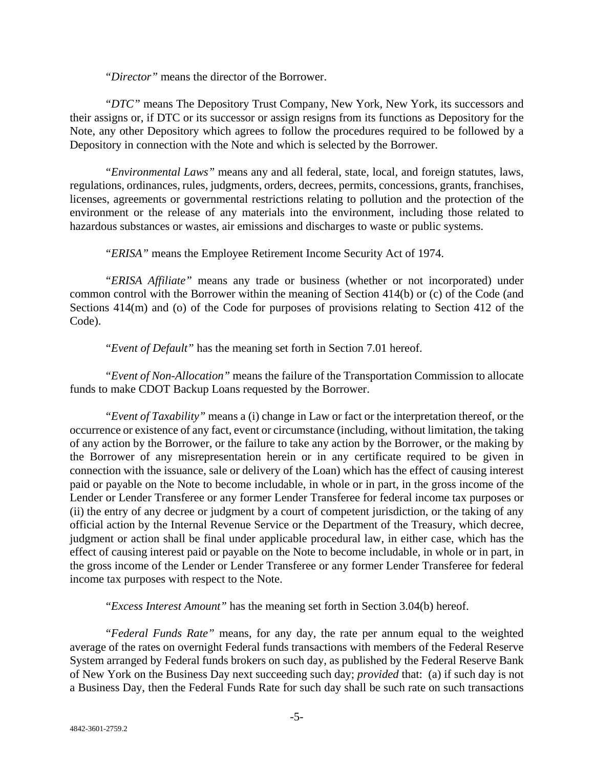"*Director*" means the director of the Borrower.

"*DTC*" means The Depository Trust Company, New York, New York, its successors and their assigns or, if DTC or its successor or assign resigns from its functions as Depository for the Note, any other Depository which agrees to follow the procedures required to be followed by a Depository in connection with the Note and which is selected by the Borrower.

"*Environmental Laws*" means any and all federal, state, local, and foreign statutes, laws, regulations, ordinances, rules, judgments, orders, decrees, permits, concessions, grants, franchises, licenses, agreements or governmental restrictions relating to pollution and the protection of the environment or the release of any materials into the environment, including those related to hazardous substances or wastes, air emissions and discharges to waste or public systems.

"*ERISA*" means the Employee Retirement Income Security Act of 1974.

"*ERISA Affiliate*" means any trade or business (whether or not incorporated) under common control with the Borrower within the meaning of Section 414(b) or (c) of the Code (and Sections 414(m) and (o) of the Code for purposes of provisions relating to Section 412 of the Code).

"*Event of Default*" has the meaning set forth in Section 7.01 hereof.

"*Event of Non-Allocation*" means the failure of the Transportation Commission to allocate funds to make CDOT Backup Loans requested by the Borrower.

"*Event of Taxability*" means a (i) change in Law or fact or the interpretation thereof, or the occurrence or existence of any fact, event or circumstance (including, without limitation, the taking of any action by the Borrower, or the failure to take any action by the Borrower, or the making by the Borrower of any misrepresentation herein or in any certificate required to be given in connection with the issuance, sale or delivery of the Loan) which has the effect of causing interest paid or payable on the Note to become includable, in whole or in part, in the gross income of the Lender or Lender Transferee or any former Lender Transferee for federal income tax purposes or (ii) the entry of any decree or judgment by a court of competent jurisdiction, or the taking of any official action by the Internal Revenue Service or the Department of the Treasury, which decree, judgment or action shall be final under applicable procedural law, in either case, which has the effect of causing interest paid or payable on the Note to become includable, in whole or in part, in the gross income of the Lender or Lender Transferee or any former Lender Transferee for federal income tax purposes with respect to the Note.

"*Excess Interest Amount*" has the meaning set forth in Section 3.04(b) hereof.

"*Federal Funds Rate*" means, for any day, the rate per annum equal to the weighted average of the rates on overnight Federal funds transactions with members of the Federal Reserve System arranged by Federal funds brokers on such day, as published by the Federal Reserve Bank of New York on the Business Day next succeeding such day; *provided* that: (a) if such day is not a Business Day, then the Federal Funds Rate for such day shall be such rate on such transactions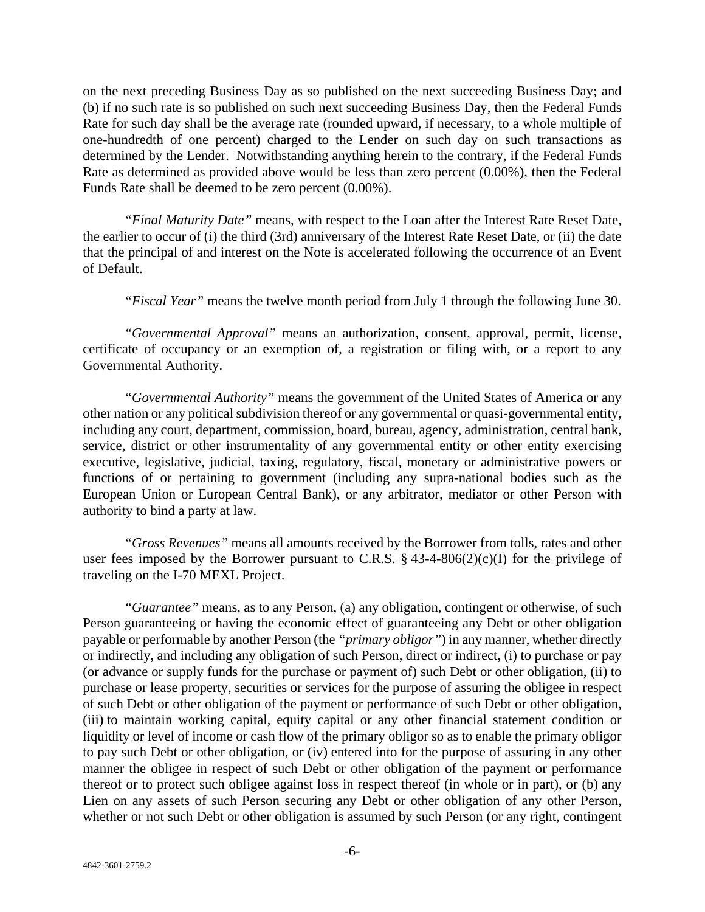on the next preceding Business Day as so published on the next succeeding Business Day; and (b) if no such rate is so published on such next succeeding Business Day, then the Federal Funds Rate for such day shall be the average rate (rounded upward, if necessary, to a whole multiple of one-hundredth of one percent) charged to the Lender on such day on such transactions as determined by the Lender. Notwithstanding anything herein to the contrary, if the Federal Funds Rate as determined as provided above would be less than zero percent (0.00%), then the Federal Funds Rate shall be deemed to be zero percent (0.00%).

"*Final Maturity Date*" means, with respect to the Loan after the Interest Rate Reset Date, the earlier to occur of (i) the third (3rd) anniversary of the Interest Rate Reset Date, or (ii) the date that the principal of and interest on the Note is accelerated following the occurrence of an Event of Default.

"*Fiscal Year*" means the twelve month period from July 1 through the following June 30.

"*Governmental Approval*" means an authorization, consent, approval, permit, license, certificate of occupancy or an exemption of, a registration or filing with, or a report to any Governmental Authority.

"*Governmental Authority*" means the government of the United States of America or any other nation or any political subdivision thereof or any governmental or quasi-governmental entity, including any court, department, commission, board, bureau, agency, administration, central bank, service, district or other instrumentality of any governmental entity or other entity exercising executive, legislative, judicial, taxing, regulatory, fiscal, monetary or administrative powers or functions of or pertaining to government (including any supra-national bodies such as the European Union or European Central Bank), or any arbitrator, mediator or other Person with authority to bind a party at law.

"*Gross Revenues*" means all amounts received by the Borrower from tolls, rates and other user fees imposed by the Borrower pursuant to C.R.S. § 43-4-806(2)(c)(I) for the privilege of traveling on the I-70 MEXL Project.

"*Guarantee*" means, as to any Person, (a) any obligation, contingent or otherwise, of such Person guaranteeing or having the economic effect of guaranteeing any Debt or other obligation payable or performable by another Person (the "*primary obligor*") in any manner, whether directly or indirectly, and including any obligation of such Person, direct or indirect, (i) to purchase or pay (or advance or supply funds for the purchase or payment of) such Debt or other obligation, (ii) to purchase or lease property, securities or services for the purpose of assuring the obligee in respect of such Debt or other obligation of the payment or performance of such Debt or other obligation, (iii) to maintain working capital, equity capital or any other financial statement condition or liquidity or level of income or cash flow of the primary obligor so as to enable the primary obligor to pay such Debt or other obligation, or (iv) entered into for the purpose of assuring in any other manner the obligee in respect of such Debt or other obligation of the payment or performance thereof or to protect such obligee against loss in respect thereof (in whole or in part), or (b) any Lien on any assets of such Person securing any Debt or other obligation of any other Person, whether or not such Debt or other obligation is assumed by such Person (or any right, contingent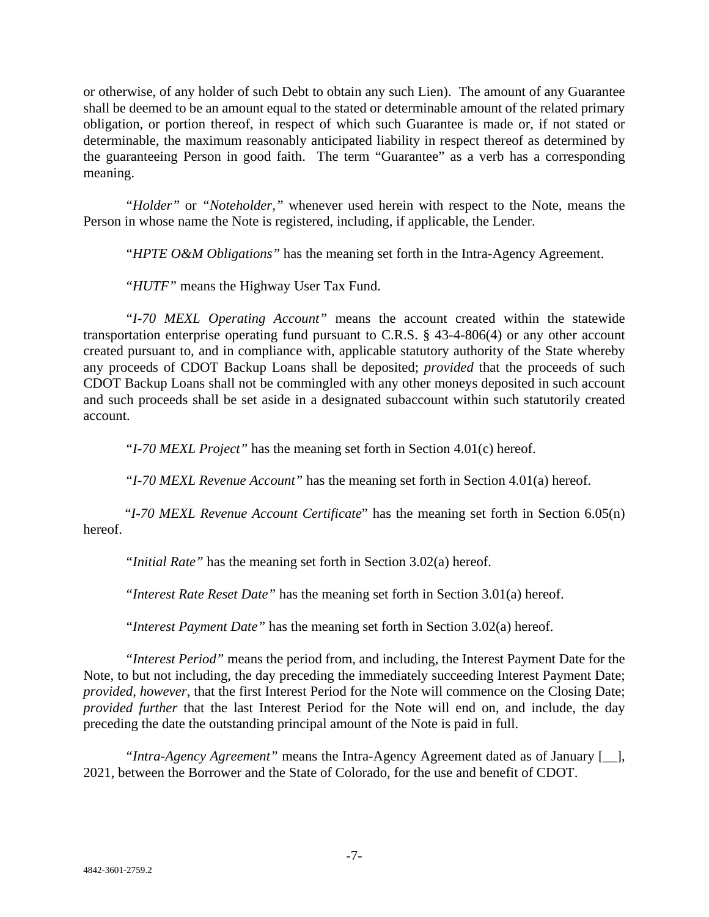or otherwise, of any holder of such Debt to obtain any such Lien). The amount of any Guarantee shall be deemed to be an amount equal to the stated or determinable amount of the related primary obligation, or portion thereof, in respect of which such Guarantee is made or, if not stated or determinable, the maximum reasonably anticipated liability in respect thereof as determined by the guaranteeing Person in good faith. The term "Guarantee" as a verb has a corresponding meaning.

"*Holder*" or "*Noteholder,*" whenever used herein with respect to the Note, means the Person in whose name the Note is registered, including, if applicable, the Lender.

"*HPTE O&M Obligations*" has the meaning set forth in the Intra-Agency Agreement.

"*HUTF*" means the Highway User Tax Fund.

"*I-70 MEXL Operating Account*" means the account created within the statewide transportation enterprise operating fund pursuant to C.R.S. § 43-4-806(4) or any other account created pursuant to, and in compliance with, applicable statutory authority of the State whereby any proceeds of CDOT Backup Loans shall be deposited; *provided* that the proceeds of such CDOT Backup Loans shall not be commingled with any other moneys deposited in such account and such proceeds shall be set aside in a designated subaccount within such statutorily created account.

"*I-70 MEXL Project*" has the meaning set forth in Section 4.01(c) hereof.

"*I-70 MEXL Revenue Account*" has the meaning set forth in Section 4.01(a) hereof.

"*I-70 MEXL Revenue Account Certificate*" has the meaning set forth in Section 6.05(n) hereof.

"*Initial Rate*" has the meaning set forth in Section 3.02(a) hereof.

"*Interest Rate Reset Date*" has the meaning set forth in Section 3.01(a) hereof.

"*Interest Payment Date*" has the meaning set forth in Section 3.02(a) hereof.

"*Interest Period*" means the period from, and including, the Interest Payment Date for the Note, to but not including, the day preceding the immediately succeeding Interest Payment Date; *provided, however*, that the first Interest Period for the Note will commence on the Closing Date; *provided further* that the last Interest Period for the Note will end on, and include, the day preceding the date the outstanding principal amount of the Note is paid in full.

"*Intra-Agency Agreement*" means the Intra-Agency Agreement dated as of January [__], 2021, between the Borrower and the State of Colorado, for the use and benefit of CDOT.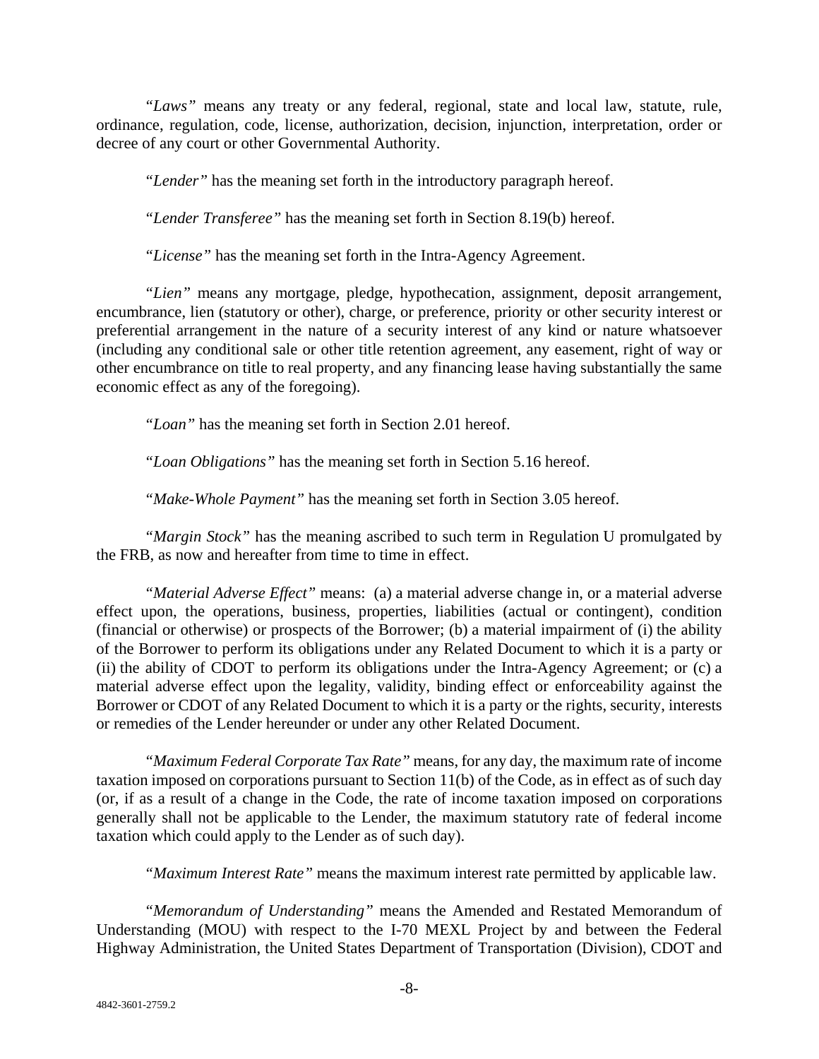"*Laws*" means any treaty or any federal, regional, state and local law, statute, rule, ordinance, regulation, code, license, authorization, decision, injunction, interpretation, order or decree of any court or other Governmental Authority.

"*Lender*" has the meaning set forth in the introductory paragraph hereof.

"*Lender Transferee*" has the meaning set forth in Section 8.19(b) hereof.

"*License*" has the meaning set forth in the Intra-Agency Agreement.

"*Lien*" means any mortgage, pledge, hypothecation, assignment, deposit arrangement, encumbrance, lien (statutory or other), charge, or preference, priority or other security interest or preferential arrangement in the nature of a security interest of any kind or nature whatsoever (including any conditional sale or other title retention agreement, any easement, right of way or other encumbrance on title to real property, and any financing lease having substantially the same economic effect as any of the foregoing).

"*Loan*" has the meaning set forth in Section 2.01 hereof.

"*Loan Obligations*" has the meaning set forth in Section 5.16 hereof.

"*Make-Whole Payment*" has the meaning set forth in Section 3.05 hereof.

"*Margin Stock*" has the meaning ascribed to such term in Regulation U promulgated by the FRB, as now and hereafter from time to time in effect.

"*Material Adverse Effect*" means: (a) a material adverse change in, or a material adverse effect upon, the operations, business, properties, liabilities (actual or contingent), condition (financial or otherwise) or prospects of the Borrower; (b) a material impairment of (i) the ability of the Borrower to perform its obligations under any Related Document to which it is a party or (ii) the ability of CDOT to perform its obligations under the Intra-Agency Agreement; or (c) a material adverse effect upon the legality, validity, binding effect or enforceability against the Borrower or CDOT of any Related Document to which it is a party or the rights, security, interests or remedies of the Lender hereunder or under any other Related Document.

"*Maximum Federal Corporate Tax Rate*" means, for any day, the maximum rate of income taxation imposed on corporations pursuant to Section 11(b) of the Code, as in effect as of such day (or, if as a result of a change in the Code, the rate of income taxation imposed on corporations generally shall not be applicable to the Lender, the maximum statutory rate of federal income taxation which could apply to the Lender as of such day).

"*Maximum Interest Rate*" means the maximum interest rate permitted by applicable law.

"*Memorandum of Understanding*" means the Amended and Restated Memorandum of Understanding (MOU) with respect to the I-70 MEXL Project by and between the Federal Highway Administration, the United States Department of Transportation (Division), CDOT and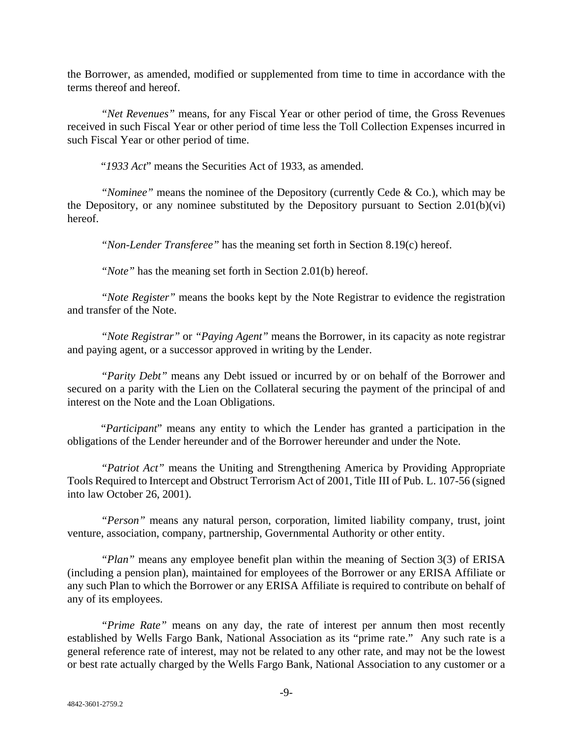the Borrower, as amended, modified or supplemented from time to time in accordance with the terms thereof and hereof.

*"Net Revenues"* means, for any Fiscal Year or other period of time, the Gross Revenues received in such Fiscal Year or other period of time less the Toll Collection Expenses incurred in such Fiscal Year or other period of time.

"*1933 Act*" means the Securities Act of 1933, as amended.

*"Nominee"* means the nominee of the Depository (currently Cede & Co.), which may be the Depository, or any nominee substituted by the Depository pursuant to Section 2.01(b)(vi) hereof.

*"Non-Lender Transferee"* has the meaning set forth in Section 8.19(c) hereof.

*"Note"* has the meaning set forth in Section 2.01(b) hereof.

*"Note Register"* means the books kept by the Note Registrar to evidence the registration and transfer of the Note.

*"Note Registrar"* or *"Paying Agent"* means the Borrower, in its capacity as note registrar and paying agent, or a successor approved in writing by the Lender.

*"Parity Debt"* means any Debt issued or incurred by or on behalf of the Borrower and secured on a parity with the Lien on the Collateral securing the payment of the principal of and interest on the Note and the Loan Obligations.

"*Participant*" means any entity to which the Lender has granted a participation in the obligations of the Lender hereunder and of the Borrower hereunder and under the Note.

*"Patriot Act"* means the Uniting and Strengthening America by Providing Appropriate Tools Required to Intercept and Obstruct Terrorism Act of 2001, Title III of Pub. L. 107-56 (signed into law October 26, 2001).

*"Person"* means any natural person, corporation, limited liability company, trust, joint venture, association, company, partnership, Governmental Authority or other entity.

*"Plan"* means any employee benefit plan within the meaning of Section 3(3) of ERISA (including a pension plan), maintained for employees of the Borrower or any ERISA Affiliate or any such Plan to which the Borrower or any ERISA Affiliate is required to contribute on behalf of any of its employees.

*"Prime Rate"* means on any day, the rate of interest per annum then most recently established by Wells Fargo Bank, National Association as its "prime rate." Any such rate is a general reference rate of interest, may not be related to any other rate, and may not be the lowest or best rate actually charged by the Wells Fargo Bank, National Association to any customer or a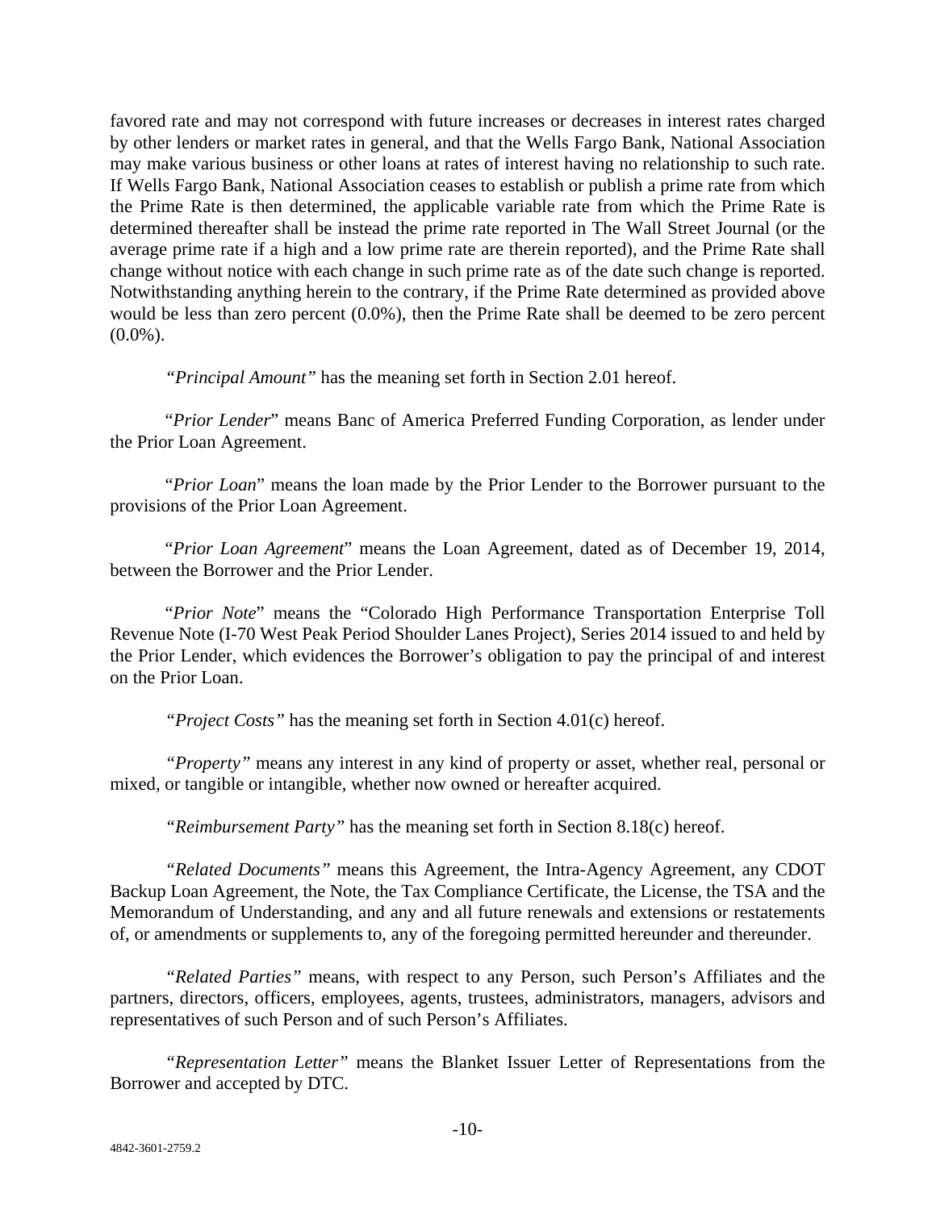favored rate and may not correspond with future increases or decreases in interest rates charged by other lenders or market rates in general, and that the Wells Fargo Bank, National Association may make various business or other loans at rates of interest having no relationship to such rate. If Wells Fargo Bank, National Association ceases to establish or publish a prime rate from which the Prime Rate is then determined, the applicable variable rate from which the Prime Rate is determined thereafter shall be instead the prime rate reported in The Wall Street Journal (or the average prime rate if a high and a low prime rate are therein reported), and the Prime Rate shall change without notice with each change in such prime rate as of the date such change is reported. Notwithstanding anything herein to the contrary, if the Prime Rate determined as provided above would be less than zero percent (0.0%), then the Prime Rate shall be deemed to be zero percent (0.0%).

*"Principal Amount"* has the meaning set forth in Section 2.01 hereof.

"*Prior Lender*" means Banc of America Preferred Funding Corporation, as lender under the Prior Loan Agreement.

"*Prior Loan*" means the loan made by the Prior Lender to the Borrower pursuant to the provisions of the Prior Loan Agreement.

"*Prior Loan Agreement*" means the Loan Agreement, dated as of December 19, 2014, between the Borrower and the Prior Lender.

"*Prior Note*" means the "Colorado High Performance Transportation Enterprise Toll Revenue Note (I-70 West Peak Period Shoulder Lanes Project), Series 2014 issued to and held by the Prior Lender, which evidences the Borrower's obligation to pay the principal of and interest on the Prior Loan.

*"Project Costs"* has the meaning set forth in Section 4.01(c) hereof.

*"Property"* means any interest in any kind of property or asset, whether real, personal or mixed, or tangible or intangible, whether now owned or hereafter acquired.

*"Reimbursement Party"* has the meaning set forth in Section 8.18(c) hereof.

*"Related Documents"* means this Agreement, the Intra-Agency Agreement, any CDOT Backup Loan Agreement, the Note, the Tax Compliance Certificate, the License, the TSA and the Memorandum of Understanding, and any and all future renewals and extensions or restatements of, or amendments or supplements to, any of the foregoing permitted hereunder and thereunder.

*"Related Parties"* means, with respect to any Person, such Person's Affiliates and the partners, directors, officers, employees, agents, trustees, administrators, managers, advisors and representatives of such Person and of such Person's Affiliates.

*"Representation Letter"* means the Blanket Issuer Letter of Representations from the Borrower and accepted by DTC.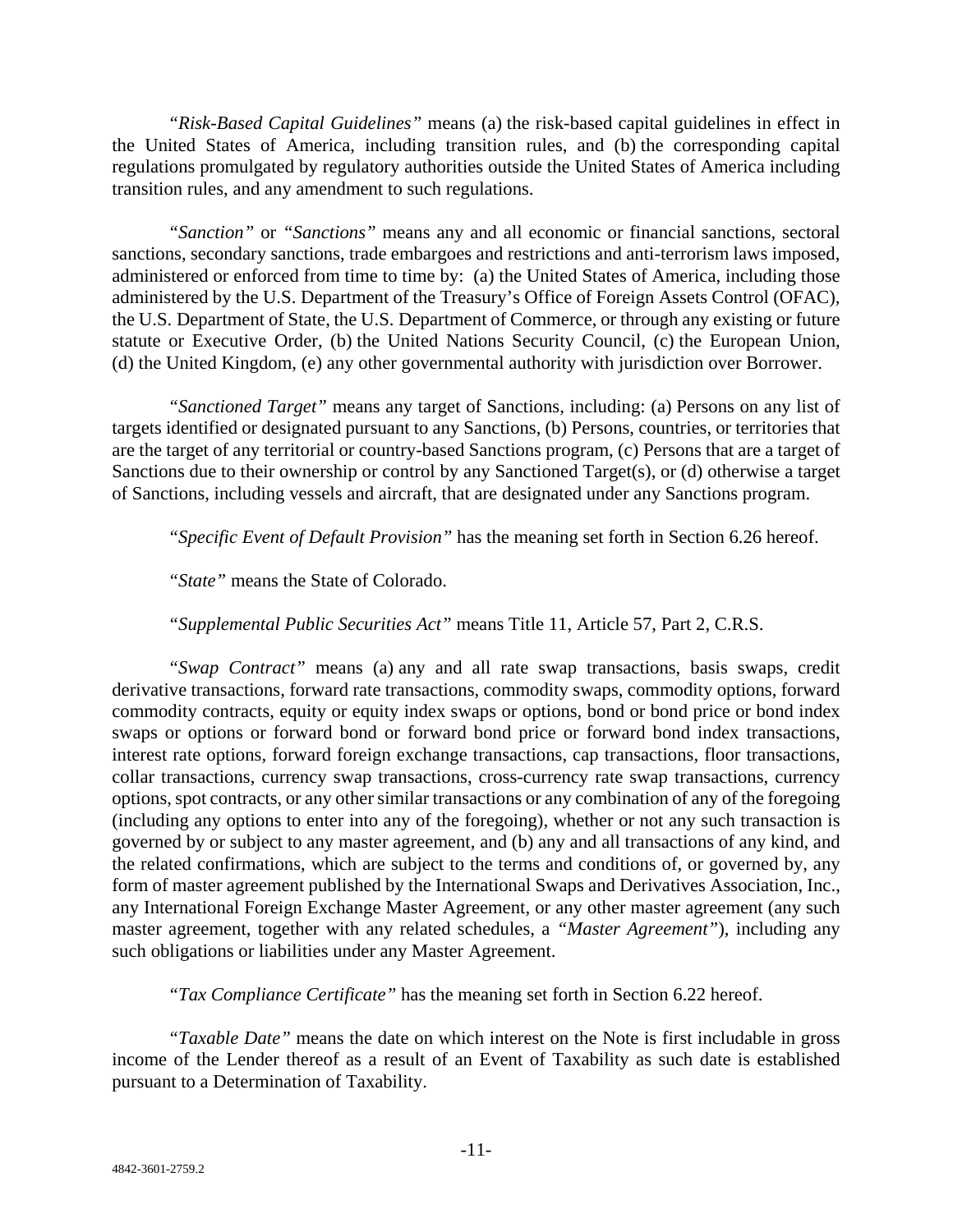*"Risk-Based Capital Guidelines"* means (a) the risk-based capital guidelines in effect in the United States of America, including transition rules, and (b) the corresponding capital regulations promulgated by regulatory authorities outside the United States of America including transition rules, and any amendment to such regulations.

*"Sanction"* or *"Sanctions"* means any and all economic or financial sanctions, sectoral sanctions, secondary sanctions, trade embargoes and restrictions and anti-terrorism laws imposed, administered or enforced from time to time by: (a) the United States of America, including those administered by the U.S. Department of the Treasury's Office of Foreign Assets Control (OFAC), the U.S. Department of State, the U.S. Department of Commerce, or through any existing or future statute or Executive Order, (b) the United Nations Security Council, (c) the European Union, (d) the United Kingdom, (e) any other governmental authority with jurisdiction over Borrower.

*"Sanctioned Target"* means any target of Sanctions, including: (a) Persons on any list of targets identified or designated pursuant to any Sanctions, (b) Persons, countries, or territories that are the target of any territorial or country-based Sanctions program, (c) Persons that are a target of Sanctions due to their ownership or control by any Sanctioned Target(s), or (d) otherwise a target of Sanctions, including vessels and aircraft, that are designated under any Sanctions program.

*"Specific Event of Default Provision"* has the meaning set forth in Section 6.26 hereof.

*"State"* means the State of Colorado.

*"Supplemental Public Securities Act"* means Title 11, Article 57, Part 2, C.R.S.

*"Swap Contract"* means (a) any and all rate swap transactions, basis swaps, credit derivative transactions, forward rate transactions, commodity swaps, commodity options, forward commodity contracts, equity or equity index swaps or options, bond or bond price or bond index swaps or options or forward bond or forward bond price or forward bond index transactions, interest rate options, forward foreign exchange transactions, cap transactions, floor transactions, collar transactions, currency swap transactions, cross-currency rate swap transactions, currency options, spot contracts, or any other similar transactions or any combination of any of the foregoing (including any options to enter into any of the foregoing), whether or not any such transaction is governed by or subject to any master agreement, and (b) any and all transactions of any kind, and the related confirmations, which are subject to the terms and conditions of, or governed by, any form of master agreement published by the International Swaps and Derivatives Association, Inc., any International Foreign Exchange Master Agreement, or any other master agreement (any such master agreement, together with any related schedules, a *"Master Agreement"*), including any such obligations or liabilities under any Master Agreement.

*"Tax Compliance Certificate"* has the meaning set forth in Section 6.22 hereof.

*"Taxable Date"* means the date on which interest on the Note is first includable in gross income of the Lender thereof as a result of an Event of Taxability as such date is established pursuant to a Determination of Taxability.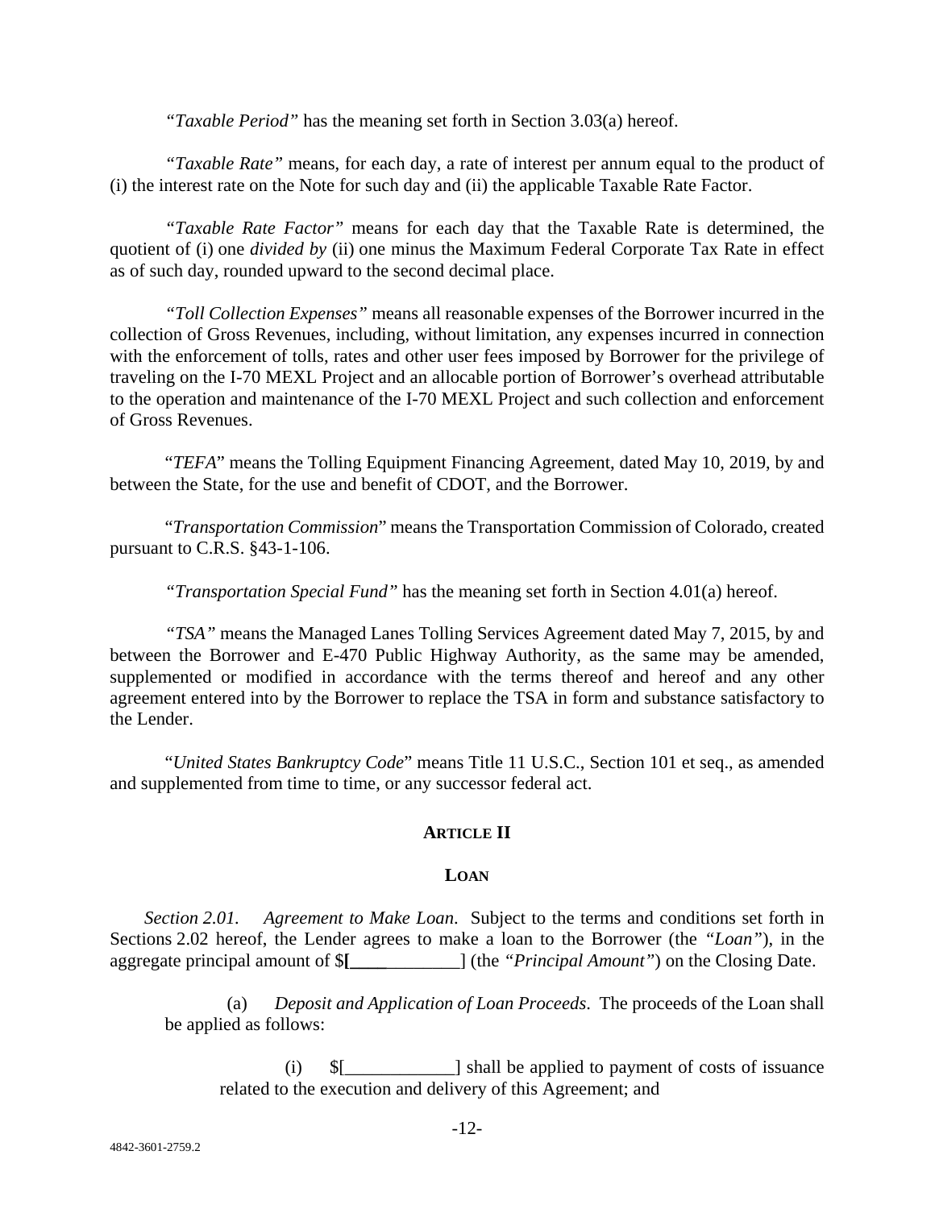*"Taxable Period"* has the meaning set forth in Section 3.03(a) hereof.

*"Taxable Rate"* means, for each day, a rate of interest per annum equal to the product of (i) the interest rate on the Note for such day and (ii) the applicable Taxable Rate Factor.

*"Taxable Rate Factor"* means for each day that the Taxable Rate is determined, the quotient of (i) one *divided by* (ii) one minus the Maximum Federal Corporate Tax Rate in effect as of such day, rounded upward to the second decimal place.

*"Toll Collection Expenses"* means all reasonable expenses of the Borrower incurred in the collection of Gross Revenues, including, without limitation, any expenses incurred in connection with the enforcement of tolls, rates and other user fees imposed by Borrower for the privilege of traveling on the I-70 MEXL Project and an allocable portion of Borrower's overhead attributable to the operation and maintenance of the I-70 MEXL Project and such collection and enforcement of Gross Revenues.

"*TEFA*" means the Tolling Equipment Financing Agreement, dated May 10, 2019, by and between the State, for the use and benefit of CDOT, and the Borrower.

"*Transportation Commission*" means the Transportation Commission of Colorado, created pursuant to C.R.S. §43-1-106.

*"Transportation Special Fund"* has the meaning set forth in Section 4.01(a) hereof.

*"TSA"* means the Managed Lanes Tolling Services Agreement dated May 7, 2015, by and between the Borrower and E-470 Public Highway Authority, as the same may be amended, supplemented or modified in accordance with the terms thereof and hereof and any other agreement entered into by the Borrower to replace the TSA in form and substance satisfactory to the Lender.

"*United States Bankruptcy Code*" means Title 11 U.S.C., Section 101 et seq., as amended and supplemented from time to time, or any successor federal act.

## ARTICLE II

## LOAN

*Section 2.01. Agreement to Make Loan*. Subject to the terms and conditions set forth in Sections 2.02 hereof, the Lender agrees to make a loan to the Borrower (the *"Loan"*), in the aggregate principal amount of $**[**_____________] (the *"Principal Amount"*) on the Closing Date.

(a) *Deposit and Application of Loan Proceeds*. The proceeds of the Loan shall be applied as follows:

(i) $[____________] shall be applied to payment of costs of issuance related to the execution and delivery of this Agreement; and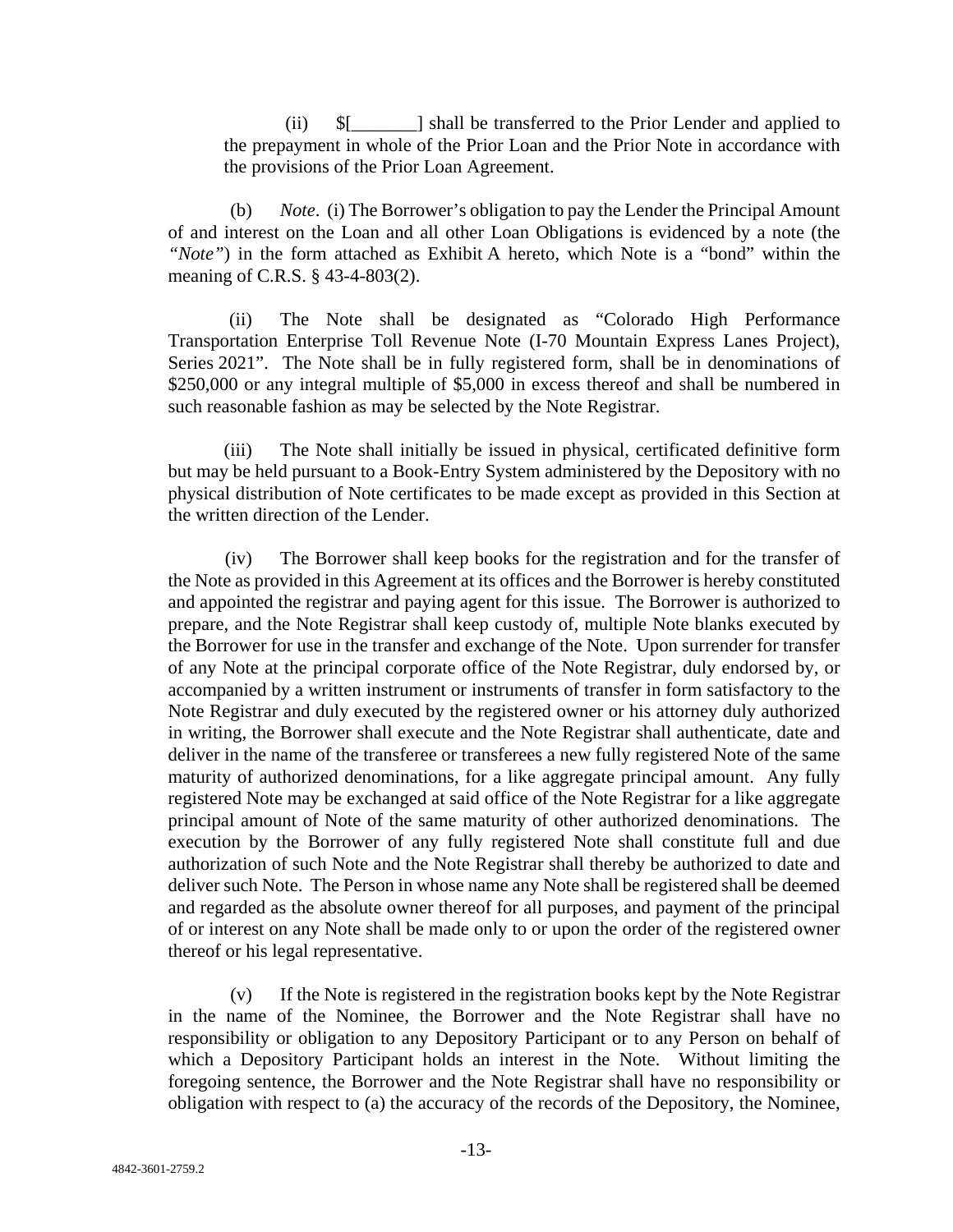(ii) $[_______] shall be transferred to the Prior Lender and applied to the prepayment in whole of the Prior Loan and the Prior Note in accordance with the provisions of the Prior Loan Agreement.

(b) *Note*. (i) The Borrower's obligation to pay the Lender the Principal Amount of and interest on the Loan and all other Loan Obligations is evidenced by a note (the *"Note"*) in the form attached as Exhibit A hereto, which Note is a "bond" within the meaning of C.R.S. § 43-4-803(2).

(ii) The Note shall be designated as "Colorado High Performance Transportation Enterprise Toll Revenue Note (I-70 Mountain Express Lanes Project), Series 2021". The Note shall be in fully registered form, shall be in denominations of $250,000 or any integral multiple of $5,000 in excess thereof and shall be numbered in such reasonable fashion as may be selected by the Note Registrar.

(iii) The Note shall initially be issued in physical, certificated definitive form but may be held pursuant to a Book-Entry System administered by the Depository with no physical distribution of Note certificates to be made except as provided in this Section at the written direction of the Lender.

(iv) The Borrower shall keep books for the registration and for the transfer of the Note as provided in this Agreement at its offices and the Borrower is hereby constituted and appointed the registrar and paying agent for this issue. The Borrower is authorized to prepare, and the Note Registrar shall keep custody of, multiple Note blanks executed by the Borrower for use in the transfer and exchange of the Note. Upon surrender for transfer of any Note at the principal corporate office of the Note Registrar, duly endorsed by, or accompanied by a written instrument or instruments of transfer in form satisfactory to the Note Registrar and duly executed by the registered owner or his attorney duly authorized in writing, the Borrower shall execute and the Note Registrar shall authenticate, date and deliver in the name of the transferee or transferees a new fully registered Note of the same maturity of authorized denominations, for a like aggregate principal amount. Any fully registered Note may be exchanged at said office of the Note Registrar for a like aggregate principal amount of Note of the same maturity of other authorized denominations. The execution by the Borrower of any fully registered Note shall constitute full and due authorization of such Note and the Note Registrar shall thereby be authorized to date and deliver such Note. The Person in whose name any Note shall be registered shall be deemed and regarded as the absolute owner thereof for all purposes, and payment of the principal of or interest on any Note shall be made only to or upon the order of the registered owner thereof or his legal representative.

(v) If the Note is registered in the registration books kept by the Note Registrar in the name of the Nominee, the Borrower and the Note Registrar shall have no responsibility or obligation to any Depository Participant or to any Person on behalf of which a Depository Participant holds an interest in the Note. Without limiting the foregoing sentence, the Borrower and the Note Registrar shall have no responsibility or obligation with respect to (a) the accuracy of the records of the Depository, the Nominee,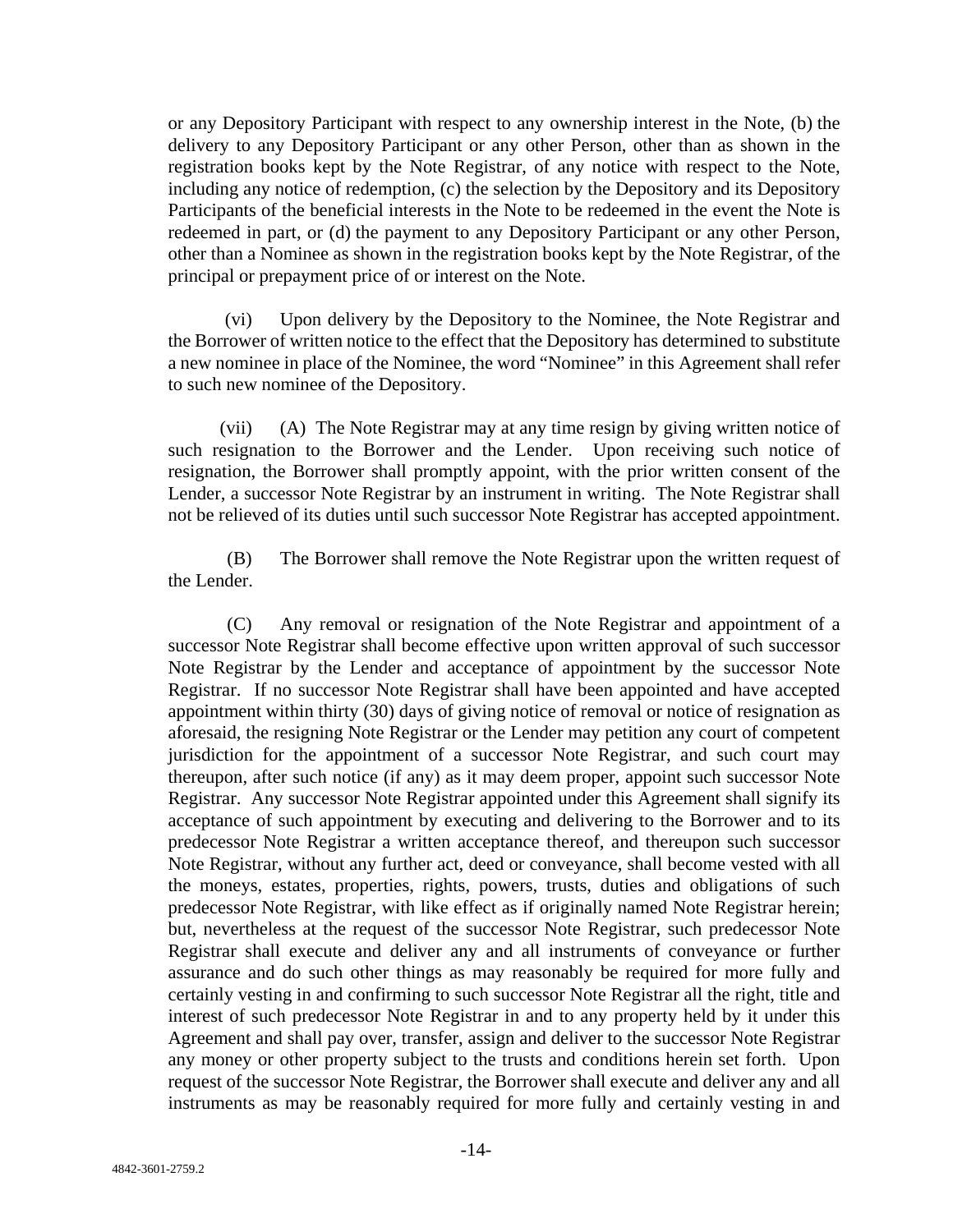or any Depository Participant with respect to any ownership interest in the Note, (b) the delivery to any Depository Participant or any other Person, other than as shown in the registration books kept by the Note Registrar, of any notice with respect to the Note, including any notice of redemption, (c) the selection by the Depository and its Depository Participants of the beneficial interests in the Note to be redeemed in the event the Note is redeemed in part, or (d) the payment to any Depository Participant or any other Person, other than a Nominee as shown in the registration books kept by the Note Registrar, of the principal or prepayment price of or interest on the Note.

(vi) Upon delivery by the Depository to the Nominee, the Note Registrar and the Borrower of written notice to the effect that the Depository has determined to substitute a new nominee in place of the Nominee, the word "Nominee" in this Agreement shall refer to such new nominee of the Depository.

(vii) (A) The Note Registrar may at any time resign by giving written notice of such resignation to the Borrower and the Lender. Upon receiving such notice of resignation, the Borrower shall promptly appoint, with the prior written consent of the Lender, a successor Note Registrar by an instrument in writing. The Note Registrar shall not be relieved of its duties until such successor Note Registrar has accepted appointment.

(B) The Borrower shall remove the Note Registrar upon the written request of the Lender.

(C) Any removal or resignation of the Note Registrar and appointment of a successor Note Registrar shall become effective upon written approval of such successor Note Registrar by the Lender and acceptance of appointment by the successor Note Registrar. If no successor Note Registrar shall have been appointed and have accepted appointment within thirty (30) days of giving notice of removal or notice of resignation as aforesaid, the resigning Note Registrar or the Lender may petition any court of competent jurisdiction for the appointment of a successor Note Registrar, and such court may thereupon, after such notice (if any) as it may deem proper, appoint such successor Note Registrar. Any successor Note Registrar appointed under this Agreement shall signify its acceptance of such appointment by executing and delivering to the Borrower and to its predecessor Note Registrar a written acceptance thereof, and thereupon such successor Note Registrar, without any further act, deed or conveyance, shall become vested with all the moneys, estates, properties, rights, powers, trusts, duties and obligations of such predecessor Note Registrar, with like effect as if originally named Note Registrar herein; but, nevertheless at the request of the successor Note Registrar, such predecessor Note Registrar shall execute and deliver any and all instruments of conveyance or further assurance and do such other things as may reasonably be required for more fully and certainly vesting in and confirming to such successor Note Registrar all the right, title and interest of such predecessor Note Registrar in and to any property held by it under this Agreement and shall pay over, transfer, assign and deliver to the successor Note Registrar any money or other property subject to the trusts and conditions herein set forth. Upon request of the successor Note Registrar, the Borrower shall execute and deliver any and all instruments as may be reasonably required for more fully and certainly vesting in and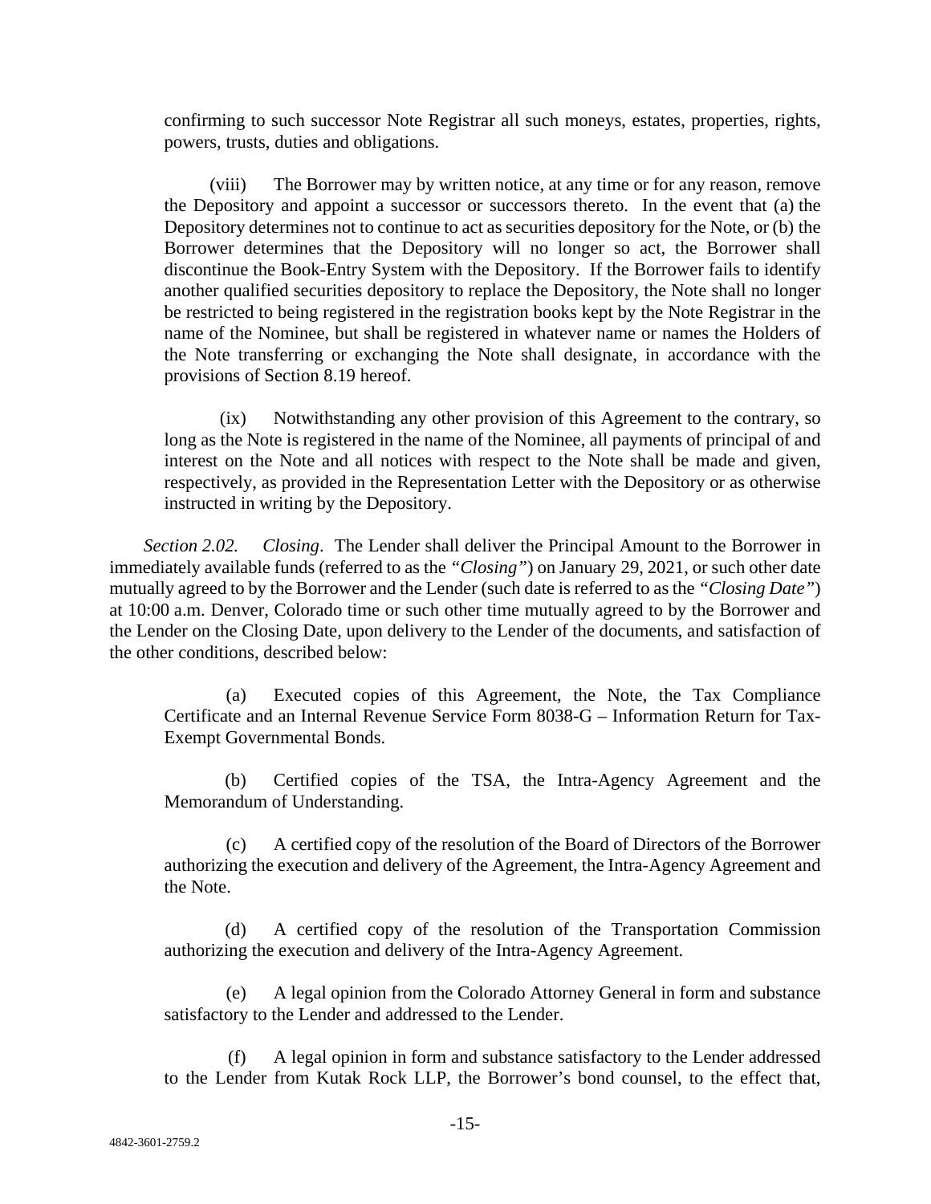confirming to such successor Note Registrar all such moneys, estates, properties, rights, powers, trusts, duties and obligations.

(viii) The Borrower may by written notice, at any time or for any reason, remove the Depository and appoint a successor or successors thereto. In the event that (a) the Depository determines not to continue to act as securities depository for the Note, or (b) the Borrower determines that the Depository will no longer so act, the Borrower shall discontinue the Book-Entry System with the Depository. If the Borrower fails to identify another qualified securities depository to replace the Depository, the Note shall no longer be restricted to being registered in the registration books kept by the Note Registrar in the name of the Nominee, but shall be registered in whatever name or names the Holders of the Note transferring or exchanging the Note shall designate, in accordance with the provisions of Section 8.19 hereof.

(ix) Notwithstanding any other provision of this Agreement to the contrary, so long as the Note is registered in the name of the Nominee, all payments of principal of and interest on the Note and all notices with respect to the Note shall be made and given, respectively, as provided in the Representation Letter with the Depository or as otherwise instructed in writing by the Depository.

*Section 2.02. Closing*. The Lender shall deliver the Principal Amount to the Borrower in immediately available funds (referred to as the *"Closing"*) on January 29, 2021, or such other date mutually agreed to by the Borrower and the Lender (such date is referred to as the *"Closing Date"*) at 10:00 a.m. Denver, Colorado time or such other time mutually agreed to by the Borrower and the Lender on the Closing Date, upon delivery to the Lender of the documents, and satisfaction of the other conditions, described below:

(a) Executed copies of this Agreement, the Note, the Tax Compliance Certificate and an Internal Revenue Service Form 8038-G – Information Return for Tax-Exempt Governmental Bonds.

(b) Certified copies of the TSA, the Intra-Agency Agreement and the Memorandum of Understanding.

(c) A certified copy of the resolution of the Board of Directors of the Borrower authorizing the execution and delivery of the Agreement, the Intra-Agency Agreement and the Note.

(d) A certified copy of the resolution of the Transportation Commission authorizing the execution and delivery of the Intra-Agency Agreement.

(e) A legal opinion from the Colorado Attorney General in form and substance satisfactory to the Lender and addressed to the Lender.

(f) A legal opinion in form and substance satisfactory to the Lender addressed to the Lender from Kutak Rock LLP, the Borrower's bond counsel, to the effect that,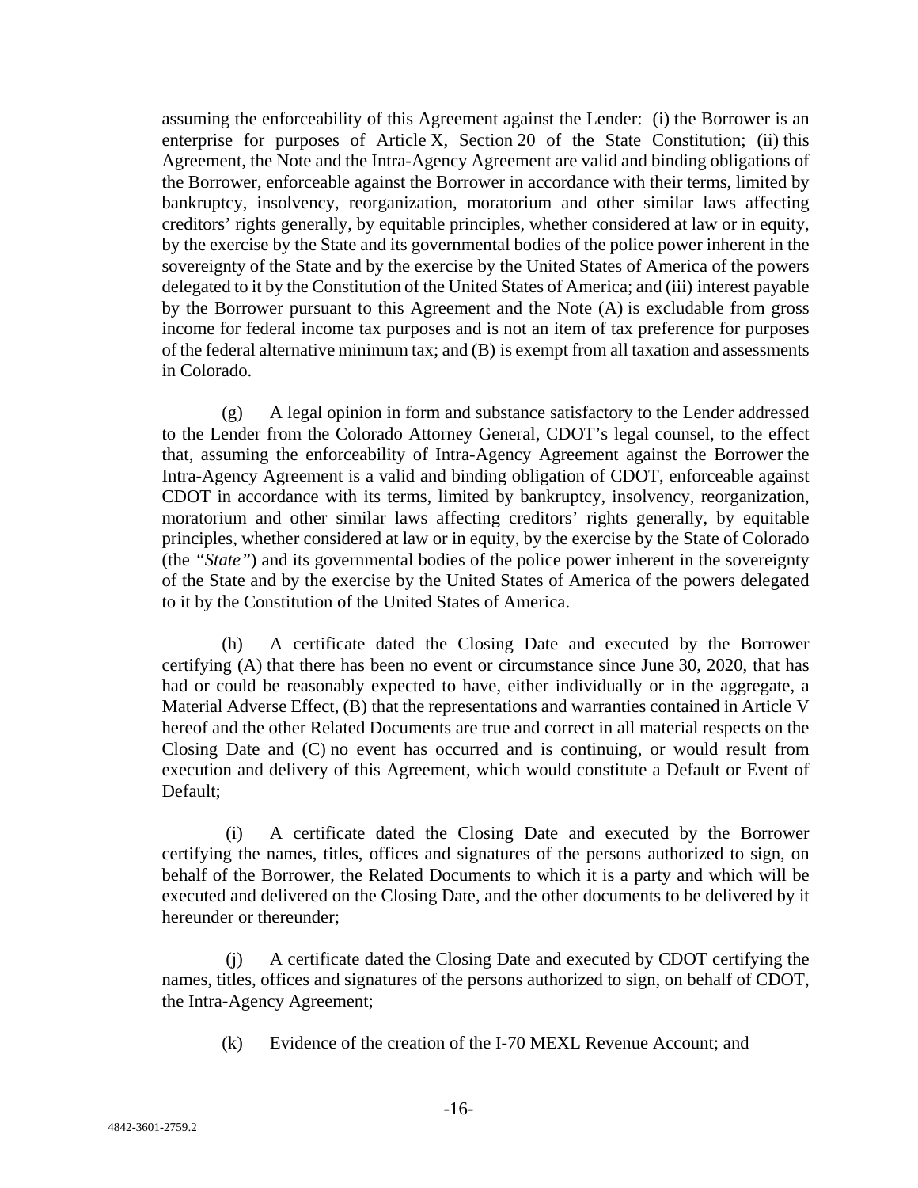assuming the enforceability of this Agreement against the Lender: (i) the Borrower is an enterprise for purposes of Article X, Section 20 of the State Constitution; (ii) this Agreement, the Note and the Intra-Agency Agreement are valid and binding obligations of the Borrower, enforceable against the Borrower in accordance with their terms, limited by bankruptcy, insolvency, reorganization, moratorium and other similar laws affecting creditors' rights generally, by equitable principles, whether considered at law or in equity, by the exercise by the State and its governmental bodies of the police power inherent in the sovereignty of the State and by the exercise by the United States of America of the powers delegated to it by the Constitution of the United States of America; and (iii) interest payable by the Borrower pursuant to this Agreement and the Note (A) is excludable from gross income for federal income tax purposes and is not an item of tax preference for purposes of the federal alternative minimum tax; and (B) is exempt from all taxation and assessments in Colorado.

(g) A legal opinion in form and substance satisfactory to the Lender addressed to the Lender from the Colorado Attorney General, CDOT's legal counsel, to the effect that, assuming the enforceability of Intra-Agency Agreement against the Borrower the Intra-Agency Agreement is a valid and binding obligation of CDOT, enforceable against CDOT in accordance with its terms, limited by bankruptcy, insolvency, reorganization, moratorium and other similar laws affecting creditors' rights generally, by equitable principles, whether considered at law or in equity, by the exercise by the State of Colorado (the *"State"*) and its governmental bodies of the police power inherent in the sovereignty of the State and by the exercise by the United States of America of the powers delegated to it by the Constitution of the United States of America.

(h) A certificate dated the Closing Date and executed by the Borrower certifying (A) that there has been no event or circumstance since June 30, 2020, that has had or could be reasonably expected to have, either individually or in the aggregate, a Material Adverse Effect, (B) that the representations and warranties contained in Article V hereof and the other Related Documents are true and correct in all material respects on the Closing Date and (C) no event has occurred and is continuing, or would result from execution and delivery of this Agreement, which would constitute a Default or Event of Default;

(i) A certificate dated the Closing Date and executed by the Borrower certifying the names, titles, offices and signatures of the persons authorized to sign, on behalf of the Borrower, the Related Documents to which it is a party and which will be executed and delivered on the Closing Date, and the other documents to be delivered by it hereunder or thereunder;

(j) A certificate dated the Closing Date and executed by CDOT certifying the names, titles, offices and signatures of the persons authorized to sign, on behalf of CDOT, the Intra-Agency Agreement;

(k) Evidence of the creation of the I-70 MEXL Revenue Account; and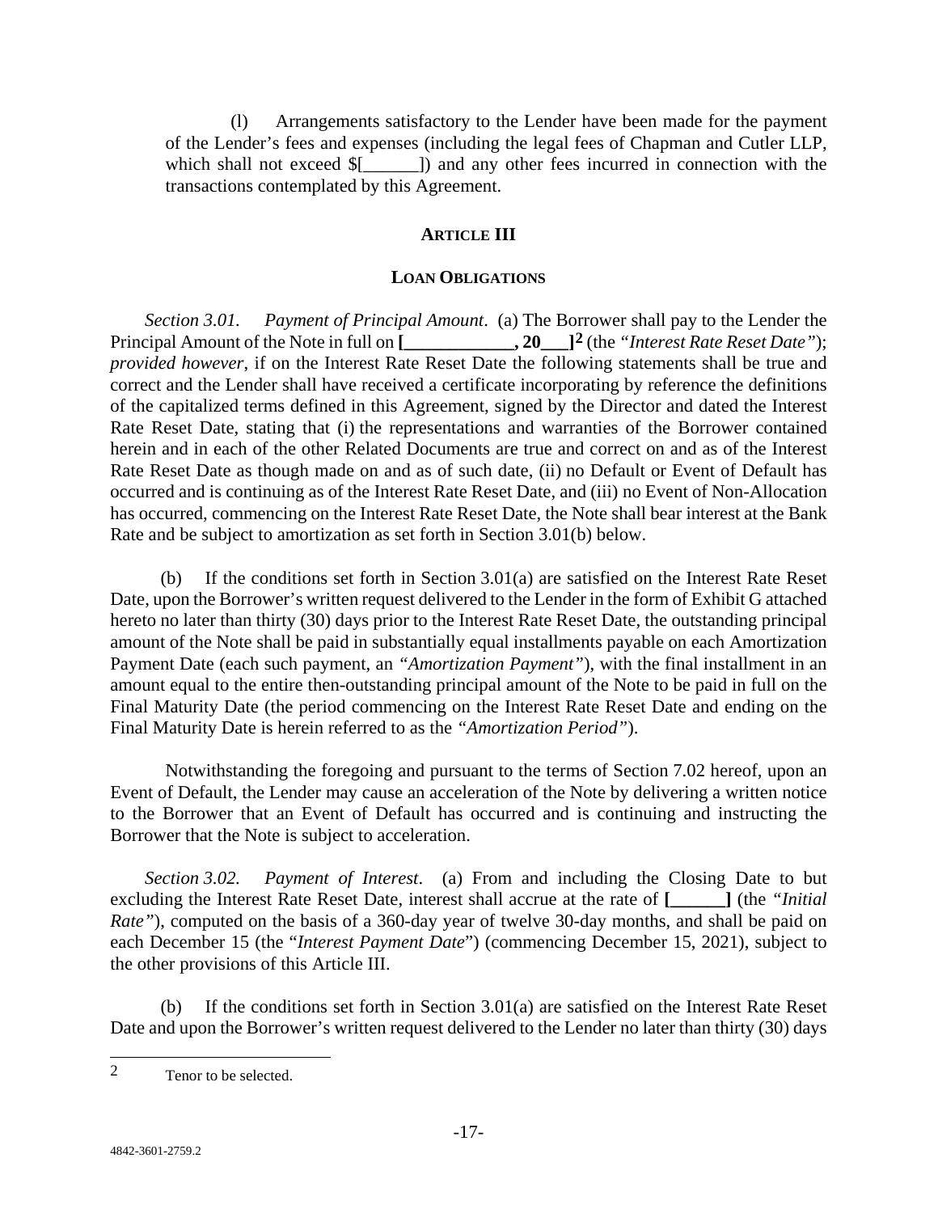(l) Arrangements satisfactory to the Lender have been made for the payment of the Lender's fees and expenses (including the legal fees of Chapman and Cutler LLP, which shall not exceed $[______]) and any other fees incurred in connection with the transactions contemplated by this Agreement.

## ARTICLE III

## LOAN OBLIGATIONS

*Section 3.01. Payment of Principal Amount*. (a) The Borrower shall pay to the Lender the Principal Amount of the Note in full on **[____________, 20___]**[2] (the *"Interest Rate Reset Date"*); *provided however*, if on the Interest Rate Reset Date the following statements shall be true and correct and the Lender shall have received a certificate incorporating by reference the definitions of the capitalized terms defined in this Agreement, signed by the Director and dated the Interest Rate Reset Date, stating that (i) the representations and warranties of the Borrower contained herein and in each of the other Related Documents are true and correct on and as of the Interest Rate Reset Date as though made on and as of such date, (ii) no Default or Event of Default has occurred and is continuing as of the Interest Rate Reset Date, and (iii) no Event of Non-Allocation has occurred, commencing on the Interest Rate Reset Date, the Note shall bear interest at the Bank Rate and be subject to amortization as set forth in Section 3.01(b) below.

(b) If the conditions set forth in Section 3.01(a) are satisfied on the Interest Rate Reset Date, upon the Borrower's written request delivered to the Lender in the form of Exhibit G attached hereto no later than thirty (30) days prior to the Interest Rate Reset Date, the outstanding principal amount of the Note shall be paid in substantially equal installments payable on each Amortization Payment Date (each such payment, an *"Amortization Payment"*), with the final installment in an amount equal to the entire then-outstanding principal amount of the Note to be paid in full on the Final Maturity Date (the period commencing on the Interest Rate Reset Date and ending on the Final Maturity Date is herein referred to as the *"Amortization Period"*).

Notwithstanding the foregoing and pursuant to the terms of Section 7.02 hereof, upon an Event of Default, the Lender may cause an acceleration of the Note by delivering a written notice to the Borrower that an Event of Default has occurred and is continuing and instructing the Borrower that the Note is subject to acceleration.

*Section 3.02. Payment of Interest*. (a) From and including the Closing Date to but excluding the Interest Rate Reset Date, interest shall accrue at the rate of **[______]** (the *"Initial Rate"*), computed on the basis of a 360-day year of twelve 30-day months, and shall be paid on each December 15 (the "*Interest Payment Date*") (commencing December 15, 2021), subject to the other provisions of this Article III.

(b) If the conditions set forth in Section 3.01(a) are satisfied on the Interest Rate Reset Date and upon the Borrower's written request delivered to the Lender no later than thirty (30) days

---

[2] Tenor to be selected.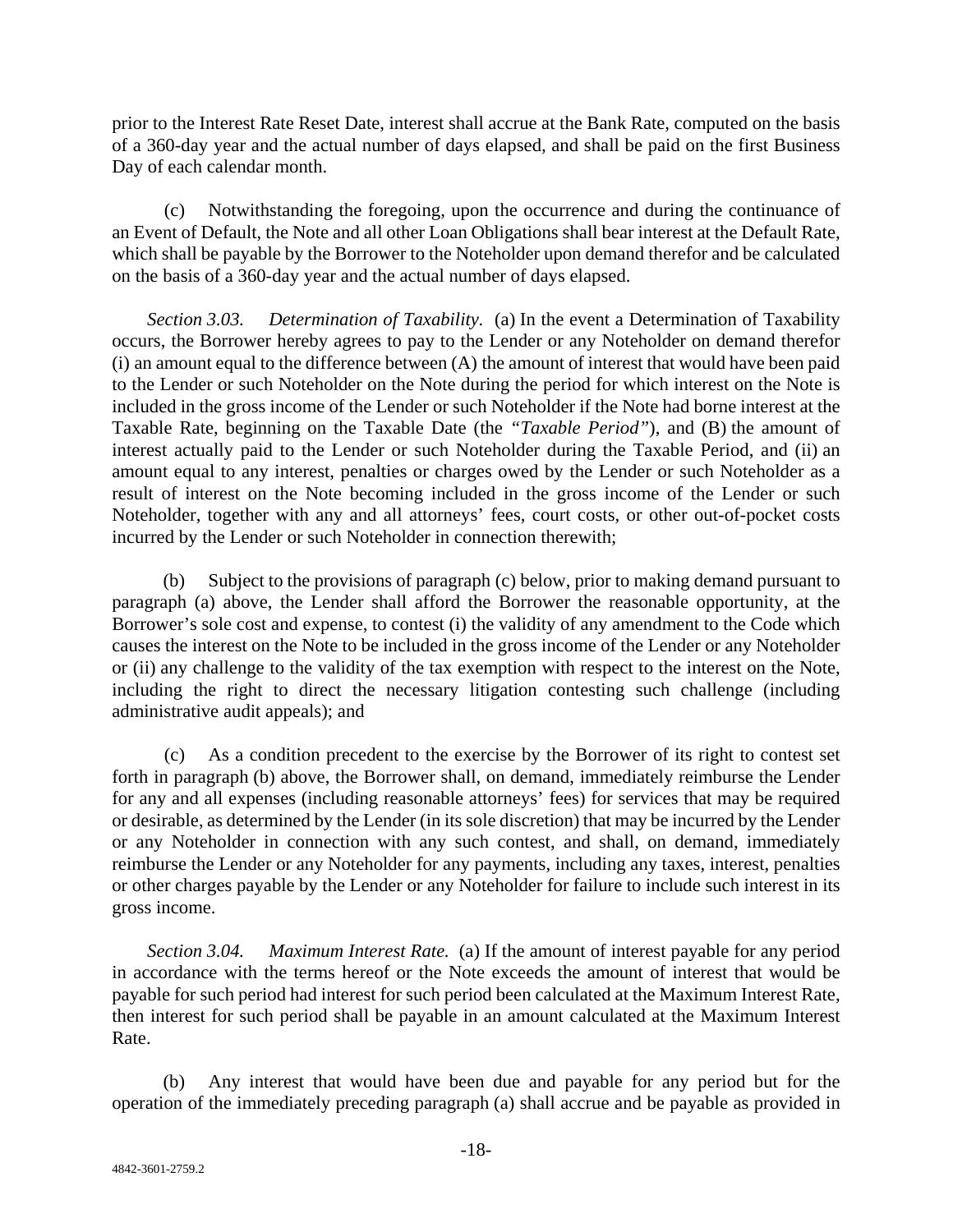prior to the Interest Rate Reset Date, interest shall accrue at the Bank Rate, computed on the basis of a 360-day year and the actual number of days elapsed, and shall be paid on the first Business Day of each calendar month.

(c) Notwithstanding the foregoing, upon the occurrence and during the continuance of an Event of Default, the Note and all other Loan Obligations shall bear interest at the Default Rate, which shall be payable by the Borrower to the Noteholder upon demand therefor and be calculated on the basis of a 360-day year and the actual number of days elapsed.

*Section 3.03. Determination of Taxability.* (a) In the event a Determination of Taxability occurs, the Borrower hereby agrees to pay to the Lender or any Noteholder on demand therefor (i) an amount equal to the difference between (A) the amount of interest that would have been paid to the Lender or such Noteholder on the Note during the period for which interest on the Note is included in the gross income of the Lender or such Noteholder if the Note had borne interest at the Taxable Rate, beginning on the Taxable Date (the *"Taxable Period"*), and (B) the amount of interest actually paid to the Lender or such Noteholder during the Taxable Period, and (ii) an amount equal to any interest, penalties or charges owed by the Lender or such Noteholder as a result of interest on the Note becoming included in the gross income of the Lender or such Noteholder, together with any and all attorneys' fees, court costs, or other out-of-pocket costs incurred by the Lender or such Noteholder in connection therewith;

(b) Subject to the provisions of paragraph (c) below, prior to making demand pursuant to paragraph (a) above, the Lender shall afford the Borrower the reasonable opportunity, at the Borrower's sole cost and expense, to contest (i) the validity of any amendment to the Code which causes the interest on the Note to be included in the gross income of the Lender or any Noteholder or (ii) any challenge to the validity of the tax exemption with respect to the interest on the Note, including the right to direct the necessary litigation contesting such challenge (including administrative audit appeals); and

(c) As a condition precedent to the exercise by the Borrower of its right to contest set forth in paragraph (b) above, the Borrower shall, on demand, immediately reimburse the Lender for any and all expenses (including reasonable attorneys' fees) for services that may be required or desirable, as determined by the Lender (in its sole discretion) that may be incurred by the Lender or any Noteholder in connection with any such contest, and shall, on demand, immediately reimburse the Lender or any Noteholder for any payments, including any taxes, interest, penalties or other charges payable by the Lender or any Noteholder for failure to include such interest in its gross income.

*Section 3.04. Maximum Interest Rate.* (a) If the amount of interest payable for any period in accordance with the terms hereof or the Note exceeds the amount of interest that would be payable for such period had interest for such period been calculated at the Maximum Interest Rate, then interest for such period shall be payable in an amount calculated at the Maximum Interest Rate.

(b) Any interest that would have been due and payable for any period but for the operation of the immediately preceding paragraph (a) shall accrue and be payable as provided in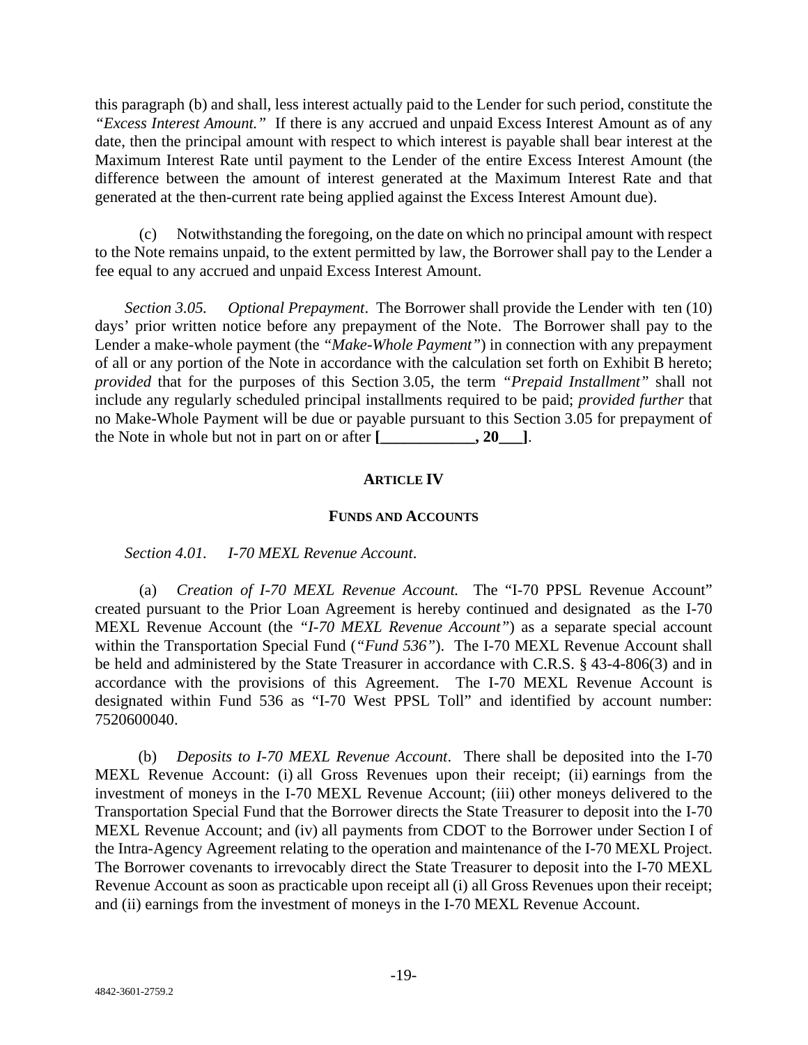this paragraph (b) and shall, less interest actually paid to the Lender for such period, constitute the *"Excess Interest Amount."* If there is any accrued and unpaid Excess Interest Amount as of any date, then the principal amount with respect to which interest is payable shall bear interest at the Maximum Interest Rate until payment to the Lender of the entire Excess Interest Amount (the difference between the amount of interest generated at the Maximum Interest Rate and that generated at the then-current rate being applied against the Excess Interest Amount due).

(c) Notwithstanding the foregoing, on the date on which no principal amount with respect to the Note remains unpaid, to the extent permitted by law, the Borrower shall pay to the Lender a fee equal to any accrued and unpaid Excess Interest Amount.

*Section 3.05. Optional Prepayment*. The Borrower shall provide the Lender with ten (10) days' prior written notice before any prepayment of the Note. The Borrower shall pay to the Lender a make-whole payment (the *"Make-Whole Payment"*) in connection with any prepayment of all or any portion of the Note in accordance with the calculation set forth on Exhibit B hereto; *provided* that for the purposes of this Section 3.05, the term *"Prepaid Installment"* shall not include any regularly scheduled principal installments required to be paid; *provided further* that no Make-Whole Payment will be due or payable pursuant to this Section 3.05 for prepayment of the Note in whole but not in part on or after **[____________, 20___]**.

## ARTICLE IV

### FUNDS AND ACCOUNTS

*Section 4.01. I-70 MEXL Revenue Account*.

(a) *Creation of I-70 MEXL Revenue Account.* The "I-70 PPSL Revenue Account" created pursuant to the Prior Loan Agreement is hereby continued and designated as the I-70 MEXL Revenue Account (the *"I-70 MEXL Revenue Account"*) as a separate special account within the Transportation Special Fund (*"Fund 536"*). The I-70 MEXL Revenue Account shall be held and administered by the State Treasurer in accordance with C.R.S. § 43-4-806(3) and in accordance with the provisions of this Agreement. The I-70 MEXL Revenue Account is designated within Fund 536 as "I-70 West PPSL Toll" and identified by account number: 7520600040.

(b) *Deposits to I-70 MEXL Revenue Account*. There shall be deposited into the I-70 MEXL Revenue Account: (i) all Gross Revenues upon their receipt; (ii) earnings from the investment of moneys in the I-70 MEXL Revenue Account; (iii) other moneys delivered to the Transportation Special Fund that the Borrower directs the State Treasurer to deposit into the I-70 MEXL Revenue Account; and (iv) all payments from CDOT to the Borrower under Section I of the Intra-Agency Agreement relating to the operation and maintenance of the I-70 MEXL Project. The Borrower covenants to irrevocably direct the State Treasurer to deposit into the I-70 MEXL Revenue Account as soon as practicable upon receipt all (i) all Gross Revenues upon their receipt; and (ii) earnings from the investment of moneys in the I-70 MEXL Revenue Account.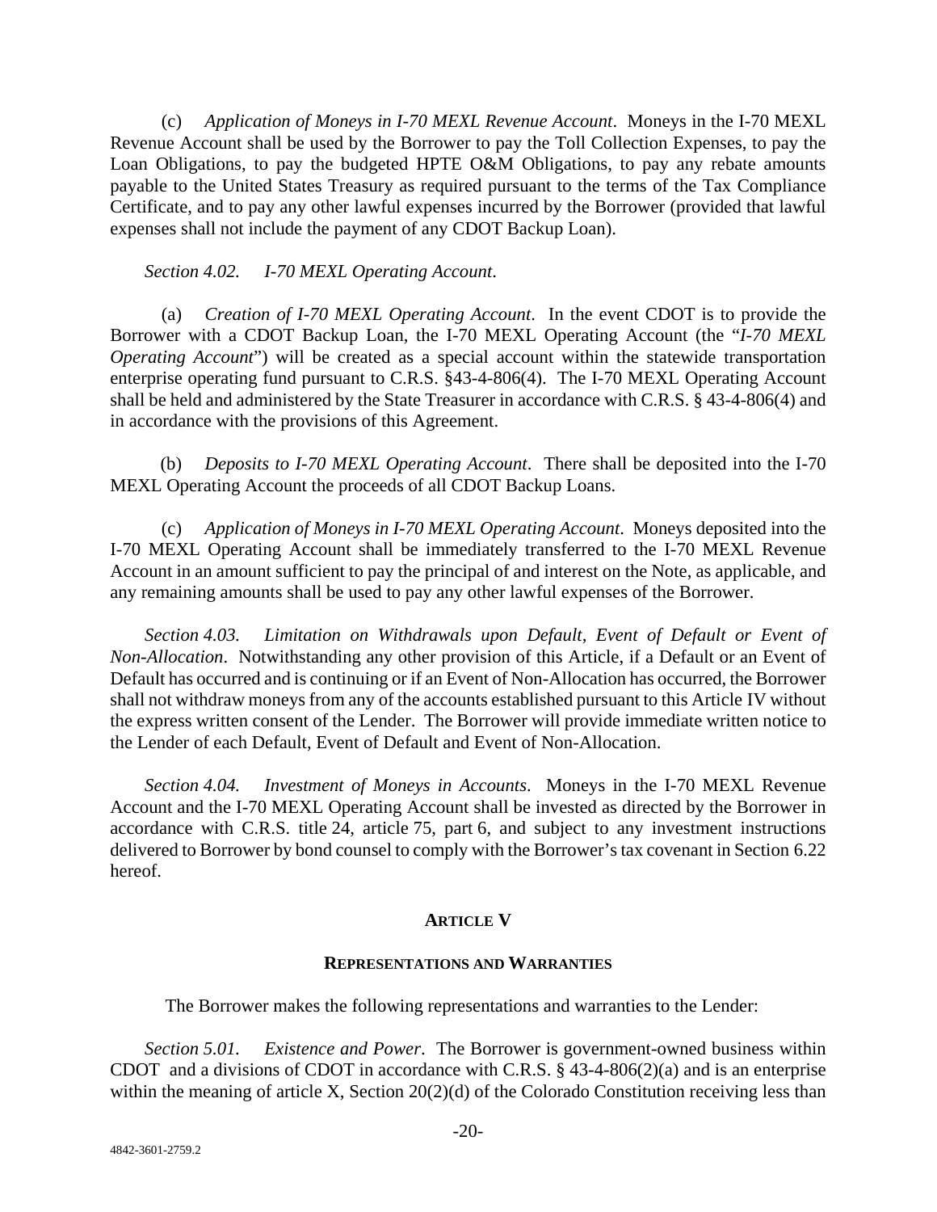(c) *Application of Moneys in I-70 MEXL Revenue Account*. Moneys in the I-70 MEXL Revenue Account shall be used by the Borrower to pay the Toll Collection Expenses, to pay the Loan Obligations, to pay the budgeted HPTE O&M Obligations, to pay any rebate amounts payable to the United States Treasury as required pursuant to the terms of the Tax Compliance Certificate, and to pay any other lawful expenses incurred by the Borrower (provided that lawful expenses shall not include the payment of any CDOT Backup Loan).

*Section 4.02. I-70 MEXL Operating Account.*

(a) *Creation of I-70 MEXL Operating Account*. In the event CDOT is to provide the Borrower with a CDOT Backup Loan, the I-70 MEXL Operating Account (the "*I-70 MEXL Operating Account*") will be created as a special account within the statewide transportation enterprise operating fund pursuant to C.R.S. §43-4-806(4). The I-70 MEXL Operating Account shall be held and administered by the State Treasurer in accordance with C.R.S. § 43-4-806(4) and in accordance with the provisions of this Agreement.

(b) *Deposits to I-70 MEXL Operating Account*. There shall be deposited into the I-70 MEXL Operating Account the proceeds of all CDOT Backup Loans.

(c) *Application of Moneys in I-70 MEXL Operating Account*. Moneys deposited into the I-70 MEXL Operating Account shall be immediately transferred to the I-70 MEXL Revenue Account in an amount sufficient to pay the principal of and interest on the Note, as applicable, and any remaining amounts shall be used to pay any other lawful expenses of the Borrower.

*Section 4.03. Limitation on Withdrawals upon Default, Event of Default or Event of Non-Allocation*. Notwithstanding any other provision of this Article, if a Default or an Event of Default has occurred and is continuing or if an Event of Non-Allocation has occurred, the Borrower shall not withdraw moneys from any of the accounts established pursuant to this Article IV without the express written consent of the Lender. The Borrower will provide immediate written notice to the Lender of each Default, Event of Default and Event of Non-Allocation.

*Section 4.04. Investment of Moneys in Accounts*. Moneys in the I-70 MEXL Revenue Account and the I-70 MEXL Operating Account shall be invested as directed by the Borrower in accordance with C.R.S. title 24, article 75, part 6, and subject to any investment instructions delivered to Borrower by bond counsel to comply with the Borrower's tax covenant in Section 6.22 hereof.

## ARTICLE V

## REPRESENTATIONS AND WARRANTIES

The Borrower makes the following representations and warranties to the Lender:

*Section 5.01. Existence and Power*. The Borrower is government-owned business within CDOT and a divisions of CDOT in accordance with C.R.S. § 43-4-806(2)(a) and is an enterprise within the meaning of article X, Section 20(2)(d) of the Colorado Constitution receiving less than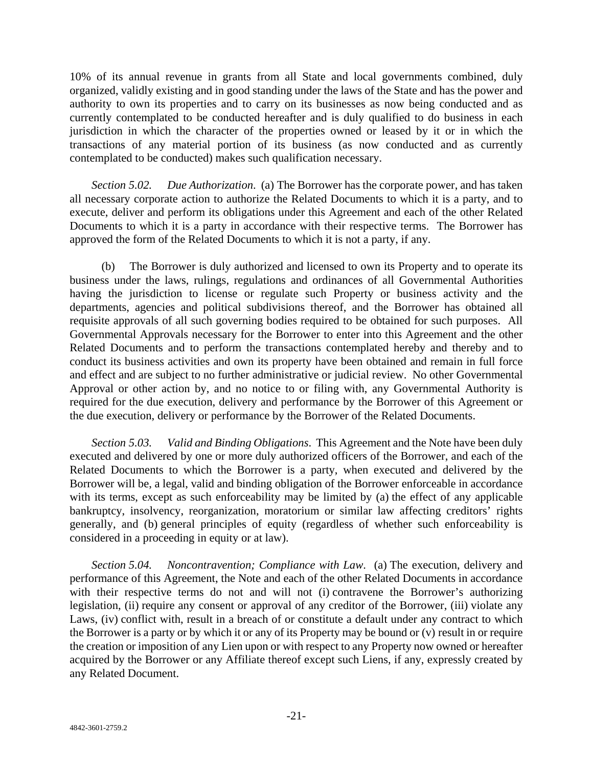10% of its annual revenue in grants from all State and local governments combined, duly organized, validly existing and in good standing under the laws of the State and has the power and authority to own its properties and to carry on its businesses as now being conducted and as currently contemplated to be conducted hereafter and is duly qualified to do business in each jurisdiction in which the character of the properties owned or leased by it or in which the transactions of any material portion of its business (as now conducted and as currently contemplated to be conducted) makes such qualification necessary.

*Section 5.02. Due Authorization*. (a) The Borrower has the corporate power, and has taken all necessary corporate action to authorize the Related Documents to which it is a party, and to execute, deliver and perform its obligations under this Agreement and each of the other Related Documents to which it is a party in accordance with their respective terms. The Borrower has approved the form of the Related Documents to which it is not a party, if any.

(b) The Borrower is duly authorized and licensed to own its Property and to operate its business under the laws, rulings, regulations and ordinances of all Governmental Authorities having the jurisdiction to license or regulate such Property or business activity and the departments, agencies and political subdivisions thereof, and the Borrower has obtained all requisite approvals of all such governing bodies required to be obtained for such purposes. All Governmental Approvals necessary for the Borrower to enter into this Agreement and the other Related Documents and to perform the transactions contemplated hereby and thereby and to conduct its business activities and own its property have been obtained and remain in full force and effect and are subject to no further administrative or judicial review. No other Governmental Approval or other action by, and no notice to or filing with, any Governmental Authority is required for the due execution, delivery and performance by the Borrower of this Agreement or the due execution, delivery or performance by the Borrower of the Related Documents.

*Section 5.03. Valid and Binding Obligations*. This Agreement and the Note have been duly executed and delivered by one or more duly authorized officers of the Borrower, and each of the Related Documents to which the Borrower is a party, when executed and delivered by the Borrower will be, a legal, valid and binding obligation of the Borrower enforceable in accordance with its terms, except as such enforceability may be limited by (a) the effect of any applicable bankruptcy, insolvency, reorganization, moratorium or similar law affecting creditors' rights generally, and (b) general principles of equity (regardless of whether such enforceability is considered in a proceeding in equity or at law).

*Section 5.04. Noncontravention; Compliance with Law*. (a) The execution, delivery and performance of this Agreement, the Note and each of the other Related Documents in accordance with their respective terms do not and will not (i) contravene the Borrower's authorizing legislation, (ii) require any consent or approval of any creditor of the Borrower, (iii) violate any Laws, (iv) conflict with, result in a breach of or constitute a default under any contract to which the Borrower is a party or by which it or any of its Property may be bound or (v) result in or require the creation or imposition of any Lien upon or with respect to any Property now owned or hereafter acquired by the Borrower or any Affiliate thereof except such Liens, if any, expressly created by any Related Document.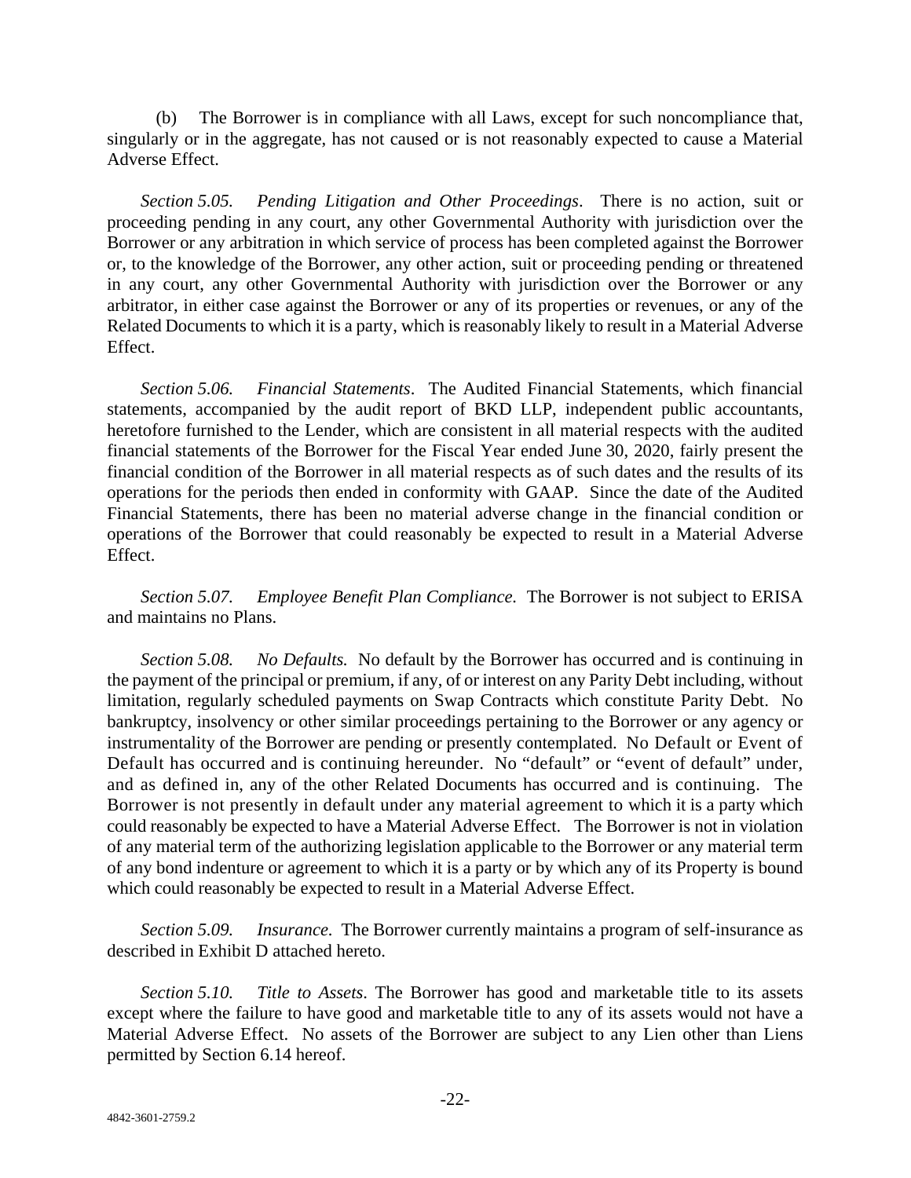(b) The Borrower is in compliance with all Laws, except for such noncompliance that, singularly or in the aggregate, has not caused or is not reasonably expected to cause a Material Adverse Effect.

*Section 5.05. Pending Litigation and Other Proceedings*. There is no action, suit or proceeding pending in any court, any other Governmental Authority with jurisdiction over the Borrower or any arbitration in which service of process has been completed against the Borrower or, to the knowledge of the Borrower, any other action, suit or proceeding pending or threatened in any court, any other Governmental Authority with jurisdiction over the Borrower or any arbitrator, in either case against the Borrower or any of its properties or revenues, or any of the Related Documents to which it is a party, which is reasonably likely to result in a Material Adverse Effect.

*Section 5.06. Financial Statements*. The Audited Financial Statements, which financial statements, accompanied by the audit report of BKD LLP, independent public accountants, heretofore furnished to the Lender, which are consistent in all material respects with the audited financial statements of the Borrower for the Fiscal Year ended June 30, 2020, fairly present the financial condition of the Borrower in all material respects as of such dates and the results of its operations for the periods then ended in conformity with GAAP. Since the date of the Audited Financial Statements, there has been no material adverse change in the financial condition or operations of the Borrower that could reasonably be expected to result in a Material Adverse Effect.

*Section 5.07. Employee Benefit Plan Compliance.* The Borrower is not subject to ERISA and maintains no Plans.

*Section 5.08. No Defaults.* No default by the Borrower has occurred and is continuing in the payment of the principal or premium, if any, of or interest on any Parity Debt including, without limitation, regularly scheduled payments on Swap Contracts which constitute Parity Debt. No bankruptcy, insolvency or other similar proceedings pertaining to the Borrower or any agency or instrumentality of the Borrower are pending or presently contemplated. No Default or Event of Default has occurred and is continuing hereunder. No "default" or "event of default" under, and as defined in, any of the other Related Documents has occurred and is continuing. The Borrower is not presently in default under any material agreement to which it is a party which could reasonably be expected to have a Material Adverse Effect. The Borrower is not in violation of any material term of the authorizing legislation applicable to the Borrower or any material term of any bond indenture or agreement to which it is a party or by which any of its Property is bound which could reasonably be expected to result in a Material Adverse Effect.

*Section 5.09. Insurance.* The Borrower currently maintains a program of self-insurance as described in Exhibit D attached hereto.

*Section 5.10. Title to Assets*. The Borrower has good and marketable title to its assets except where the failure to have good and marketable title to any of its assets would not have a Material Adverse Effect. No assets of the Borrower are subject to any Lien other than Liens permitted by Section 6.14 hereof.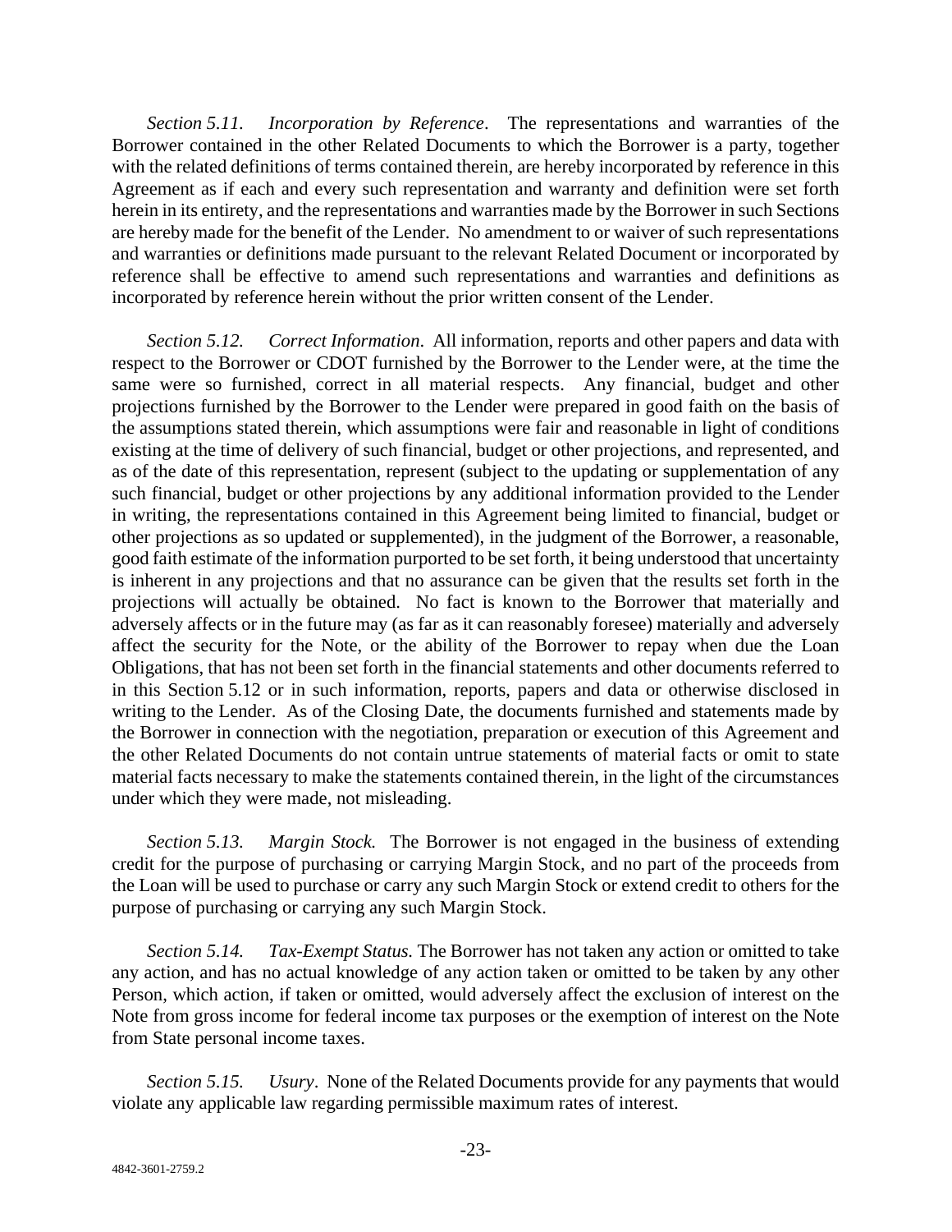*Section 5.11. Incorporation by Reference*. The representations and warranties of the Borrower contained in the other Related Documents to which the Borrower is a party, together with the related definitions of terms contained therein, are hereby incorporated by reference in this Agreement as if each and every such representation and warranty and definition were set forth herein in its entirety, and the representations and warranties made by the Borrower in such Sections are hereby made for the benefit of the Lender. No amendment to or waiver of such representations and warranties or definitions made pursuant to the relevant Related Document or incorporated by reference shall be effective to amend such representations and warranties and definitions as incorporated by reference herein without the prior written consent of the Lender.

*Section 5.12. Correct Information*. All information, reports and other papers and data with respect to the Borrower or CDOT furnished by the Borrower to the Lender were, at the time the same were so furnished, correct in all material respects. Any financial, budget and other projections furnished by the Borrower to the Lender were prepared in good faith on the basis of the assumptions stated therein, which assumptions were fair and reasonable in light of conditions existing at the time of delivery of such financial, budget or other projections, and represented, and as of the date of this representation, represent (subject to the updating or supplementation of any such financial, budget or other projections by any additional information provided to the Lender in writing, the representations contained in this Agreement being limited to financial, budget or other projections as so updated or supplemented), in the judgment of the Borrower, a reasonable, good faith estimate of the information purported to be set forth, it being understood that uncertainty is inherent in any projections and that no assurance can be given that the results set forth in the projections will actually be obtained. No fact is known to the Borrower that materially and adversely affects or in the future may (as far as it can reasonably foresee) materially and adversely affect the security for the Note, or the ability of the Borrower to repay when due the Loan Obligations, that has not been set forth in the financial statements and other documents referred to in this Section 5.12 or in such information, reports, papers and data or otherwise disclosed in writing to the Lender. As of the Closing Date, the documents furnished and statements made by the Borrower in connection with the negotiation, preparation or execution of this Agreement and the other Related Documents do not contain untrue statements of material facts or omit to state material facts necessary to make the statements contained therein, in the light of the circumstances under which they were made, not misleading.

*Section 5.13. Margin Stock.* The Borrower is not engaged in the business of extending credit for the purpose of purchasing or carrying Margin Stock, and no part of the proceeds from the Loan will be used to purchase or carry any such Margin Stock or extend credit to others for the purpose of purchasing or carrying any such Margin Stock.

*Section 5.14. Tax-Exempt Status.* The Borrower has not taken any action or omitted to take any action, and has no actual knowledge of any action taken or omitted to be taken by any other Person, which action, if taken or omitted, would adversely affect the exclusion of interest on the Note from gross income for federal income tax purposes or the exemption of interest on the Note from State personal income taxes.

*Section 5.15. Usury*. None of the Related Documents provide for any payments that would violate any applicable law regarding permissible maximum rates of interest.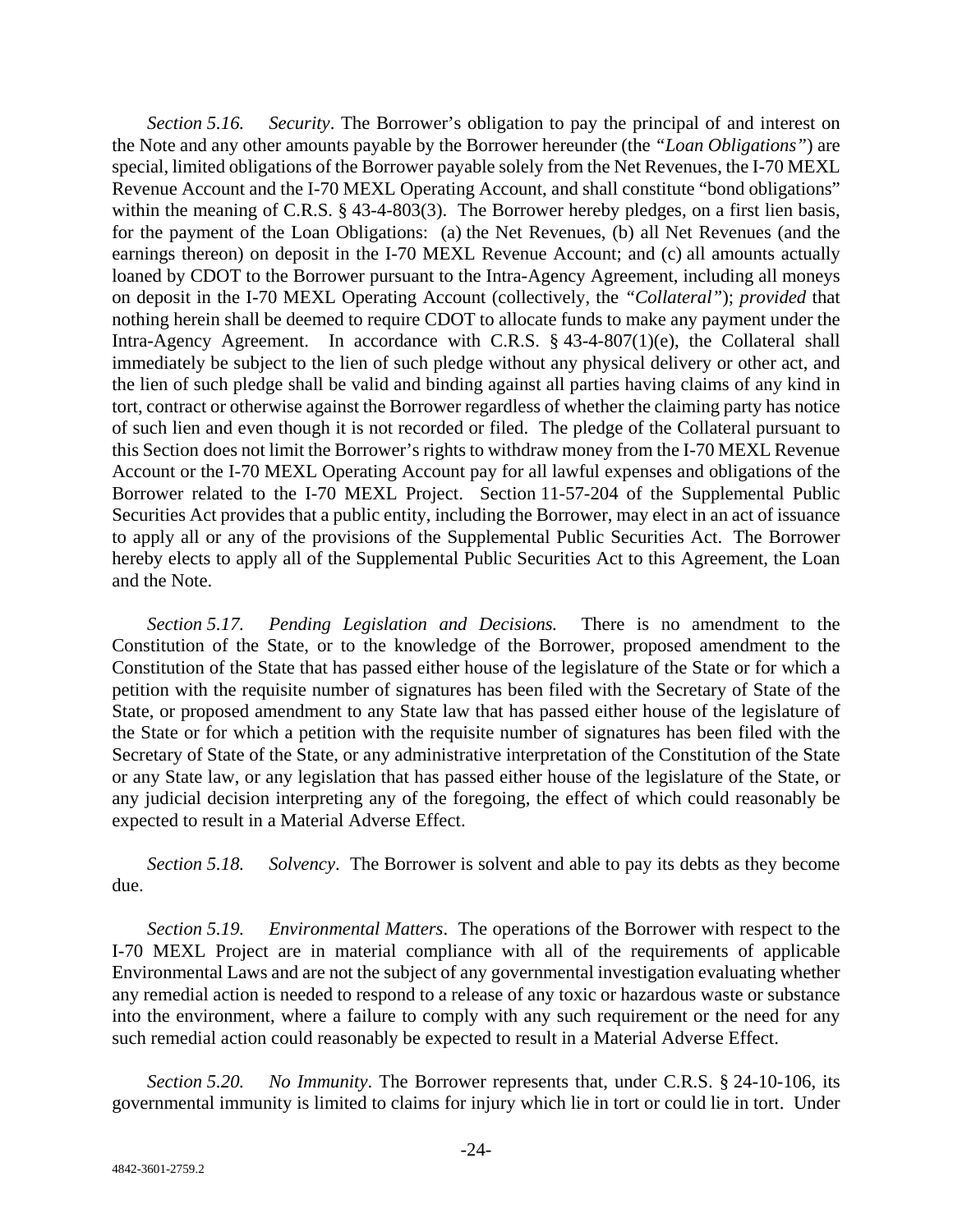*Section 5.16. Security*. The Borrower's obligation to pay the principal of and interest on the Note and any other amounts payable by the Borrower hereunder (the *"Loan Obligations"*) are special, limited obligations of the Borrower payable solely from the Net Revenues, the I-70 MEXL Revenue Account and the I-70 MEXL Operating Account, and shall constitute "bond obligations" within the meaning of C.R.S. § 43-4-803(3). The Borrower hereby pledges, on a first lien basis, for the payment of the Loan Obligations: (a) the Net Revenues, (b) all Net Revenues (and the earnings thereon) on deposit in the I-70 MEXL Revenue Account; and (c) all amounts actually loaned by CDOT to the Borrower pursuant to the Intra-Agency Agreement, including all moneys on deposit in the I-70 MEXL Operating Account (collectively, the *"Collateral"*); *provided* that nothing herein shall be deemed to require CDOT to allocate funds to make any payment under the Intra-Agency Agreement. In accordance with C.R.S. § 43-4-807(1)(e), the Collateral shall immediately be subject to the lien of such pledge without any physical delivery or other act, and the lien of such pledge shall be valid and binding against all parties having claims of any kind in tort, contract or otherwise against the Borrower regardless of whether the claiming party has notice of such lien and even though it is not recorded or filed. The pledge of the Collateral pursuant to this Section does not limit the Borrower's rights to withdraw money from the I-70 MEXL Revenue Account or the I-70 MEXL Operating Account pay for all lawful expenses and obligations of the Borrower related to the I-70 MEXL Project. Section 11-57-204 of the Supplemental Public Securities Act provides that a public entity, including the Borrower, may elect in an act of issuance to apply all or any of the provisions of the Supplemental Public Securities Act. The Borrower hereby elects to apply all of the Supplemental Public Securities Act to this Agreement, the Loan and the Note.

*Section 5.17. Pending Legislation and Decisions.* There is no amendment to the Constitution of the State, or to the knowledge of the Borrower, proposed amendment to the Constitution of the State that has passed either house of the legislature of the State or for which a petition with the requisite number of signatures has been filed with the Secretary of State of the State, or proposed amendment to any State law that has passed either house of the legislature of the State or for which a petition with the requisite number of signatures has been filed with the Secretary of State of the State, or any administrative interpretation of the Constitution of the State or any State law, or any legislation that has passed either house of the legislature of the State, or any judicial decision interpreting any of the foregoing, the effect of which could reasonably be expected to result in a Material Adverse Effect.

*Section 5.18. Solvency*. The Borrower is solvent and able to pay its debts as they become due.

*Section 5.19. Environmental Matters*. The operations of the Borrower with respect to the I-70 MEXL Project are in material compliance with all of the requirements of applicable Environmental Laws and are not the subject of any governmental investigation evaluating whether any remedial action is needed to respond to a release of any toxic or hazardous waste or substance into the environment, where a failure to comply with any such requirement or the need for any such remedial action could reasonably be expected to result in a Material Adverse Effect.

*Section 5.20. No Immunity*. The Borrower represents that, under C.R.S. § 24-10-106, its governmental immunity is limited to claims for injury which lie in tort or could lie in tort. Under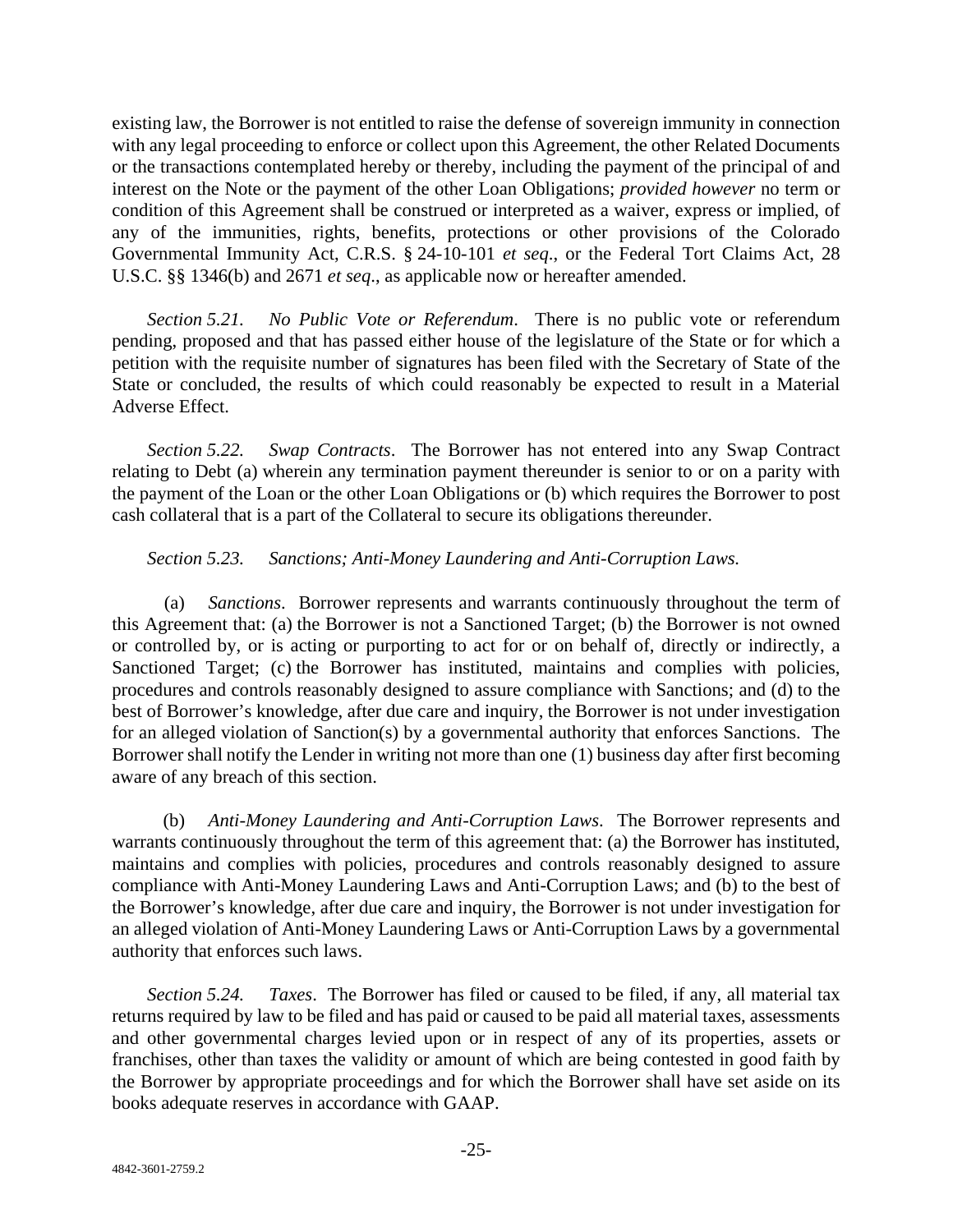existing law, the Borrower is not entitled to raise the defense of sovereign immunity in connection with any legal proceeding to enforce or collect upon this Agreement, the other Related Documents or the transactions contemplated hereby or thereby, including the payment of the principal of and interest on the Note or the payment of the other Loan Obligations; *provided however* no term or condition of this Agreement shall be construed or interpreted as a waiver, express or implied, of any of the immunities, rights, benefits, protections or other provisions of the Colorado Governmental Immunity Act, C.R.S. § 24-10-101 *et seq*., or the Federal Tort Claims Act, 28 U.S.C. §§ 1346(b) and 2671 *et seq*., as applicable now or hereafter amended.

*Section 5.21. No Public Vote or Referendum*. There is no public vote or referendum pending, proposed and that has passed either house of the legislature of the State or for which a petition with the requisite number of signatures has been filed with the Secretary of State of the State or concluded, the results of which could reasonably be expected to result in a Material Adverse Effect.

*Section 5.22. Swap Contracts*. The Borrower has not entered into any Swap Contract relating to Debt (a) wherein any termination payment thereunder is senior to or on a parity with the payment of the Loan or the other Loan Obligations or (b) which requires the Borrower to post cash collateral that is a part of the Collateral to secure its obligations thereunder.

*Section 5.23. Sanctions; Anti-Money Laundering and Anti-Corruption Laws.*

(a) *Sanctions*. Borrower represents and warrants continuously throughout the term of this Agreement that: (a) the Borrower is not a Sanctioned Target; (b) the Borrower is not owned or controlled by, or is acting or purporting to act for or on behalf of, directly or indirectly, a Sanctioned Target; (c) the Borrower has instituted, maintains and complies with policies, procedures and controls reasonably designed to assure compliance with Sanctions; and (d) to the best of Borrower's knowledge, after due care and inquiry, the Borrower is not under investigation for an alleged violation of Sanction(s) by a governmental authority that enforces Sanctions. The Borrower shall notify the Lender in writing not more than one (1) business day after first becoming aware of any breach of this section.

(b) *Anti-Money Laundering and Anti-Corruption Laws*. The Borrower represents and warrants continuously throughout the term of this agreement that: (a) the Borrower has instituted, maintains and complies with policies, procedures and controls reasonably designed to assure compliance with Anti-Money Laundering Laws and Anti-Corruption Laws; and (b) to the best of the Borrower's knowledge, after due care and inquiry, the Borrower is not under investigation for an alleged violation of Anti-Money Laundering Laws or Anti-Corruption Laws by a governmental authority that enforces such laws.

*Section 5.24. Taxes*. The Borrower has filed or caused to be filed, if any, all material tax returns required by law to be filed and has paid or caused to be paid all material taxes, assessments and other governmental charges levied upon or in respect of any of its properties, assets or franchises, other than taxes the validity or amount of which are being contested in good faith by the Borrower by appropriate proceedings and for which the Borrower shall have set aside on its books adequate reserves in accordance with GAAP.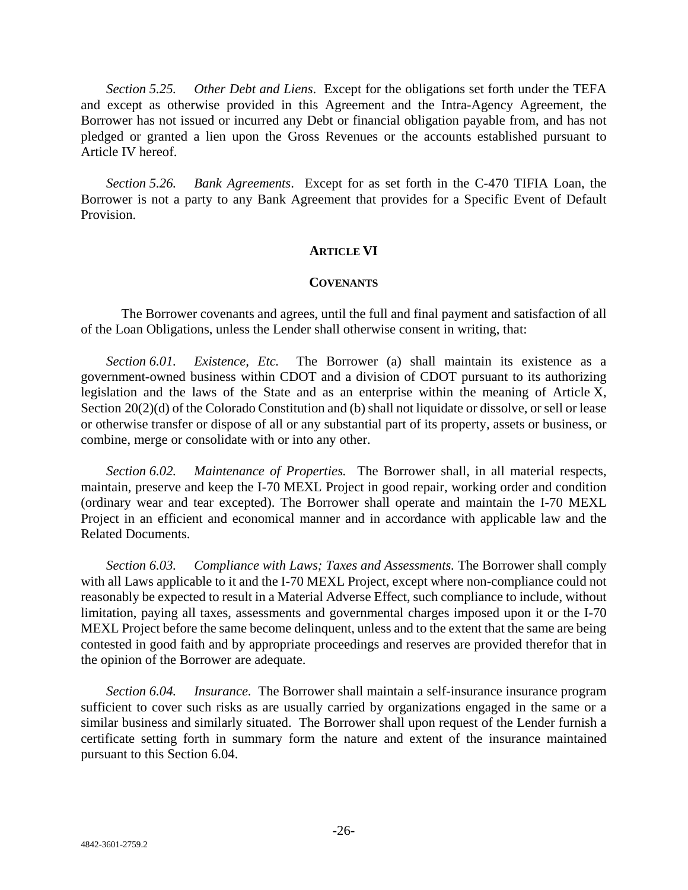*Section 5.25. Other Debt and Liens*. Except for the obligations set forth under the TEFA and except as otherwise provided in this Agreement and the Intra-Agency Agreement, the Borrower has not issued or incurred any Debt or financial obligation payable from, and has not pledged or granted a lien upon the Gross Revenues or the accounts established pursuant to Article IV hereof.

*Section 5.26. Bank Agreements*. Except for as set forth in the C-470 TIFIA Loan, the Borrower is not a party to any Bank Agreement that provides for a Specific Event of Default Provision.

## ARTICLE VI

## COVENANTS

The Borrower covenants and agrees, until the full and final payment and satisfaction of all of the Loan Obligations, unless the Lender shall otherwise consent in writing, that:

*Section 6.01. Existence, Etc.* The Borrower (a) shall maintain its existence as a government-owned business within CDOT and a division of CDOT pursuant to its authorizing legislation and the laws of the State and as an enterprise within the meaning of Article X, Section 20(2)(d) of the Colorado Constitution and (b) shall not liquidate or dissolve, or sell or lease or otherwise transfer or dispose of all or any substantial part of its property, assets or business, or combine, merge or consolidate with or into any other.

*Section 6.02. Maintenance of Properties.* The Borrower shall, in all material respects, maintain, preserve and keep the I-70 MEXL Project in good repair, working order and condition (ordinary wear and tear excepted). The Borrower shall operate and maintain the I-70 MEXL Project in an efficient and economical manner and in accordance with applicable law and the Related Documents.

*Section 6.03. Compliance with Laws; Taxes and Assessments.* The Borrower shall comply with all Laws applicable to it and the I-70 MEXL Project, except where non-compliance could not reasonably be expected to result in a Material Adverse Effect, such compliance to include, without limitation, paying all taxes, assessments and governmental charges imposed upon it or the I-70 MEXL Project before the same become delinquent, unless and to the extent that the same are being contested in good faith and by appropriate proceedings and reserves are provided therefor that in the opinion of the Borrower are adequate.

*Section 6.04. Insurance.* The Borrower shall maintain a self-insurance insurance program sufficient to cover such risks as are usually carried by organizations engaged in the same or a similar business and similarly situated. The Borrower shall upon request of the Lender furnish a certificate setting forth in summary form the nature and extent of the insurance maintained pursuant to this Section 6.04.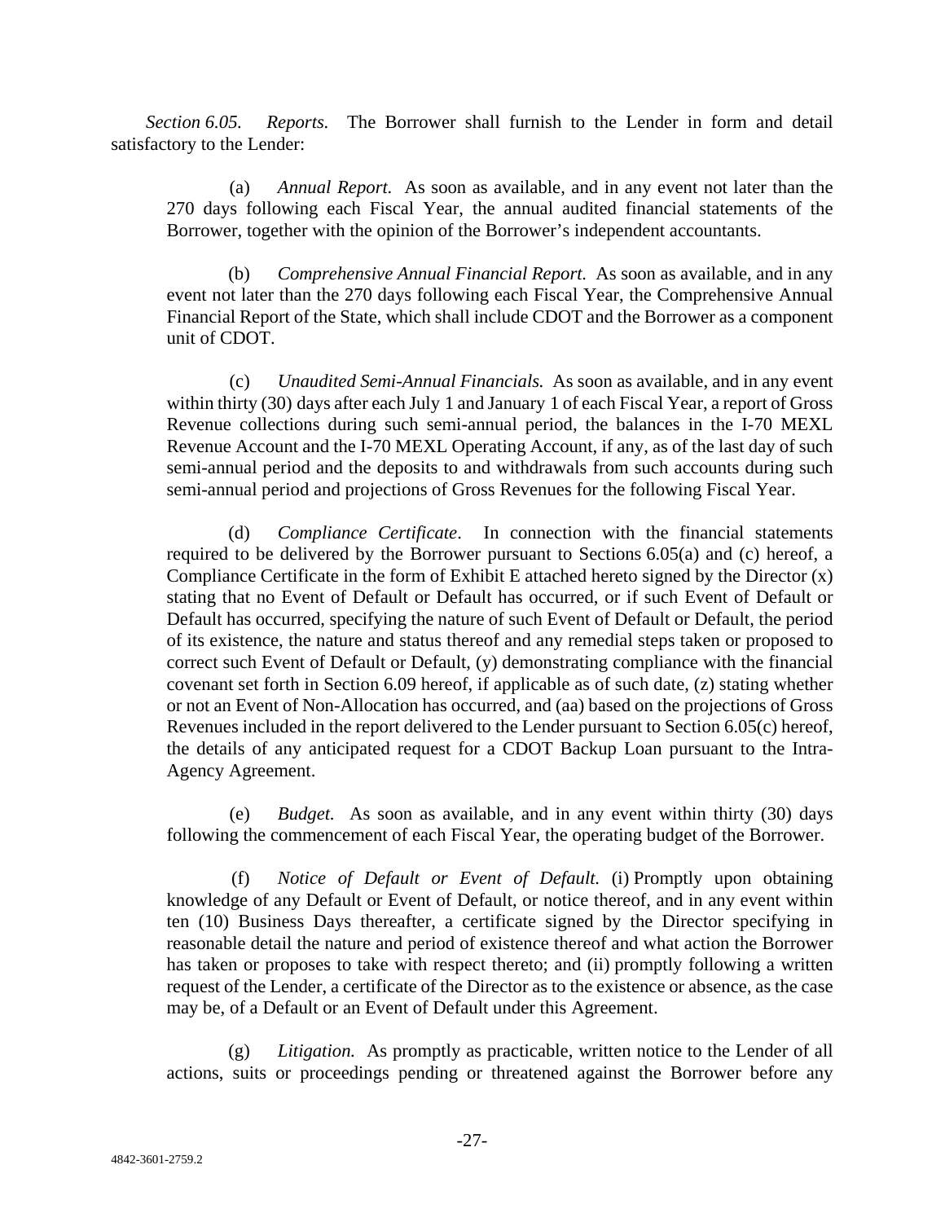*Section 6.05. Reports.* The Borrower shall furnish to the Lender in form and detail satisfactory to the Lender:

(a) *Annual Report.* As soon as available, and in any event not later than the 270 days following each Fiscal Year, the annual audited financial statements of the Borrower, together with the opinion of the Borrower's independent accountants.

(b) *Comprehensive Annual Financial Report.* As soon as available, and in any event not later than the 270 days following each Fiscal Year, the Comprehensive Annual Financial Report of the State, which shall include CDOT and the Borrower as a component unit of CDOT.

(c) *Unaudited Semi-Annual Financials.* As soon as available, and in any event within thirty (30) days after each July 1 and January 1 of each Fiscal Year, a report of Gross Revenue collections during such semi-annual period, the balances in the I-70 MEXL Revenue Account and the I-70 MEXL Operating Account, if any, as of the last day of such semi-annual period and the deposits to and withdrawals from such accounts during such semi-annual period and projections of Gross Revenues for the following Fiscal Year.

(d) *Compliance Certificate*. In connection with the financial statements required to be delivered by the Borrower pursuant to Sections 6.05(a) and (c) hereof, a Compliance Certificate in the form of Exhibit E attached hereto signed by the Director (x) stating that no Event of Default or Default has occurred, or if such Event of Default or Default has occurred, specifying the nature of such Event of Default or Default, the period of its existence, the nature and status thereof and any remedial steps taken or proposed to correct such Event of Default or Default, (y) demonstrating compliance with the financial covenant set forth in Section 6.09 hereof, if applicable as of such date, (z) stating whether or not an Event of Non-Allocation has occurred, and (aa) based on the projections of Gross Revenues included in the report delivered to the Lender pursuant to Section 6.05(c) hereof, the details of any anticipated request for a CDOT Backup Loan pursuant to the Intra-Agency Agreement.

(e) *Budget.* As soon as available, and in any event within thirty (30) days following the commencement of each Fiscal Year, the operating budget of the Borrower.

(f) *Notice of Default or Event of Default.* (i) Promptly upon obtaining knowledge of any Default or Event of Default, or notice thereof, and in any event within ten (10) Business Days thereafter, a certificate signed by the Director specifying in reasonable detail the nature and period of existence thereof and what action the Borrower has taken or proposes to take with respect thereto; and (ii) promptly following a written request of the Lender, a certificate of the Director as to the existence or absence, as the case may be, of a Default or an Event of Default under this Agreement.

(g) *Litigation.* As promptly as practicable, written notice to the Lender of all actions, suits or proceedings pending or threatened against the Borrower before any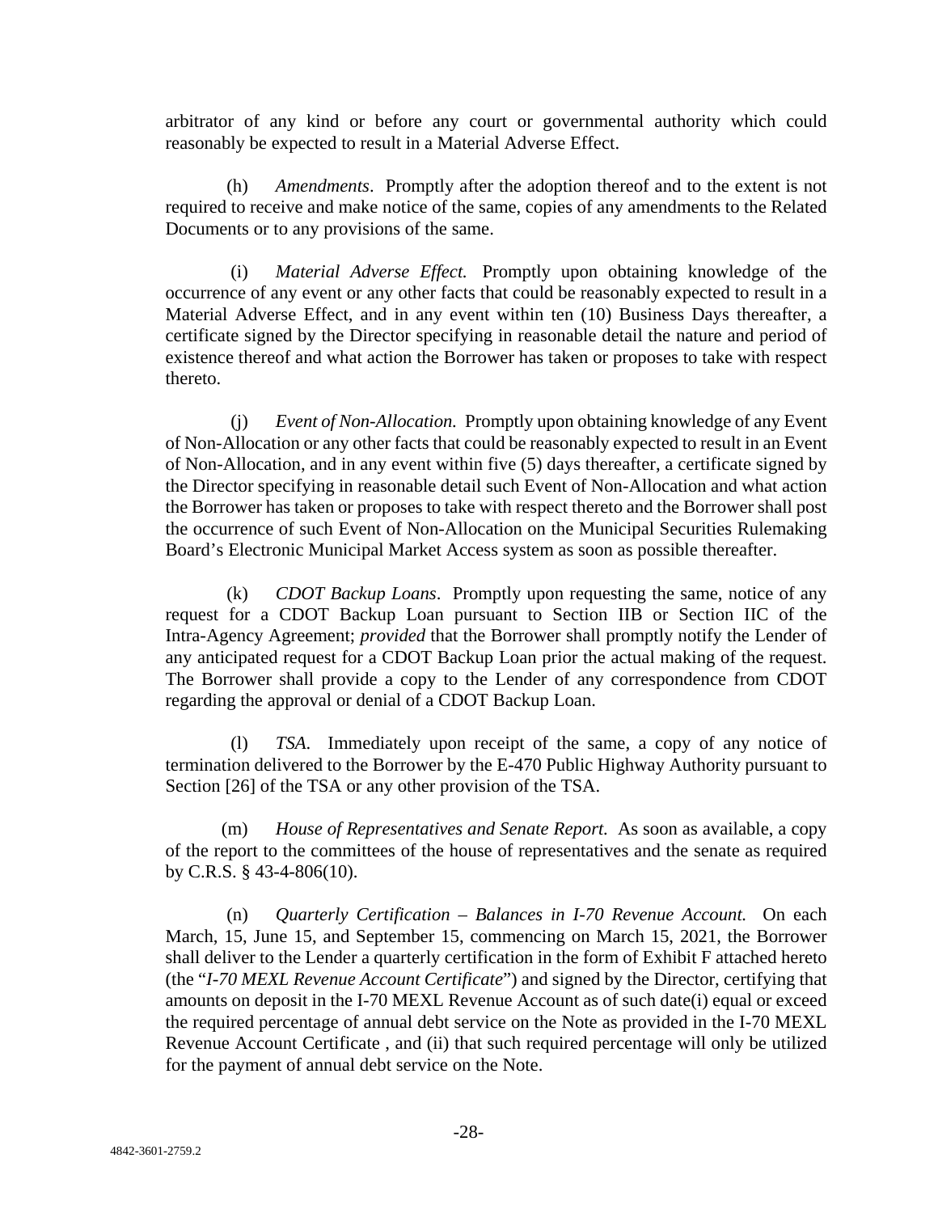arbitrator of any kind or before any court or governmental authority which could reasonably be expected to result in a Material Adverse Effect.

(h) *Amendments*. Promptly after the adoption thereof and to the extent is not required to receive and make notice of the same, copies of any amendments to the Related Documents or to any provisions of the same.

(i) *Material Adverse Effect.* Promptly upon obtaining knowledge of the occurrence of any event or any other facts that could be reasonably expected to result in a Material Adverse Effect, and in any event within ten (10) Business Days thereafter, a certificate signed by the Director specifying in reasonable detail the nature and period of existence thereof and what action the Borrower has taken or proposes to take with respect thereto.

(j) *Event of Non-Allocation.* Promptly upon obtaining knowledge of any Event of Non-Allocation or any other facts that could be reasonably expected to result in an Event of Non-Allocation, and in any event within five (5) days thereafter, a certificate signed by the Director specifying in reasonable detail such Event of Non-Allocation and what action the Borrower has taken or proposes to take with respect thereto and the Borrower shall post the occurrence of such Event of Non-Allocation on the Municipal Securities Rulemaking Board's Electronic Municipal Market Access system as soon as possible thereafter.

(k) *CDOT Backup Loans*. Promptly upon requesting the same, notice of any request for a CDOT Backup Loan pursuant to Section IIB or Section IIC of the Intra-Agency Agreement; *provided* that the Borrower shall promptly notify the Lender of any anticipated request for a CDOT Backup Loan prior the actual making of the request. The Borrower shall provide a copy to the Lender of any correspondence from CDOT regarding the approval or denial of a CDOT Backup Loan.

(l) *TSA.* Immediately upon receipt of the same, a copy of any notice of termination delivered to the Borrower by the E-470 Public Highway Authority pursuant to Section [26] of the TSA or any other provision of the TSA.

(m) *House of Representatives and Senate Report.* As soon as available, a copy of the report to the committees of the house of representatives and the senate as required by C.R.S. § 43-4-806(10).

(n) *Quarterly Certification – Balances in I-70 Revenue Account.* On each March, 15, June 15, and September 15, commencing on March 15, 2021, the Borrower shall deliver to the Lender a quarterly certification in the form of Exhibit F attached hereto (the "*I-70 MEXL Revenue Account Certificate*") and signed by the Director, certifying that amounts on deposit in the I-70 MEXL Revenue Account as of such date(i) equal or exceed the required percentage of annual debt service on the Note as provided in the I-70 MEXL Revenue Account Certificate , and (ii) that such required percentage will only be utilized for the payment of annual debt service on the Note.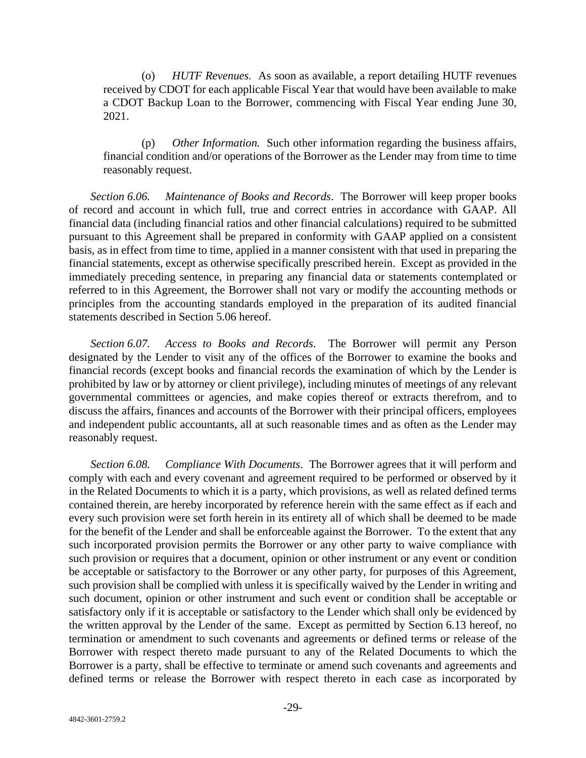(o) *HUTF Revenues.* As soon as available, a report detailing HUTF revenues received by CDOT for each applicable Fiscal Year that would have been available to make a CDOT Backup Loan to the Borrower, commencing with Fiscal Year ending June 30, 2021.

(p) *Other Information.* Such other information regarding the business affairs, financial condition and/or operations of the Borrower as the Lender may from time to time reasonably request.

*Section 6.06. Maintenance of Books and Records*. The Borrower will keep proper books of record and account in which full, true and correct entries in accordance with GAAP. All financial data (including financial ratios and other financial calculations) required to be submitted pursuant to this Agreement shall be prepared in conformity with GAAP applied on a consistent basis, as in effect from time to time, applied in a manner consistent with that used in preparing the financial statements, except as otherwise specifically prescribed herein. Except as provided in the immediately preceding sentence, in preparing any financial data or statements contemplated or referred to in this Agreement, the Borrower shall not vary or modify the accounting methods or principles from the accounting standards employed in the preparation of its audited financial statements described in Section 5.06 hereof.

*Section 6.07. Access to Books and Records*. The Borrower will permit any Person designated by the Lender to visit any of the offices of the Borrower to examine the books and financial records (except books and financial records the examination of which by the Lender is prohibited by law or by attorney or client privilege), including minutes of meetings of any relevant governmental committees or agencies, and make copies thereof or extracts therefrom, and to discuss the affairs, finances and accounts of the Borrower with their principal officers, employees and independent public accountants, all at such reasonable times and as often as the Lender may reasonably request.

*Section 6.08. Compliance With Documents*. The Borrower agrees that it will perform and comply with each and every covenant and agreement required to be performed or observed by it in the Related Documents to which it is a party, which provisions, as well as related defined terms contained therein, are hereby incorporated by reference herein with the same effect as if each and every such provision were set forth herein in its entirety all of which shall be deemed to be made for the benefit of the Lender and shall be enforceable against the Borrower. To the extent that any such incorporated provision permits the Borrower or any other party to waive compliance with such provision or requires that a document, opinion or other instrument or any event or condition be acceptable or satisfactory to the Borrower or any other party, for purposes of this Agreement, such provision shall be complied with unless it is specifically waived by the Lender in writing and such document, opinion or other instrument and such event or condition shall be acceptable or satisfactory only if it is acceptable or satisfactory to the Lender which shall only be evidenced by the written approval by the Lender of the same. Except as permitted by Section 6.13 hereof, no termination or amendment to such covenants and agreements or defined terms or release of the Borrower with respect thereto made pursuant to any of the Related Documents to which the Borrower is a party, shall be effective to terminate or amend such covenants and agreements and defined terms or release the Borrower with respect thereto in each case as incorporated by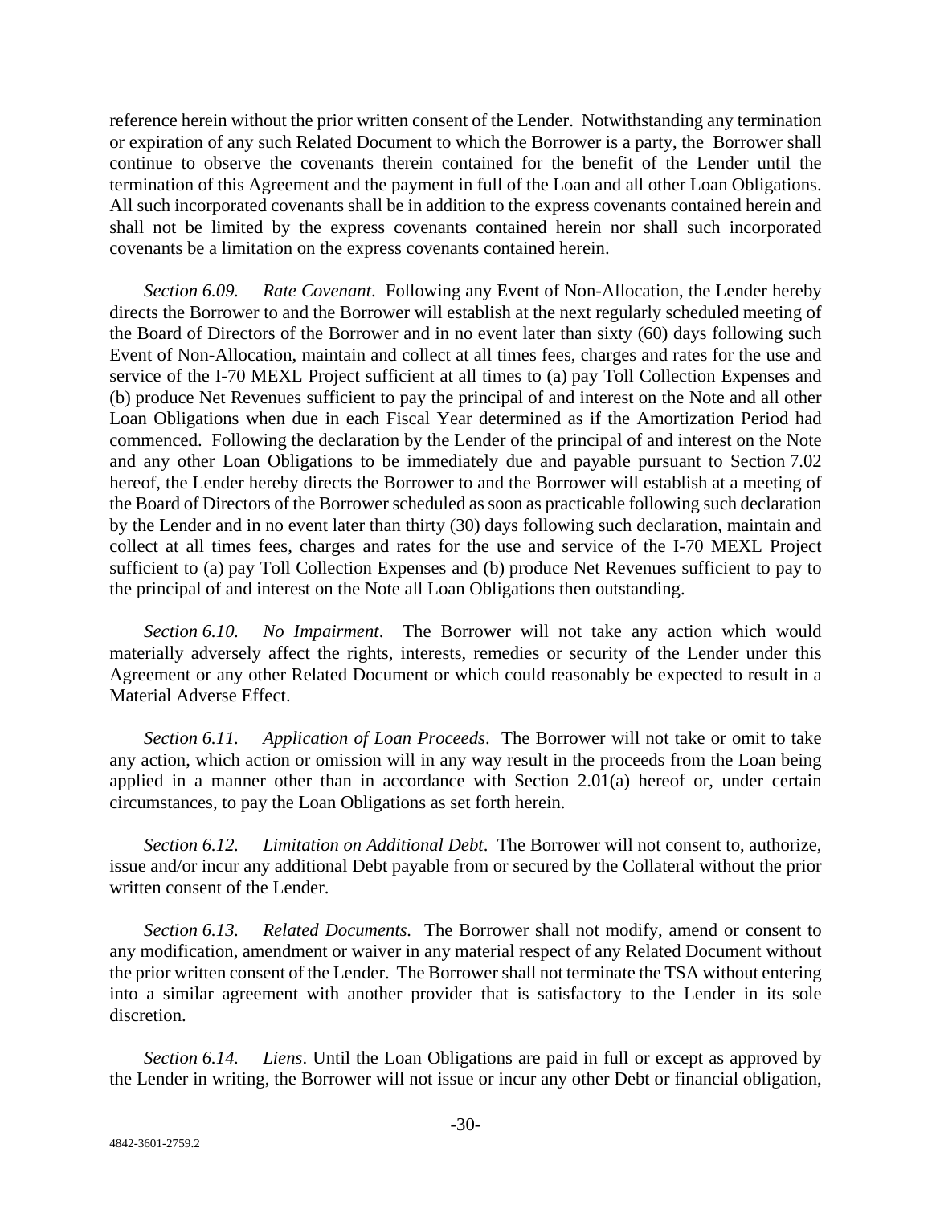reference herein without the prior written consent of the Lender. Notwithstanding any termination or expiration of any such Related Document to which the Borrower is a party, the Borrower shall continue to observe the covenants therein contained for the benefit of the Lender until the termination of this Agreement and the payment in full of the Loan and all other Loan Obligations. All such incorporated covenants shall be in addition to the express covenants contained herein and shall not be limited by the express covenants contained herein nor shall such incorporated covenants be a limitation on the express covenants contained herein.

*Section 6.09. Rate Covenant*. Following any Event of Non-Allocation, the Lender hereby directs the Borrower to and the Borrower will establish at the next regularly scheduled meeting of the Board of Directors of the Borrower and in no event later than sixty (60) days following such Event of Non-Allocation, maintain and collect at all times fees, charges and rates for the use and service of the I-70 MEXL Project sufficient at all times to (a) pay Toll Collection Expenses and (b) produce Net Revenues sufficient to pay the principal of and interest on the Note and all other Loan Obligations when due in each Fiscal Year determined as if the Amortization Period had commenced. Following the declaration by the Lender of the principal of and interest on the Note and any other Loan Obligations to be immediately due and payable pursuant to Section 7.02 hereof, the Lender hereby directs the Borrower to and the Borrower will establish at a meeting of the Board of Directors of the Borrower scheduled as soon as practicable following such declaration by the Lender and in no event later than thirty (30) days following such declaration, maintain and collect at all times fees, charges and rates for the use and service of the I-70 MEXL Project sufficient to (a) pay Toll Collection Expenses and (b) produce Net Revenues sufficient to pay to the principal of and interest on the Note all Loan Obligations then outstanding.

*Section 6.10. No Impairment*. The Borrower will not take any action which would materially adversely affect the rights, interests, remedies or security of the Lender under this Agreement or any other Related Document or which could reasonably be expected to result in a Material Adverse Effect.

*Section 6.11. Application of Loan Proceeds*. The Borrower will not take or omit to take any action, which action or omission will in any way result in the proceeds from the Loan being applied in a manner other than in accordance with Section 2.01(a) hereof or, under certain circumstances, to pay the Loan Obligations as set forth herein.

*Section 6.12. Limitation on Additional Debt*. The Borrower will not consent to, authorize, issue and/or incur any additional Debt payable from or secured by the Collateral without the prior written consent of the Lender.

*Section 6.13. Related Documents.* The Borrower shall not modify, amend or consent to any modification, amendment or waiver in any material respect of any Related Document without the prior written consent of the Lender. The Borrower shall not terminate the TSA without entering into a similar agreement with another provider that is satisfactory to the Lender in its sole discretion.

*Section 6.14. Liens*. Until the Loan Obligations are paid in full or except as approved by the Lender in writing, the Borrower will not issue or incur any other Debt or financial obligation,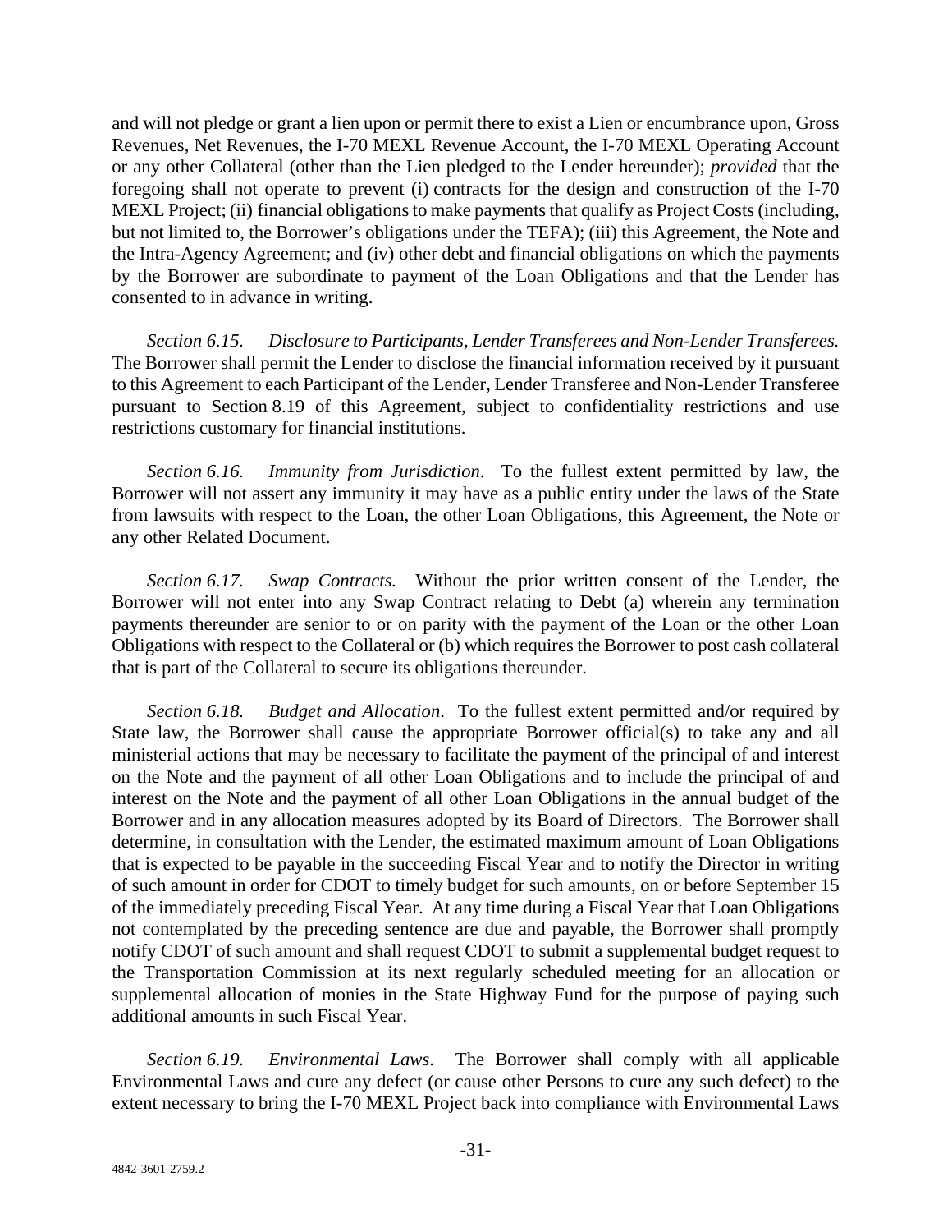and will not pledge or grant a lien upon or permit there to exist a Lien or encumbrance upon, Gross Revenues, Net Revenues, the I-70 MEXL Revenue Account, the I-70 MEXL Operating Account or any other Collateral (other than the Lien pledged to the Lender hereunder); *provided* that the foregoing shall not operate to prevent (i) contracts for the design and construction of the I-70 MEXL Project; (ii) financial obligations to make payments that qualify as Project Costs (including, but not limited to, the Borrower's obligations under the TEFA); (iii) this Agreement, the Note and the Intra-Agency Agreement; and (iv) other debt and financial obligations on which the payments by the Borrower are subordinate to payment of the Loan Obligations and that the Lender has consented to in advance in writing.

*Section 6.15. Disclosure to Participants, Lender Transferees and Non-Lender Transferees.* The Borrower shall permit the Lender to disclose the financial information received by it pursuant to this Agreement to each Participant of the Lender, Lender Transferee and Non-Lender Transferee pursuant to Section 8.19 of this Agreement, subject to confidentiality restrictions and use restrictions customary for financial institutions.

*Section 6.16. Immunity from Jurisdiction.* To the fullest extent permitted by law, the Borrower will not assert any immunity it may have as a public entity under the laws of the State from lawsuits with respect to the Loan, the other Loan Obligations, this Agreement, the Note or any other Related Document.

*Section 6.17. Swap Contracts.* Without the prior written consent of the Lender, the Borrower will not enter into any Swap Contract relating to Debt (a) wherein any termination payments thereunder are senior to or on parity with the payment of the Loan or the other Loan Obligations with respect to the Collateral or (b) which requires the Borrower to post cash collateral that is part of the Collateral to secure its obligations thereunder.

*Section 6.18. Budget and Allocation.* To the fullest extent permitted and/or required by State law, the Borrower shall cause the appropriate Borrower official(s) to take any and all ministerial actions that may be necessary to facilitate the payment of the principal of and interest on the Note and the payment of all other Loan Obligations and to include the principal of and interest on the Note and the payment of all other Loan Obligations in the annual budget of the Borrower and in any allocation measures adopted by its Board of Directors. The Borrower shall determine, in consultation with the Lender, the estimated maximum amount of Loan Obligations that is expected to be payable in the succeeding Fiscal Year and to notify the Director in writing of such amount in order for CDOT to timely budget for such amounts, on or before September 15 of the immediately preceding Fiscal Year. At any time during a Fiscal Year that Loan Obligations not contemplated by the preceding sentence are due and payable, the Borrower shall promptly notify CDOT of such amount and shall request CDOT to submit a supplemental budget request to the Transportation Commission at its next regularly scheduled meeting for an allocation or supplemental allocation of monies in the State Highway Fund for the purpose of paying such additional amounts in such Fiscal Year.

*Section 6.19. Environmental Laws.* The Borrower shall comply with all applicable Environmental Laws and cure any defect (or cause other Persons to cure any such defect) to the extent necessary to bring the I-70 MEXL Project back into compliance with Environmental Laws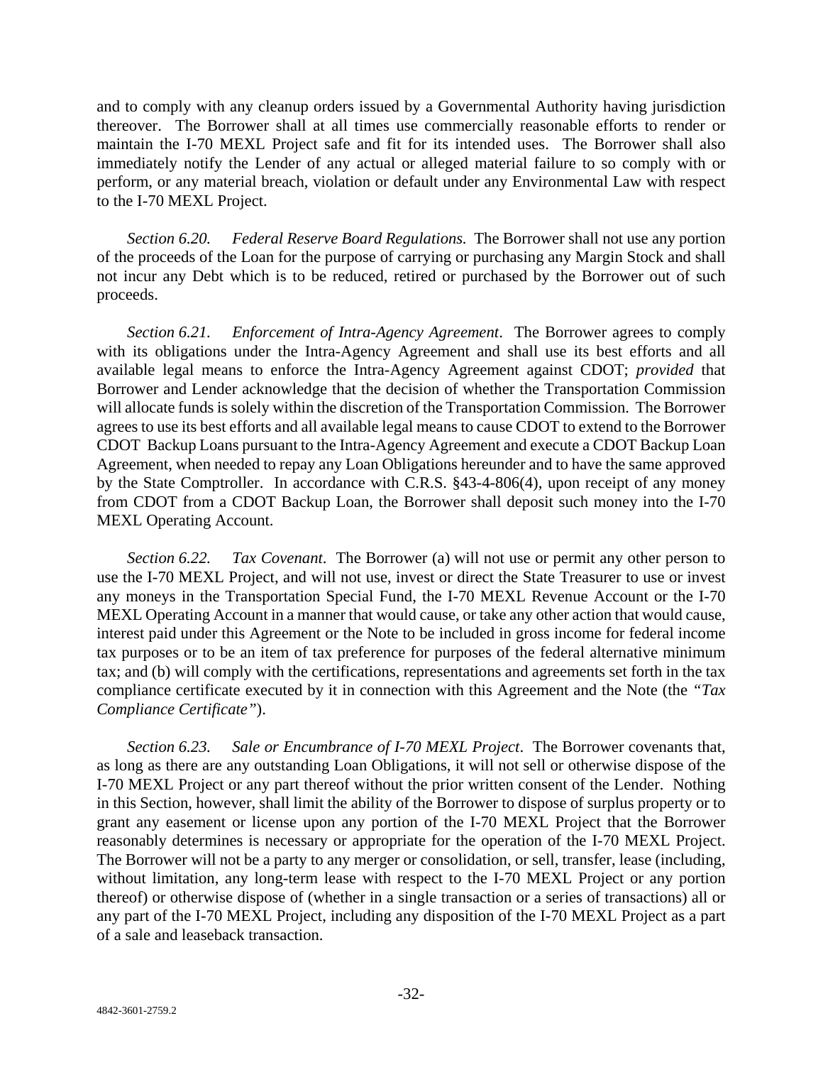and to comply with any cleanup orders issued by a Governmental Authority having jurisdiction thereover. The Borrower shall at all times use commercially reasonable efforts to render or maintain the I-70 MEXL Project safe and fit for its intended uses. The Borrower shall also immediately notify the Lender of any actual or alleged material failure to so comply with or perform, or any material breach, violation or default under any Environmental Law with respect to the I-70 MEXL Project.

*Section 6.20. Federal Reserve Board Regulations.* The Borrower shall not use any portion of the proceeds of the Loan for the purpose of carrying or purchasing any Margin Stock and shall not incur any Debt which is to be reduced, retired or purchased by the Borrower out of such proceeds.

*Section 6.21. Enforcement of Intra-Agency Agreement*. The Borrower agrees to comply with its obligations under the Intra-Agency Agreement and shall use its best efforts and all available legal means to enforce the Intra-Agency Agreement against CDOT; *provided* that Borrower and Lender acknowledge that the decision of whether the Transportation Commission will allocate funds is solely within the discretion of the Transportation Commission. The Borrower agrees to use its best efforts and all available legal means to cause CDOT to extend to the Borrower CDOT Backup Loans pursuant to the Intra-Agency Agreement and execute a CDOT Backup Loan Agreement, when needed to repay any Loan Obligations hereunder and to have the same approved by the State Comptroller. In accordance with C.R.S. §43-4-806(4), upon receipt of any money from CDOT from a CDOT Backup Loan, the Borrower shall deposit such money into the I-70 MEXL Operating Account.

*Section 6.22. Tax Covenant*. The Borrower (a) will not use or permit any other person to use the I-70 MEXL Project, and will not use, invest or direct the State Treasurer to use or invest any moneys in the Transportation Special Fund, the I-70 MEXL Revenue Account or the I-70 MEXL Operating Account in a manner that would cause, or take any other action that would cause, interest paid under this Agreement or the Note to be included in gross income for federal income tax purposes or to be an item of tax preference for purposes of the federal alternative minimum tax; and (b) will comply with the certifications, representations and agreements set forth in the tax compliance certificate executed by it in connection with this Agreement and the Note (the *"Tax Compliance Certificate"*).

*Section 6.23. Sale or Encumbrance of I-70 MEXL Project*. The Borrower covenants that, as long as there are any outstanding Loan Obligations, it will not sell or otherwise dispose of the I-70 MEXL Project or any part thereof without the prior written consent of the Lender. Nothing in this Section, however, shall limit the ability of the Borrower to dispose of surplus property or to grant any easement or license upon any portion of the I-70 MEXL Project that the Borrower reasonably determines is necessary or appropriate for the operation of the I-70 MEXL Project. The Borrower will not be a party to any merger or consolidation, or sell, transfer, lease (including, without limitation, any long-term lease with respect to the I-70 MEXL Project or any portion thereof) or otherwise dispose of (whether in a single transaction or a series of transactions) all or any part of the I-70 MEXL Project, including any disposition of the I-70 MEXL Project as a part of a sale and leaseback transaction.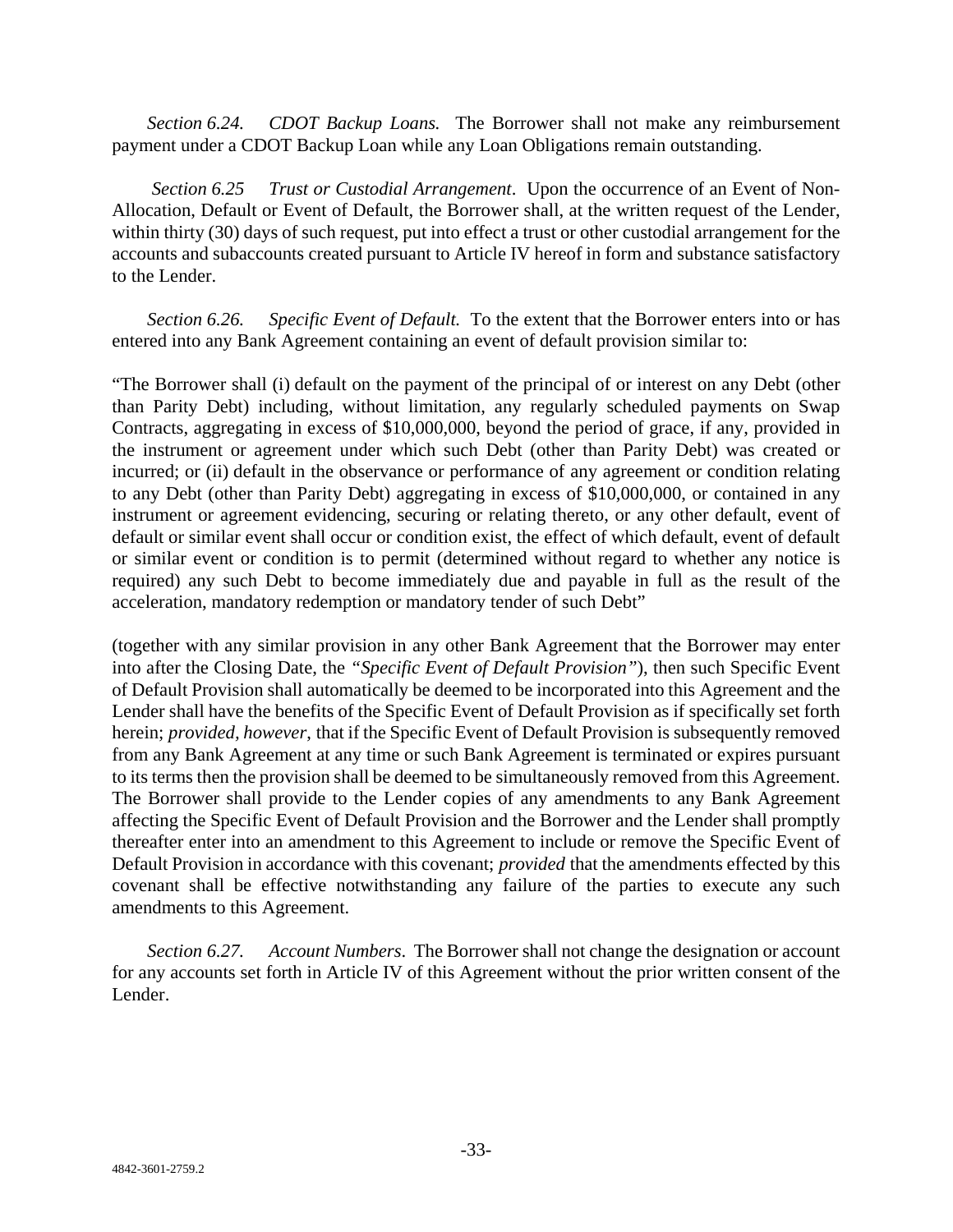*Section 6.24. CDOT Backup Loans.* The Borrower shall not make any reimbursement payment under a CDOT Backup Loan while any Loan Obligations remain outstanding.

*Section 6.25 Trust or Custodial Arrangement*. Upon the occurrence of an Event of Non-Allocation, Default or Event of Default, the Borrower shall, at the written request of the Lender, within thirty (30) days of such request, put into effect a trust or other custodial arrangement for the accounts and subaccounts created pursuant to Article IV hereof in form and substance satisfactory to the Lender.

*Section 6.26. Specific Event of Default.* To the extent that the Borrower enters into or has entered into any Bank Agreement containing an event of default provision similar to:

"The Borrower shall (i) default on the payment of the principal of or interest on any Debt (other than Parity Debt) including, without limitation, any regularly scheduled payments on Swap Contracts, aggregating in excess of $10,000,000, beyond the period of grace, if any, provided in the instrument or agreement under which such Debt (other than Parity Debt) was created or incurred; or (ii) default in the observance or performance of any agreement or condition relating to any Debt (other than Parity Debt) aggregating in excess of $10,000,000, or contained in any instrument or agreement evidencing, securing or relating thereto, or any other default, event of default or similar event shall occur or condition exist, the effect of which default, event of default or similar event or condition is to permit (determined without regard to whether any notice is required) any such Debt to become immediately due and payable in full as the result of the acceleration, mandatory redemption or mandatory tender of such Debt"

(together with any similar provision in any other Bank Agreement that the Borrower may enter into after the Closing Date, the *"Specific Event of Default Provision"*), then such Specific Event of Default Provision shall automatically be deemed to be incorporated into this Agreement and the Lender shall have the benefits of the Specific Event of Default Provision as if specifically set forth herein; *provided, however*, that if the Specific Event of Default Provision is subsequently removed from any Bank Agreement at any time or such Bank Agreement is terminated or expires pursuant to its terms then the provision shall be deemed to be simultaneously removed from this Agreement. The Borrower shall provide to the Lender copies of any amendments to any Bank Agreement affecting the Specific Event of Default Provision and the Borrower and the Lender shall promptly thereafter enter into an amendment to this Agreement to include or remove the Specific Event of Default Provision in accordance with this covenant; *provided* that the amendments effected by this covenant shall be effective notwithstanding any failure of the parties to execute any such amendments to this Agreement.

*Section 6.27. Account Numbers*. The Borrower shall not change the designation or account for any accounts set forth in Article IV of this Agreement without the prior written consent of the Lender.

4842-3601-2759.2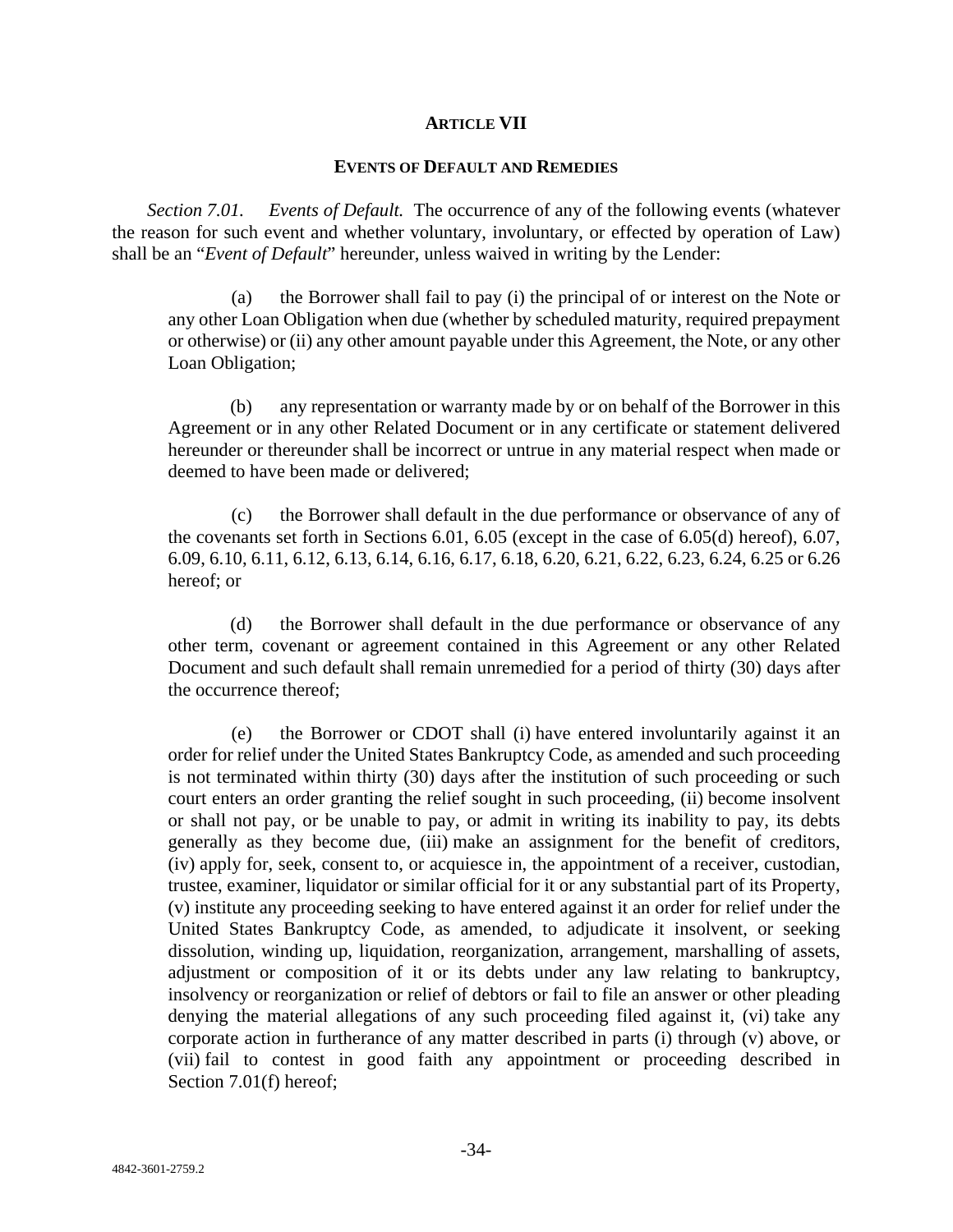## ARTICLE VII

### EVENTS OF DEFAULT AND REMEDIES

*Section 7.01. Events of Default.* The occurrence of any of the following events (whatever the reason for such event and whether voluntary, involuntary, or effected by operation of Law) shall be an "*Event of Default*" hereunder, unless waived in writing by the Lender:

(a) the Borrower shall fail to pay (i) the principal of or interest on the Note or any other Loan Obligation when due (whether by scheduled maturity, required prepayment or otherwise) or (ii) any other amount payable under this Agreement, the Note, or any other Loan Obligation;

(b) any representation or warranty made by or on behalf of the Borrower in this Agreement or in any other Related Document or in any certificate or statement delivered hereunder or thereunder shall be incorrect or untrue in any material respect when made or deemed to have been made or delivered;

(c) the Borrower shall default in the due performance or observance of any of the covenants set forth in Sections 6.01, 6.05 (except in the case of 6.05(d) hereof), 6.07, 6.09, 6.10, 6.11, 6.12, 6.13, 6.14, 6.16, 6.17, 6.18, 6.20, 6.21, 6.22, 6.23, 6.24, 6.25 or 6.26 hereof; or

(d) the Borrower shall default in the due performance or observance of any other term, covenant or agreement contained in this Agreement or any other Related Document and such default shall remain unremedied for a period of thirty (30) days after the occurrence thereof;

(e) the Borrower or CDOT shall (i) have entered involuntarily against it an order for relief under the United States Bankruptcy Code, as amended and such proceeding is not terminated within thirty (30) days after the institution of such proceeding or such court enters an order granting the relief sought in such proceeding, (ii) become insolvent or shall not pay, or be unable to pay, or admit in writing its inability to pay, its debts generally as they become due, (iii) make an assignment for the benefit of creditors, (iv) apply for, seek, consent to, or acquiesce in, the appointment of a receiver, custodian, trustee, examiner, liquidator or similar official for it or any substantial part of its Property, (v) institute any proceeding seeking to have entered against it an order for relief under the United States Bankruptcy Code, as amended, to adjudicate it insolvent, or seeking dissolution, winding up, liquidation, reorganization, arrangement, marshalling of assets, adjustment or composition of it or its debts under any law relating to bankruptcy, insolvency or reorganization or relief of debtors or fail to file an answer or other pleading denying the material allegations of any such proceeding filed against it, (vi) take any corporate action in furtherance of any matter described in parts (i) through (v) above, or (vii) fail to contest in good faith any appointment or proceeding described in Section 7.01(f) hereof;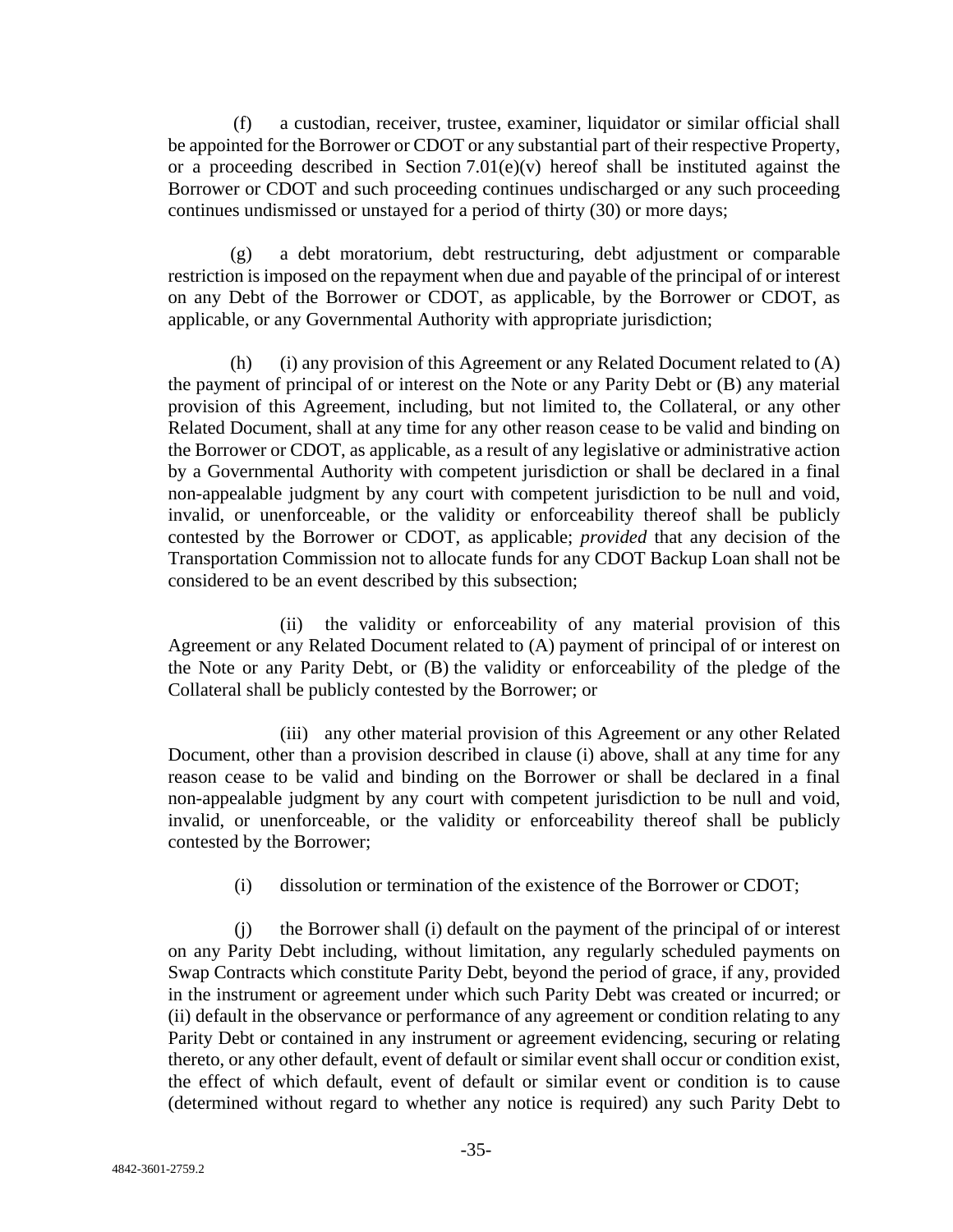(f) a custodian, receiver, trustee, examiner, liquidator or similar official shall be appointed for the Borrower or CDOT or any substantial part of their respective Property, or a proceeding described in Section 7.01(e)(v) hereof shall be instituted against the Borrower or CDOT and such proceeding continues undischarged or any such proceeding continues undismissed or unstayed for a period of thirty (30) or more days;

(g) a debt moratorium, debt restructuring, debt adjustment or comparable restriction is imposed on the repayment when due and payable of the principal of or interest on any Debt of the Borrower or CDOT, as applicable, by the Borrower or CDOT, as applicable, or any Governmental Authority with appropriate jurisdiction;

(h) (i) any provision of this Agreement or any Related Document related to (A) the payment of principal of or interest on the Note or any Parity Debt or (B) any material provision of this Agreement, including, but not limited to, the Collateral, or any other Related Document, shall at any time for any other reason cease to be valid and binding on the Borrower or CDOT, as applicable, as a result of any legislative or administrative action by a Governmental Authority with competent jurisdiction or shall be declared in a final non-appealable judgment by any court with competent jurisdiction to be null and void, invalid, or unenforceable, or the validity or enforceability thereof shall be publicly contested by the Borrower or CDOT, as applicable; *provided* that any decision of the Transportation Commission not to allocate funds for any CDOT Backup Loan shall not be considered to be an event described by this subsection;

(ii) the validity or enforceability of any material provision of this Agreement or any Related Document related to (A) payment of principal of or interest on the Note or any Parity Debt, or (B) the validity or enforceability of the pledge of the Collateral shall be publicly contested by the Borrower; or

(iii) any other material provision of this Agreement or any other Related Document, other than a provision described in clause (i) above, shall at any time for any reason cease to be valid and binding on the Borrower or shall be declared in a final non-appealable judgment by any court with competent jurisdiction to be null and void, invalid, or unenforceable, or the validity or enforceability thereof shall be publicly contested by the Borrower;

(i) dissolution or termination of the existence of the Borrower or CDOT;

(j) the Borrower shall (i) default on the payment of the principal of or interest on any Parity Debt including, without limitation, any regularly scheduled payments on Swap Contracts which constitute Parity Debt, beyond the period of grace, if any, provided in the instrument or agreement under which such Parity Debt was created or incurred; or (ii) default in the observance or performance of any agreement or condition relating to any Parity Debt or contained in any instrument or agreement evidencing, securing or relating thereto, or any other default, event of default or similar event shall occur or condition exist, the effect of which default, event of default or similar event or condition is to cause (determined without regard to whether any notice is required) any such Parity Debt to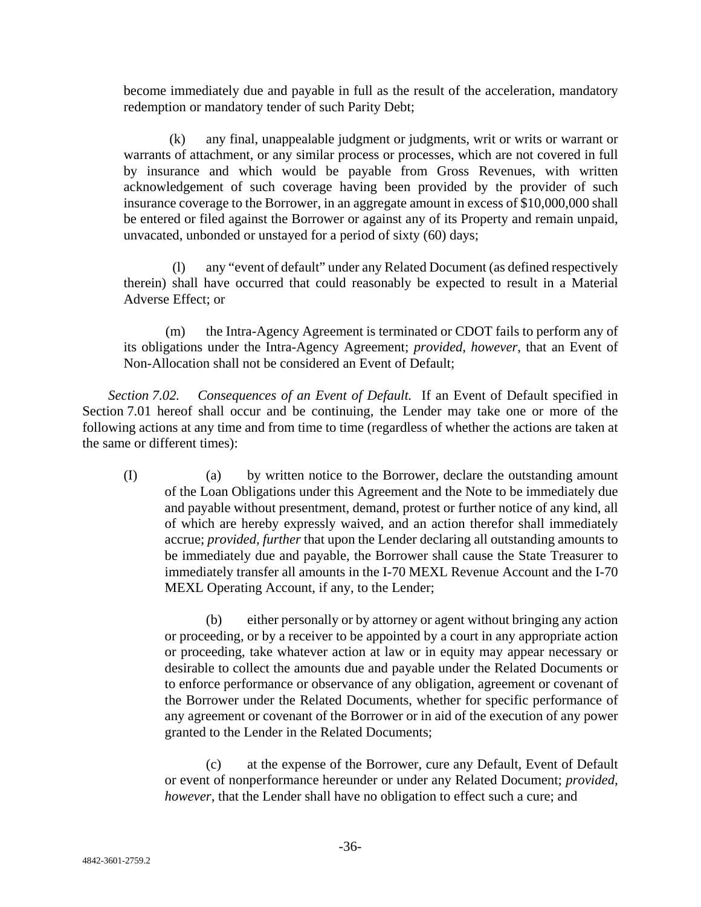become immediately due and payable in full as the result of the acceleration, mandatory redemption or mandatory tender of such Parity Debt;

(k) any final, unappealable judgment or judgments, writ or writs or warrant or warrants of attachment, or any similar process or processes, which are not covered in full by insurance and which would be payable from Gross Revenues, with written acknowledgement of such coverage having been provided by the provider of such insurance coverage to the Borrower, in an aggregate amount in excess of $10,000,000 shall be entered or filed against the Borrower or against any of its Property and remain unpaid, unvacated, unbonded or unstayed for a period of sixty (60) days;

(l) any "event of default" under any Related Document (as defined respectively therein) shall have occurred that could reasonably be expected to result in a Material Adverse Effect; or

(m) the Intra-Agency Agreement is terminated or CDOT fails to perform any of its obligations under the Intra-Agency Agreement; *provided, however*, that an Event of Non-Allocation shall not be considered an Event of Default;

*Section 7.02. Consequences of an Event of Default.* If an Event of Default specified in Section 7.01 hereof shall occur and be continuing, the Lender may take one or more of the following actions at any time and from time to time (regardless of whether the actions are taken at the same or different times):

(I) (a) by written notice to the Borrower, declare the outstanding amount of the Loan Obligations under this Agreement and the Note to be immediately due and payable without presentment, demand, protest or further notice of any kind, all of which are hereby expressly waived, and an action therefor shall immediately accrue; *provided, further* that upon the Lender declaring all outstanding amounts to be immediately due and payable, the Borrower shall cause the State Treasurer to immediately transfer all amounts in the I-70 MEXL Revenue Account and the I-70 MEXL Operating Account, if any, to the Lender;

(b) either personally or by attorney or agent without bringing any action or proceeding, or by a receiver to be appointed by a court in any appropriate action or proceeding, take whatever action at law or in equity may appear necessary or desirable to collect the amounts due and payable under the Related Documents or to enforce performance or observance of any obligation, agreement or covenant of the Borrower under the Related Documents, whether for specific performance of any agreement or covenant of the Borrower or in aid of the execution of any power granted to the Lender in the Related Documents;

(c) at the expense of the Borrower, cure any Default, Event of Default or event of nonperformance hereunder or under any Related Document; *provided, however*, that the Lender shall have no obligation to effect such a cure; and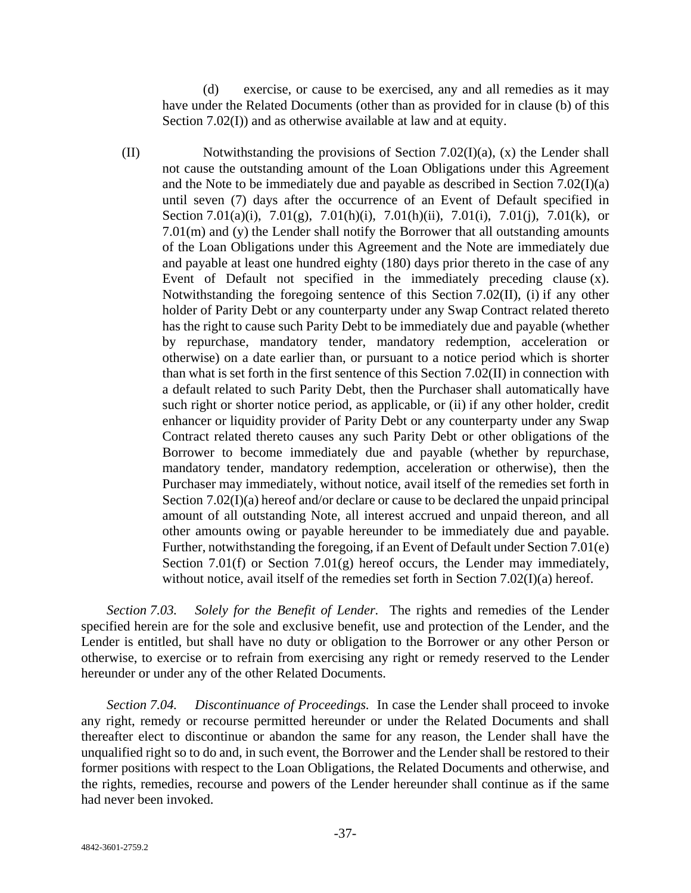(d) exercise, or cause to be exercised, any and all remedies as it may have under the Related Documents (other than as provided for in clause (b) of this Section 7.02(I)) and as otherwise available at law and at equity.

(II) Notwithstanding the provisions of Section 7.02(I)(a), (x) the Lender shall not cause the outstanding amount of the Loan Obligations under this Agreement and the Note to be immediately due and payable as described in Section 7.02(I)(a) until seven (7) days after the occurrence of an Event of Default specified in Section 7.01(a)(i), 7.01(g), 7.01(h)(i), 7.01(h)(ii), 7.01(i), 7.01(j), 7.01(k), or 7.01(m) and (y) the Lender shall notify the Borrower that all outstanding amounts of the Loan Obligations under this Agreement and the Note are immediately due and payable at least one hundred eighty (180) days prior thereto in the case of any Event of Default not specified in the immediately preceding clause (x). Notwithstanding the foregoing sentence of this Section 7.02(II), (i) if any other holder of Parity Debt or any counterparty under any Swap Contract related thereto has the right to cause such Parity Debt to be immediately due and payable (whether by repurchase, mandatory tender, mandatory redemption, acceleration or otherwise) on a date earlier than, or pursuant to a notice period which is shorter than what is set forth in the first sentence of this Section 7.02(II) in connection with a default related to such Parity Debt, then the Purchaser shall automatically have such right or shorter notice period, as applicable, or (ii) if any other holder, credit enhancer or liquidity provider of Parity Debt or any counterparty under any Swap Contract related thereto causes any such Parity Debt or other obligations of the Borrower to become immediately due and payable (whether by repurchase, mandatory tender, mandatory redemption, acceleration or otherwise), then the Purchaser may immediately, without notice, avail itself of the remedies set forth in Section 7.02(I)(a) hereof and/or declare or cause to be declared the unpaid principal amount of all outstanding Note, all interest accrued and unpaid thereon, and all other amounts owing or payable hereunder to be immediately due and payable. Further, notwithstanding the foregoing, if an Event of Default under Section 7.01(e) Section 7.01(f) or Section 7.01(g) hereof occurs, the Lender may immediately, without notice, avail itself of the remedies set forth in Section 7.02(I)(a) hereof.

*Section 7.03. Solely for the Benefit of Lender.* The rights and remedies of the Lender specified herein are for the sole and exclusive benefit, use and protection of the Lender, and the Lender is entitled, but shall have no duty or obligation to the Borrower or any other Person or otherwise, to exercise or to refrain from exercising any right or remedy reserved to the Lender hereunder or under any of the other Related Documents.

*Section 7.04. Discontinuance of Proceedings.* In case the Lender shall proceed to invoke any right, remedy or recourse permitted hereunder or under the Related Documents and shall thereafter elect to discontinue or abandon the same for any reason, the Lender shall have the unqualified right so to do and, in such event, the Borrower and the Lender shall be restored to their former positions with respect to the Loan Obligations, the Related Documents and otherwise, and the rights, remedies, recourse and powers of the Lender hereunder shall continue as if the same had never been invoked.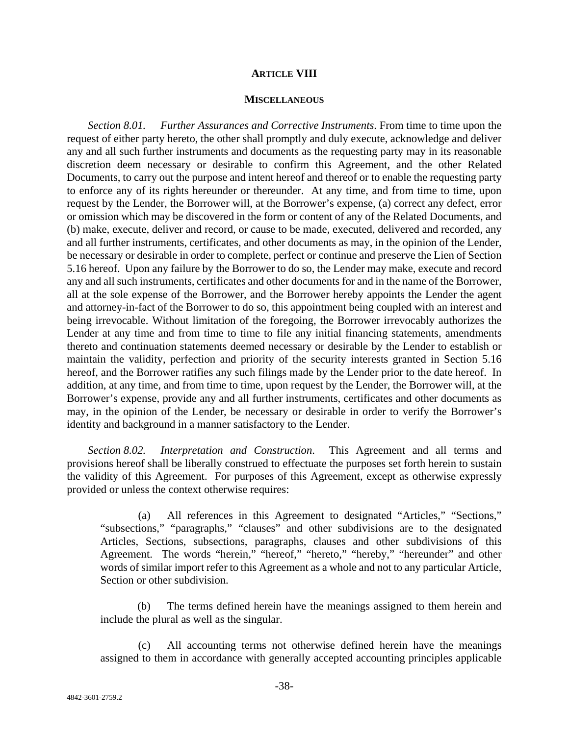## ARTICLE VIII

### MISCELLANEOUS

*Section 8.01. Further Assurances and Corrective Instruments*. From time to time upon the request of either party hereto, the other shall promptly and duly execute, acknowledge and deliver any and all such further instruments and documents as the requesting party may in its reasonable discretion deem necessary or desirable to confirm this Agreement, and the other Related Documents, to carry out the purpose and intent hereof and thereof or to enable the requesting party to enforce any of its rights hereunder or thereunder. At any time, and from time to time, upon request by the Lender, the Borrower will, at the Borrower's expense, (a) correct any defect, error or omission which may be discovered in the form or content of any of the Related Documents, and (b) make, execute, deliver and record, or cause to be made, executed, delivered and recorded, any and all further instruments, certificates, and other documents as may, in the opinion of the Lender, be necessary or desirable in order to complete, perfect or continue and preserve the Lien of Section 5.16 hereof. Upon any failure by the Borrower to do so, the Lender may make, execute and record any and all such instruments, certificates and other documents for and in the name of the Borrower, all at the sole expense of the Borrower, and the Borrower hereby appoints the Lender the agent and attorney-in-fact of the Borrower to do so, this appointment being coupled with an interest and being irrevocable. Without limitation of the foregoing, the Borrower irrevocably authorizes the Lender at any time and from time to time to file any initial financing statements, amendments thereto and continuation statements deemed necessary or desirable by the Lender to establish or maintain the validity, perfection and priority of the security interests granted in Section 5.16 hereof, and the Borrower ratifies any such filings made by the Lender prior to the date hereof. In addition, at any time, and from time to time, upon request by the Lender, the Borrower will, at the Borrower's expense, provide any and all further instruments, certificates and other documents as may, in the opinion of the Lender, be necessary or desirable in order to verify the Borrower's identity and background in a manner satisfactory to the Lender.

*Section 8.02. Interpretation and Construction*. This Agreement and all terms and provisions hereof shall be liberally construed to effectuate the purposes set forth herein to sustain the validity of this Agreement. For purposes of this Agreement, except as otherwise expressly provided or unless the context otherwise requires:

(a) All references in this Agreement to designated "Articles," "Sections," "subsections," "paragraphs," "clauses" and other subdivisions are to the designated Articles, Sections, subsections, paragraphs, clauses and other subdivisions of this Agreement. The words "herein," "hereof," "hereto," "hereby," "hereunder" and other words of similar import refer to this Agreement as a whole and not to any particular Article, Section or other subdivision.

(b) The terms defined herein have the meanings assigned to them herein and include the plural as well as the singular.

(c) All accounting terms not otherwise defined herein have the meanings assigned to them in accordance with generally accepted accounting principles applicable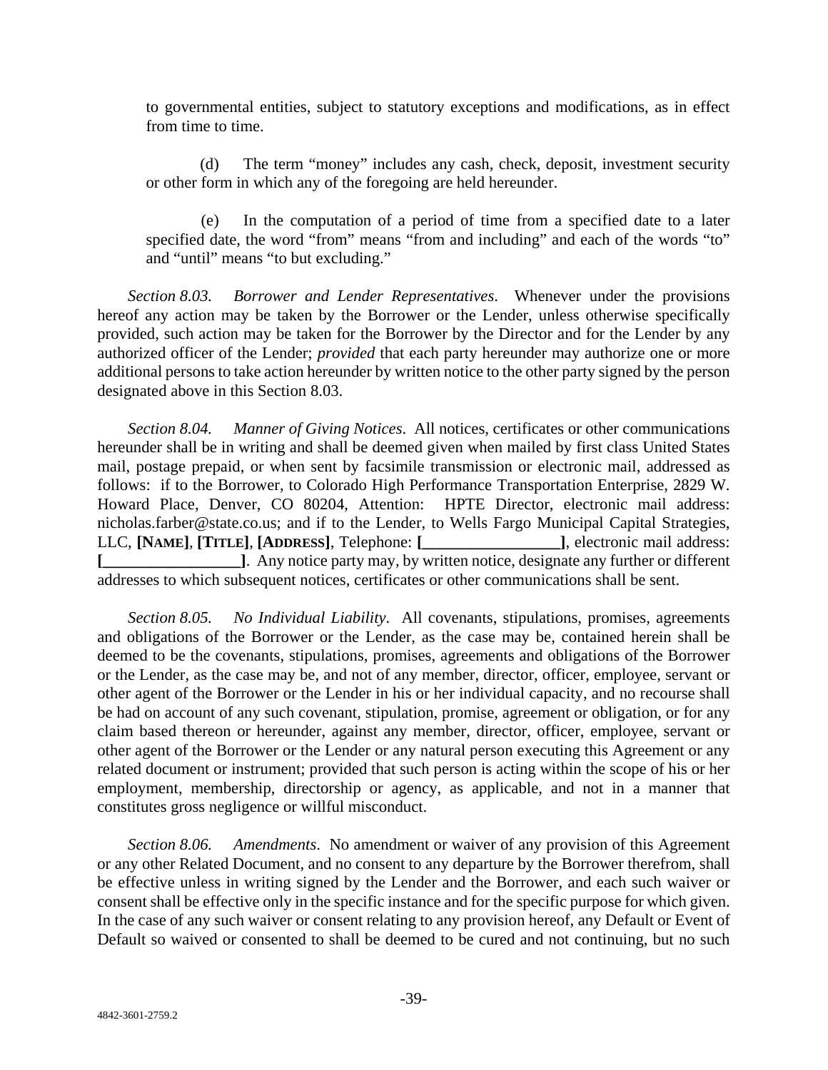to governmental entities, subject to statutory exceptions and modifications, as in effect from time to time.

(d) The term "money" includes any cash, check, deposit, investment security or other form in which any of the foregoing are held hereunder.

(e) In the computation of a period of time from a specified date to a later specified date, the word "from" means "from and including" and each of the words "to" and "until" means "to but excluding."

*Section 8.03. Borrower and Lender Representatives*. Whenever under the provisions hereof any action may be taken by the Borrower or the Lender, unless otherwise specifically provided, such action may be taken for the Borrower by the Director and for the Lender by any authorized officer of the Lender; *provided* that each party hereunder may authorize one or more additional persons to take action hereunder by written notice to the other party signed by the person designated above in this Section 8.03.

*Section 8.04. Manner of Giving Notices*. All notices, certificates or other communications hereunder shall be in writing and shall be deemed given when mailed by first class United States mail, postage prepaid, or when sent by facsimile transmission or electronic mail, addressed as follows: if to the Borrower, to Colorado High Performance Transportation Enterprise, 2829 W. Howard Place, Denver, CO 80204, Attention: HPTE Director, electronic mail address: nicholas.farber@state.co.us; and if to the Lender, to Wells Fargo Municipal Capital Strategies, LLC, **[NAME]**, **[TITLE]**, **[ADDRESS]**, Telephone: **[_________________]**, electronic mail address: **[_________________]**. Any notice party may, by written notice, designate any further or different addresses to which subsequent notices, certificates or other communications shall be sent.

*Section 8.05. No Individual Liability*. All covenants, stipulations, promises, agreements and obligations of the Borrower or the Lender, as the case may be, contained herein shall be deemed to be the covenants, stipulations, promises, agreements and obligations of the Borrower or the Lender, as the case may be, and not of any member, director, officer, employee, servant or other agent of the Borrower or the Lender in his or her individual capacity, and no recourse shall be had on account of any such covenant, stipulation, promise, agreement or obligation, or for any claim based thereon or hereunder, against any member, director, officer, employee, servant or other agent of the Borrower or the Lender or any natural person executing this Agreement or any related document or instrument; provided that such person is acting within the scope of his or her employment, membership, directorship or agency, as applicable, and not in a manner that constitutes gross negligence or willful misconduct.

*Section 8.06. Amendments*. No amendment or waiver of any provision of this Agreement or any other Related Document, and no consent to any departure by the Borrower therefrom, shall be effective unless in writing signed by the Lender and the Borrower, and each such waiver or consent shall be effective only in the specific instance and for the specific purpose for which given. In the case of any such waiver or consent relating to any provision hereof, any Default or Event of Default so waived or consented to shall be deemed to be cured and not continuing, but no such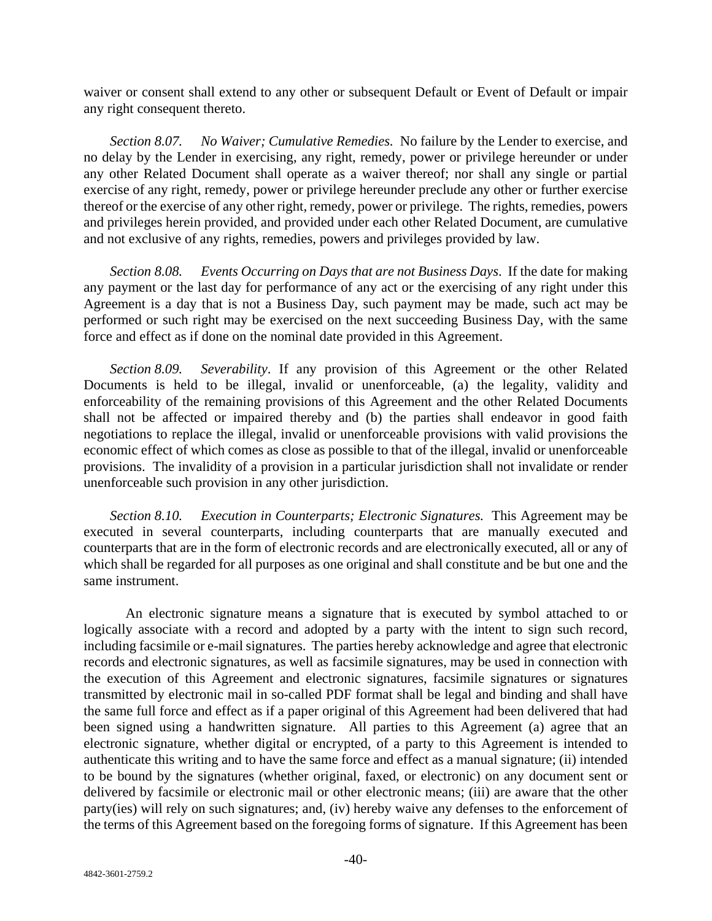waiver or consent shall extend to any other or subsequent Default or Event of Default or impair any right consequent thereto.

*Section 8.07. No Waiver; Cumulative Remedies.* No failure by the Lender to exercise, and no delay by the Lender in exercising, any right, remedy, power or privilege hereunder or under any other Related Document shall operate as a waiver thereof; nor shall any single or partial exercise of any right, remedy, power or privilege hereunder preclude any other or further exercise thereof or the exercise of any other right, remedy, power or privilege. The rights, remedies, powers and privileges herein provided, and provided under each other Related Document, are cumulative and not exclusive of any rights, remedies, powers and privileges provided by law.

*Section 8.08. Events Occurring on Days that are not Business Days*. If the date for making any payment or the last day for performance of any act or the exercising of any right under this Agreement is a day that is not a Business Day, such payment may be made, such act may be performed or such right may be exercised on the next succeeding Business Day, with the same force and effect as if done on the nominal date provided in this Agreement.

*Section 8.09. Severability*. If any provision of this Agreement or the other Related Documents is held to be illegal, invalid or unenforceable, (a) the legality, validity and enforceability of the remaining provisions of this Agreement and the other Related Documents shall not be affected or impaired thereby and (b) the parties shall endeavor in good faith negotiations to replace the illegal, invalid or unenforceable provisions with valid provisions the economic effect of which comes as close as possible to that of the illegal, invalid or unenforceable provisions. The invalidity of a provision in a particular jurisdiction shall not invalidate or render unenforceable such provision in any other jurisdiction.

*Section 8.10. Execution in Counterparts; Electronic Signatures.* This Agreement may be executed in several counterparts, including counterparts that are manually executed and counterparts that are in the form of electronic records and are electronically executed, all or any of which shall be regarded for all purposes as one original and shall constitute and be but one and the same instrument.

An electronic signature means a signature that is executed by symbol attached to or logically associate with a record and adopted by a party with the intent to sign such record, including facsimile or e-mail signatures. The parties hereby acknowledge and agree that electronic records and electronic signatures, as well as facsimile signatures, may be used in connection with the execution of this Agreement and electronic signatures, facsimile signatures or signatures transmitted by electronic mail in so-called PDF format shall be legal and binding and shall have the same full force and effect as if a paper original of this Agreement had been delivered that had been signed using a handwritten signature. All parties to this Agreement (a) agree that an electronic signature, whether digital or encrypted, of a party to this Agreement is intended to authenticate this writing and to have the same force and effect as a manual signature; (ii) intended to be bound by the signatures (whether original, faxed, or electronic) on any document sent or delivered by facsimile or electronic mail or other electronic means; (iii) are aware that the other party(ies) will rely on such signatures; and, (iv) hereby waive any defenses to the enforcement of the terms of this Agreement based on the foregoing forms of signature. If this Agreement has been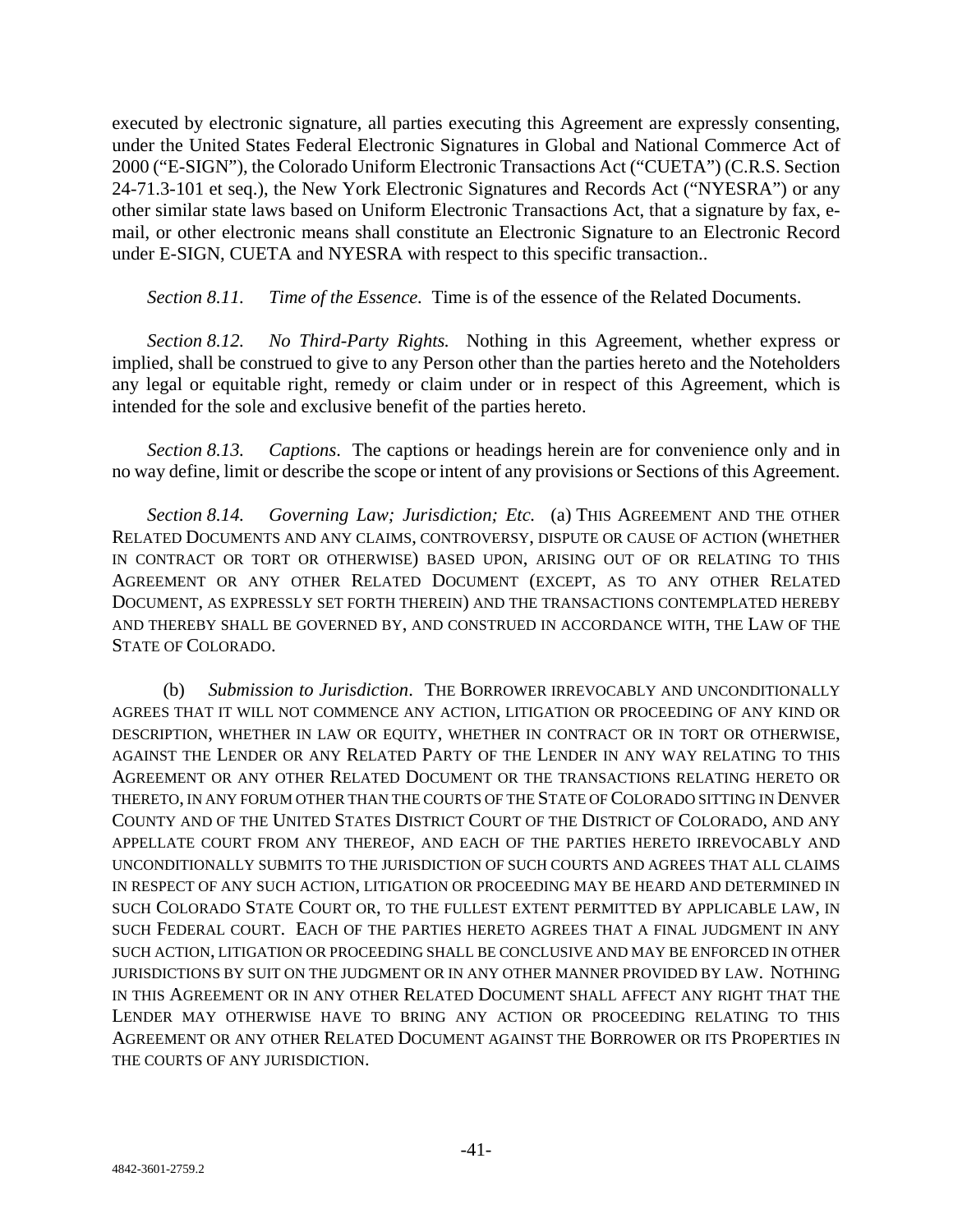executed by electronic signature, all parties executing this Agreement are expressly consenting, under the United States Federal Electronic Signatures in Global and National Commerce Act of 2000 ("E-SIGN"), the Colorado Uniform Electronic Transactions Act ("CUETA") (C.R.S. Section 24-71.3-101 et seq.), the New York Electronic Signatures and Records Act ("NYESRA") or any other similar state laws based on Uniform Electronic Transactions Act, that a signature by fax, e-mail, or other electronic means shall constitute an Electronic Signature to an Electronic Record under E-SIGN, CUETA and NYESRA with respect to this specific transaction..

*Section 8.11. Time of the Essence.* Time is of the essence of the Related Documents.

*Section 8.12. No Third-Party Rights.* Nothing in this Agreement, whether express or implied, shall be construed to give to any Person other than the parties hereto and the Noteholders any legal or equitable right, remedy or claim under or in respect of this Agreement, which is intended for the sole and exclusive benefit of the parties hereto.

*Section 8.13. Captions.* The captions or headings herein are for convenience only and in no way define, limit or describe the scope or intent of any provisions or Sections of this Agreement.

*Section 8.14. Governing Law; Jurisdiction; Etc.* (a) THIS AGREEMENT AND THE OTHER RELATED DOCUMENTS AND ANY CLAIMS, CONTROVERSY, DISPUTE OR CAUSE OF ACTION (WHETHER IN CONTRACT OR TORT OR OTHERWISE) BASED UPON, ARISING OUT OF OR RELATING TO THIS AGREEMENT OR ANY OTHER RELATED DOCUMENT (EXCEPT, AS TO ANY OTHER RELATED DOCUMENT, AS EXPRESSLY SET FORTH THEREIN) AND THE TRANSACTIONS CONTEMPLATED HEREBY AND THEREBY SHALL BE GOVERNED BY, AND CONSTRUED IN ACCORDANCE WITH, THE LAW OF THE STATE OF COLORADO.

(b) *Submission to Jurisdiction*. THE BORROWER IRREVOCABLY AND UNCONDITIONALLY AGREES THAT IT WILL NOT COMMENCE ANY ACTION, LITIGATION OR PROCEEDING OF ANY KIND OR DESCRIPTION, WHETHER IN LAW OR EQUITY, WHETHER IN CONTRACT OR IN TORT OR OTHERWISE, AGAINST THE LENDER OR ANY RELATED PARTY OF THE LENDER IN ANY WAY RELATING TO THIS AGREEMENT OR ANY OTHER RELATED DOCUMENT OR THE TRANSACTIONS RELATING HERETO OR THERETO, IN ANY FORUM OTHER THAN THE COURTS OF THE STATE OF COLORADO SITTING IN DENVER COUNTY AND OF THE UNITED STATES DISTRICT COURT OF THE DISTRICT OF COLORADO, AND ANY APPELLATE COURT FROM ANY THEREOF, AND EACH OF THE PARTIES HERETO IRREVOCABLY AND UNCONDITIONALLY SUBMITS TO THE JURISDICTION OF SUCH COURTS AND AGREES THAT ALL CLAIMS IN RESPECT OF ANY SUCH ACTION, LITIGATION OR PROCEEDING MAY BE HEARD AND DETERMINED IN SUCH COLORADO STATE COURT OR, TO THE FULLEST EXTENT PERMITTED BY APPLICABLE LAW, IN SUCH FEDERAL COURT. EACH OF THE PARTIES HERETO AGREES THAT A FINAL JUDGMENT IN ANY SUCH ACTION, LITIGATION OR PROCEEDING SHALL BE CONCLUSIVE AND MAY BE ENFORCED IN OTHER JURISDICTIONS BY SUIT ON THE JUDGMENT OR IN ANY OTHER MANNER PROVIDED BY LAW. NOTHING IN THIS AGREEMENT OR IN ANY OTHER RELATED DOCUMENT SHALL AFFECT ANY RIGHT THAT THE LENDER MAY OTHERWISE HAVE TO BRING ANY ACTION OR PROCEEDING RELATING TO THIS AGREEMENT OR ANY OTHER RELATED DOCUMENT AGAINST THE BORROWER OR ITS PROPERTIES IN THE COURTS OF ANY JURISDICTION.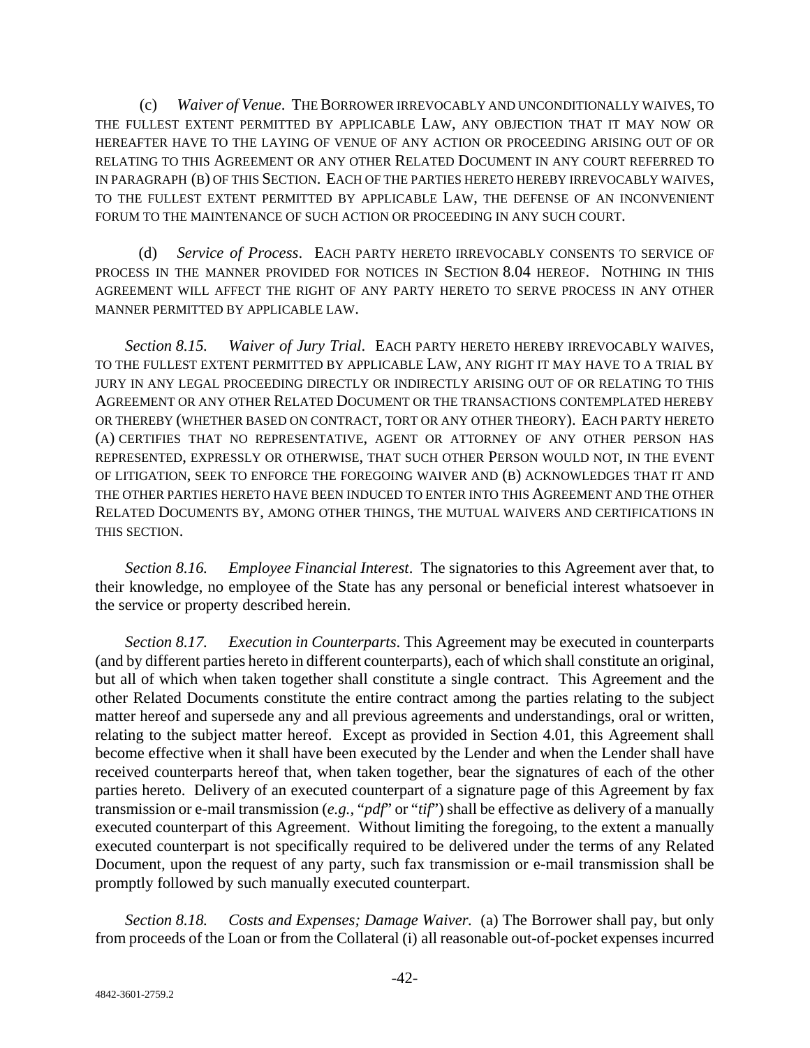(c) *Waiver of Venue*. THE BORROWER IRREVOCABLY AND UNCONDITIONALLY WAIVES, TO THE FULLEST EXTENT PERMITTED BY APPLICABLE LAW, ANY OBJECTION THAT IT MAY NOW OR HEREAFTER HAVE TO THE LAYING OF VENUE OF ANY ACTION OR PROCEEDING ARISING OUT OF OR RELATING TO THIS AGREEMENT OR ANY OTHER RELATED DOCUMENT IN ANY COURT REFERRED TO IN PARAGRAPH (B) OF THIS SECTION. EACH OF THE PARTIES HERETO HEREBY IRREVOCABLY WAIVES, TO THE FULLEST EXTENT PERMITTED BY APPLICABLE LAW, THE DEFENSE OF AN INCONVENIENT FORUM TO THE MAINTENANCE OF SUCH ACTION OR PROCEEDING IN ANY SUCH COURT.

(d) *Service of Process*. EACH PARTY HERETO IRREVOCABLY CONSENTS TO SERVICE OF PROCESS IN THE MANNER PROVIDED FOR NOTICES IN SECTION 8.04 HEREOF. NOTHING IN THIS AGREEMENT WILL AFFECT THE RIGHT OF ANY PARTY HERETO TO SERVE PROCESS IN ANY OTHER MANNER PERMITTED BY APPLICABLE LAW.

*Section 8.15. Waiver of Jury Trial*. EACH PARTY HERETO HEREBY IRREVOCABLY WAIVES, TO THE FULLEST EXTENT PERMITTED BY APPLICABLE LAW, ANY RIGHT IT MAY HAVE TO A TRIAL BY JURY IN ANY LEGAL PROCEEDING DIRECTLY OR INDIRECTLY ARISING OUT OF OR RELATING TO THIS AGREEMENT OR ANY OTHER RELATED DOCUMENT OR THE TRANSACTIONS CONTEMPLATED HEREBY OR THEREBY (WHETHER BASED ON CONTRACT, TORT OR ANY OTHER THEORY). EACH PARTY HERETO (A) CERTIFIES THAT NO REPRESENTATIVE, AGENT OR ATTORNEY OF ANY OTHER PERSON HAS REPRESENTED, EXPRESSLY OR OTHERWISE, THAT SUCH OTHER PERSON WOULD NOT, IN THE EVENT OF LITIGATION, SEEK TO ENFORCE THE FOREGOING WAIVER AND (B) ACKNOWLEDGES THAT IT AND THE OTHER PARTIES HERETO HAVE BEEN INDUCED TO ENTER INTO THIS AGREEMENT AND THE OTHER RELATED DOCUMENTS BY, AMONG OTHER THINGS, THE MUTUAL WAIVERS AND CERTIFICATIONS IN THIS SECTION.

*Section 8.16. Employee Financial Interest*. The signatories to this Agreement aver that, to their knowledge, no employee of the State has any personal or beneficial interest whatsoever in the service or property described herein.

*Section 8.17. Execution in Counterparts*. This Agreement may be executed in counterparts (and by different parties hereto in different counterparts), each of which shall constitute an original, but all of which when taken together shall constitute a single contract. This Agreement and the other Related Documents constitute the entire contract among the parties relating to the subject matter hereof and supersede any and all previous agreements and understandings, oral or written, relating to the subject matter hereof. Except as provided in Section 4.01, this Agreement shall become effective when it shall have been executed by the Lender and when the Lender shall have received counterparts hereof that, when taken together, bear the signatures of each of the other parties hereto. Delivery of an executed counterpart of a signature page of this Agreement by fax transmission or e-mail transmission (*e.g.*, "*pdf*" or "*tif*") shall be effective as delivery of a manually executed counterpart of this Agreement. Without limiting the foregoing, to the extent a manually executed counterpart is not specifically required to be delivered under the terms of any Related Document, upon the request of any party, such fax transmission or e-mail transmission shall be promptly followed by such manually executed counterpart.

*Section 8.18. Costs and Expenses; Damage Waiver.* (a) The Borrower shall pay, but only from proceeds of the Loan or from the Collateral (i) all reasonable out-of-pocket expenses incurred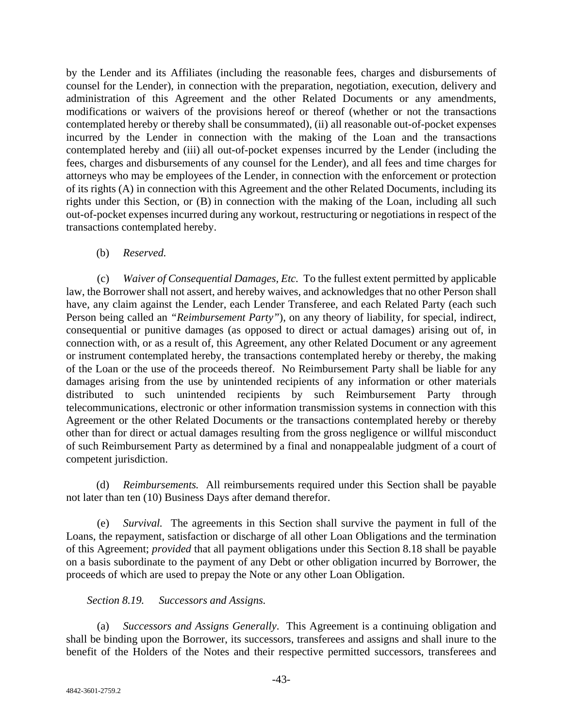by the Lender and its Affiliates (including the reasonable fees, charges and disbursements of counsel for the Lender), in connection with the preparation, negotiation, execution, delivery and administration of this Agreement and the other Related Documents or any amendments, modifications or waivers of the provisions hereof or thereof (whether or not the transactions contemplated hereby or thereby shall be consummated), (ii) all reasonable out-of-pocket expenses incurred by the Lender in connection with the making of the Loan and the transactions contemplated hereby and (iii) all out-of-pocket expenses incurred by the Lender (including the fees, charges and disbursements of any counsel for the Lender), and all fees and time charges for attorneys who may be employees of the Lender, in connection with the enforcement or protection of its rights (A) in connection with this Agreement and the other Related Documents, including its rights under this Section, or (B) in connection with the making of the Loan, including all such out-of-pocket expenses incurred during any workout, restructuring or negotiations in respect of the transactions contemplated hereby.

(b) *Reserved.*

(c) *Waiver of Consequential Damages, Etc.* To the fullest extent permitted by applicable law, the Borrower shall not assert, and hereby waives, and acknowledges that no other Person shall have, any claim against the Lender, each Lender Transferee, and each Related Party (each such Person being called an *"Reimbursement Party"*), on any theory of liability, for special, indirect, consequential or punitive damages (as opposed to direct or actual damages) arising out of, in connection with, or as a result of, this Agreement, any other Related Document or any agreement or instrument contemplated hereby, the transactions contemplated hereby or thereby, the making of the Loan or the use of the proceeds thereof. No Reimbursement Party shall be liable for any damages arising from the use by unintended recipients of any information or other materials distributed to such unintended recipients by such Reimbursement Party through telecommunications, electronic or other information transmission systems in connection with this Agreement or the other Related Documents or the transactions contemplated hereby or thereby other than for direct or actual damages resulting from the gross negligence or willful misconduct of such Reimbursement Party as determined by a final and nonappealable judgment of a court of competent jurisdiction.

(d) *Reimbursements.* All reimbursements required under this Section shall be payable not later than ten (10) Business Days after demand therefor.

(e) *Survival.* The agreements in this Section shall survive the payment in full of the Loans, the repayment, satisfaction or discharge of all other Loan Obligations and the termination of this Agreement; *provided* that all payment obligations under this Section 8.18 shall be payable on a basis subordinate to the payment of any Debt or other obligation incurred by Borrower, the proceeds of which are used to prepay the Note or any other Loan Obligation.

*Section 8.19. Successors and Assigns.*

(a) *Successors and Assigns Generally*. This Agreement is a continuing obligation and shall be binding upon the Borrower, its successors, transferees and assigns and shall inure to the benefit of the Holders of the Notes and their respective permitted successors, transferees and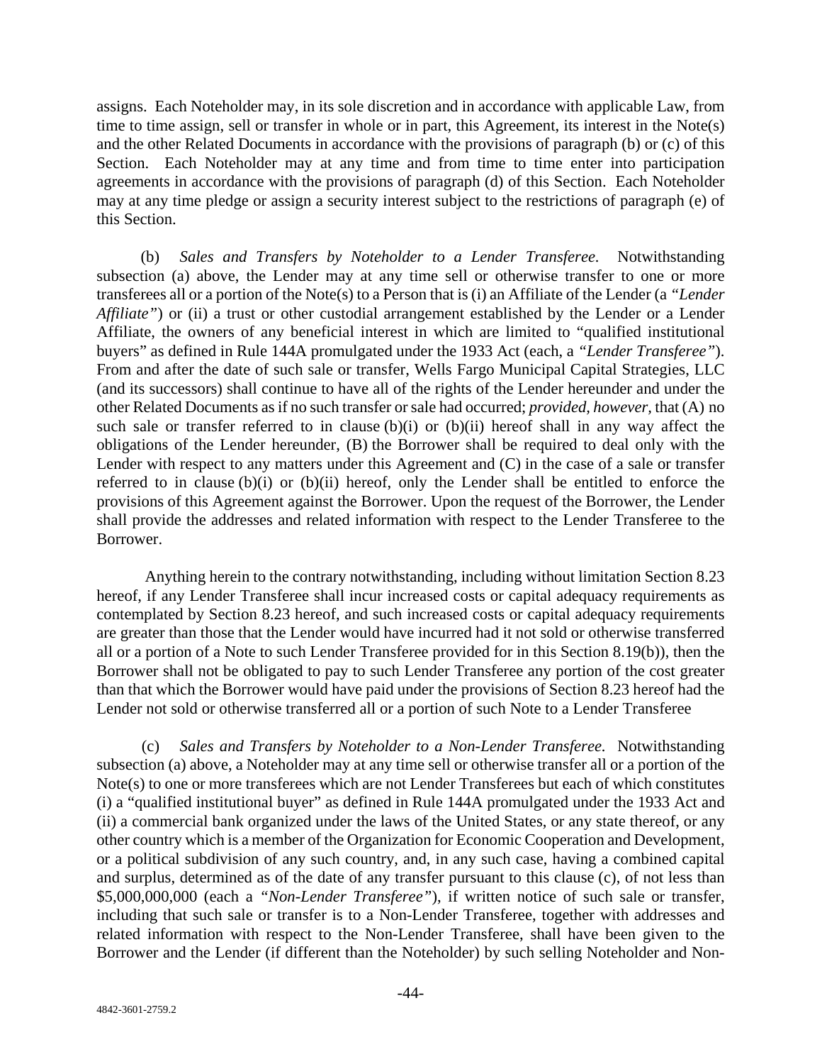assigns. Each Noteholder may, in its sole discretion and in accordance with applicable Law, from time to time assign, sell or transfer in whole or in part, this Agreement, its interest in the Note(s) and the other Related Documents in accordance with the provisions of paragraph (b) or (c) of this Section. Each Noteholder may at any time and from time to time enter into participation agreements in accordance with the provisions of paragraph (d) of this Section. Each Noteholder may at any time pledge or assign a security interest subject to the restrictions of paragraph (e) of this Section.

(b) *Sales and Transfers by Noteholder to a Lender Transferee.* Notwithstanding subsection (a) above, the Lender may at any time sell or otherwise transfer to one or more transferees all or a portion of the Note(s) to a Person that is (i) an Affiliate of the Lender (a *"Lender Affiliate"*) or (ii) a trust or other custodial arrangement established by the Lender or a Lender Affiliate, the owners of any beneficial interest in which are limited to "qualified institutional buyers" as defined in Rule 144A promulgated under the 1933 Act (each, a *"Lender Transferee"*). From and after the date of such sale or transfer, Wells Fargo Municipal Capital Strategies, LLC (and its successors) shall continue to have all of the rights of the Lender hereunder and under the other Related Documents as if no such transfer or sale had occurred; *provided, however,* that (A) no such sale or transfer referred to in clause (b)(i) or (b)(ii) hereof shall in any way affect the obligations of the Lender hereunder, (B) the Borrower shall be required to deal only with the Lender with respect to any matters under this Agreement and (C) in the case of a sale or transfer referred to in clause (b)(i) or (b)(ii) hereof, only the Lender shall be entitled to enforce the provisions of this Agreement against the Borrower. Upon the request of the Borrower, the Lender shall provide the addresses and related information with respect to the Lender Transferee to the Borrower.

Anything herein to the contrary notwithstanding, including without limitation Section 8.23 hereof, if any Lender Transferee shall incur increased costs or capital adequacy requirements as contemplated by Section 8.23 hereof, and such increased costs or capital adequacy requirements are greater than those that the Lender would have incurred had it not sold or otherwise transferred all or a portion of a Note to such Lender Transferee provided for in this Section 8.19(b)), then the Borrower shall not be obligated to pay to such Lender Transferee any portion of the cost greater than that which the Borrower would have paid under the provisions of Section 8.23 hereof had the Lender not sold or otherwise transferred all or a portion of such Note to a Lender Transferee

(c) *Sales and Transfers by Noteholder to a Non-Lender Transferee.* Notwithstanding subsection (a) above, a Noteholder may at any time sell or otherwise transfer all or a portion of the Note(s) to one or more transferees which are not Lender Transferees but each of which constitutes (i) a "qualified institutional buyer" as defined in Rule 144A promulgated under the 1933 Act and (ii) a commercial bank organized under the laws of the United States, or any state thereof, or any other country which is a member of the Organization for Economic Cooperation and Development, or a political subdivision of any such country, and, in any such case, having a combined capital and surplus, determined as of the date of any transfer pursuant to this clause (c), of not less than $5,000,000,000 (each a *"Non-Lender Transferee"*), if written notice of such sale or transfer, including that such sale or transfer is to a Non-Lender Transferee, together with addresses and related information with respect to the Non-Lender Transferee, shall have been given to the Borrower and the Lender (if different than the Noteholder) by such selling Noteholder and Non-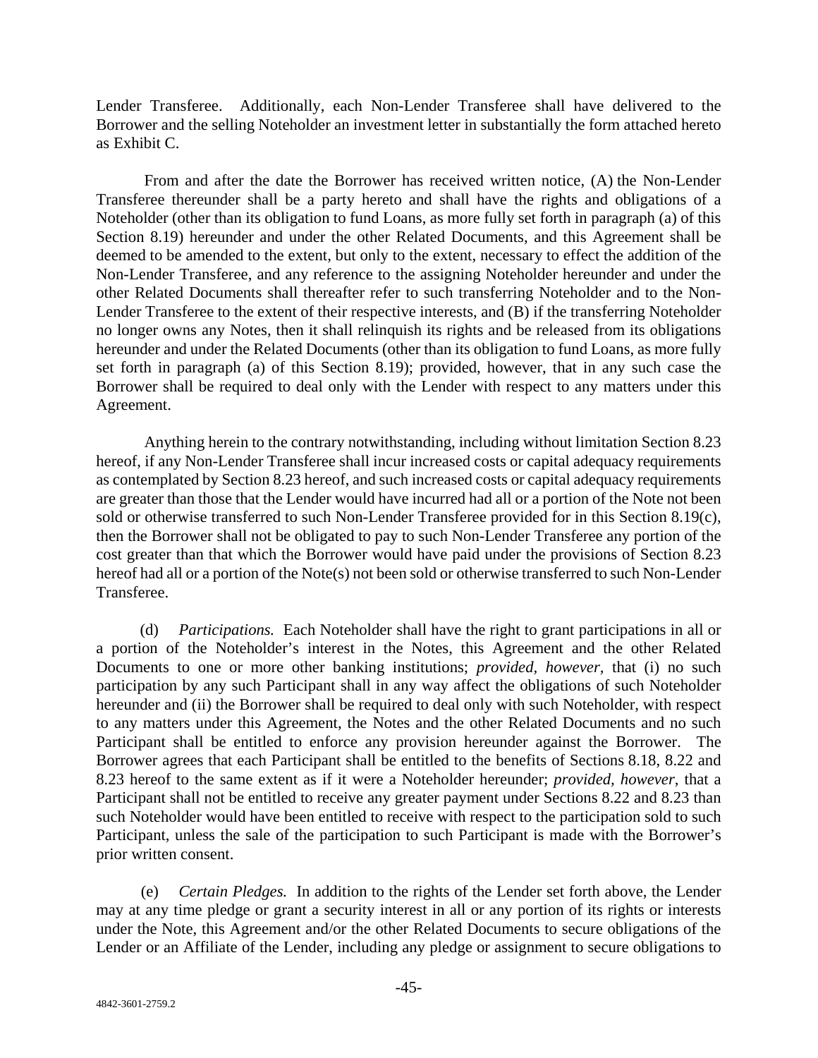Lender Transferee. Additionally, each Non-Lender Transferee shall have delivered to the Borrower and the selling Noteholder an investment letter in substantially the form attached hereto as Exhibit C.

From and after the date the Borrower has received written notice, (A) the Non-Lender Transferee thereunder shall be a party hereto and shall have the rights and obligations of a Noteholder (other than its obligation to fund Loans, as more fully set forth in paragraph (a) of this Section 8.19) hereunder and under the other Related Documents, and this Agreement shall be deemed to be amended to the extent, but only to the extent, necessary to effect the addition of the Non-Lender Transferee, and any reference to the assigning Noteholder hereunder and under the other Related Documents shall thereafter refer to such transferring Noteholder and to the Non-Lender Transferee to the extent of their respective interests, and (B) if the transferring Noteholder no longer owns any Notes, then it shall relinquish its rights and be released from its obligations hereunder and under the Related Documents (other than its obligation to fund Loans, as more fully set forth in paragraph (a) of this Section 8.19); provided, however, that in any such case the Borrower shall be required to deal only with the Lender with respect to any matters under this Agreement.

Anything herein to the contrary notwithstanding, including without limitation Section 8.23 hereof, if any Non-Lender Transferee shall incur increased costs or capital adequacy requirements as contemplated by Section 8.23 hereof, and such increased costs or capital adequacy requirements are greater than those that the Lender would have incurred had all or a portion of the Note not been sold or otherwise transferred to such Non-Lender Transferee provided for in this Section 8.19(c), then the Borrower shall not be obligated to pay to such Non-Lender Transferee any portion of the cost greater than that which the Borrower would have paid under the provisions of Section 8.23 hereof had all or a portion of the Note(s) not been sold or otherwise transferred to such Non-Lender Transferee.

(d) *Participations.* Each Noteholder shall have the right to grant participations in all or a portion of the Noteholder's interest in the Notes, this Agreement and the other Related Documents to one or more other banking institutions; *provided, however,* that (i) no such participation by any such Participant shall in any way affect the obligations of such Noteholder hereunder and (ii) the Borrower shall be required to deal only with such Noteholder, with respect to any matters under this Agreement, the Notes and the other Related Documents and no such Participant shall be entitled to enforce any provision hereunder against the Borrower. The Borrower agrees that each Participant shall be entitled to the benefits of Sections 8.18, 8.22 and 8.23 hereof to the same extent as if it were a Noteholder hereunder; *provided, however*, that a Participant shall not be entitled to receive any greater payment under Sections 8.22 and 8.23 than such Noteholder would have been entitled to receive with respect to the participation sold to such Participant, unless the sale of the participation to such Participant is made with the Borrower's prior written consent.

(e) *Certain Pledges.* In addition to the rights of the Lender set forth above, the Lender may at any time pledge or grant a security interest in all or any portion of its rights or interests under the Note, this Agreement and/or the other Related Documents to secure obligations of the Lender or an Affiliate of the Lender, including any pledge or assignment to secure obligations to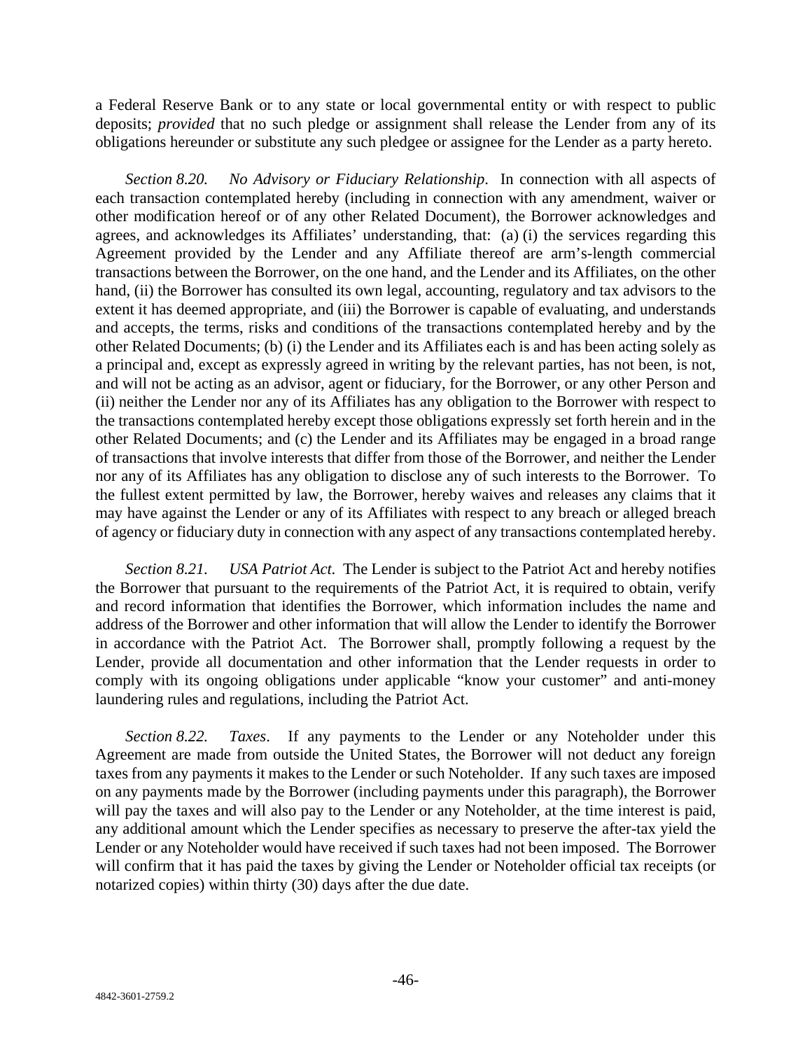a Federal Reserve Bank or to any state or local governmental entity or with respect to public deposits; *provided* that no such pledge or assignment shall release the Lender from any of its obligations hereunder or substitute any such pledgee or assignee for the Lender as a party hereto.

*Section 8.20. No Advisory or Fiduciary Relationship*. In connection with all aspects of each transaction contemplated hereby (including in connection with any amendment, waiver or other modification hereof or of any other Related Document), the Borrower acknowledges and agrees, and acknowledges its Affiliates' understanding, that: (a) (i) the services regarding this Agreement provided by the Lender and any Affiliate thereof are arm's-length commercial transactions between the Borrower, on the one hand, and the Lender and its Affiliates, on the other hand, (ii) the Borrower has consulted its own legal, accounting, regulatory and tax advisors to the extent it has deemed appropriate, and (iii) the Borrower is capable of evaluating, and understands and accepts, the terms, risks and conditions of the transactions contemplated hereby and by the other Related Documents; (b) (i) the Lender and its Affiliates each is and has been acting solely as a principal and, except as expressly agreed in writing by the relevant parties, has not been, is not, and will not be acting as an advisor, agent or fiduciary, for the Borrower, or any other Person and (ii) neither the Lender nor any of its Affiliates has any obligation to the Borrower with respect to the transactions contemplated hereby except those obligations expressly set forth herein and in the other Related Documents; and (c) the Lender and its Affiliates may be engaged in a broad range of transactions that involve interests that differ from those of the Borrower, and neither the Lender nor any of its Affiliates has any obligation to disclose any of such interests to the Borrower. To the fullest extent permitted by law, the Borrower, hereby waives and releases any claims that it may have against the Lender or any of its Affiliates with respect to any breach or alleged breach of agency or fiduciary duty in connection with any aspect of any transactions contemplated hereby.

*Section 8.21. USA Patriot Act.* The Lender is subject to the Patriot Act and hereby notifies the Borrower that pursuant to the requirements of the Patriot Act, it is required to obtain, verify and record information that identifies the Borrower, which information includes the name and address of the Borrower and other information that will allow the Lender to identify the Borrower in accordance with the Patriot Act. The Borrower shall, promptly following a request by the Lender, provide all documentation and other information that the Lender requests in order to comply with its ongoing obligations under applicable "know your customer" and anti-money laundering rules and regulations, including the Patriot Act.

*Section 8.22. Taxes*. If any payments to the Lender or any Noteholder under this Agreement are made from outside the United States, the Borrower will not deduct any foreign taxes from any payments it makes to the Lender or such Noteholder. If any such taxes are imposed on any payments made by the Borrower (including payments under this paragraph), the Borrower will pay the taxes and will also pay to the Lender or any Noteholder, at the time interest is paid, any additional amount which the Lender specifies as necessary to preserve the after-tax yield the Lender or any Noteholder would have received if such taxes had not been imposed. The Borrower will confirm that it has paid the taxes by giving the Lender or Noteholder official tax receipts (or notarized copies) within thirty (30) days after the due date.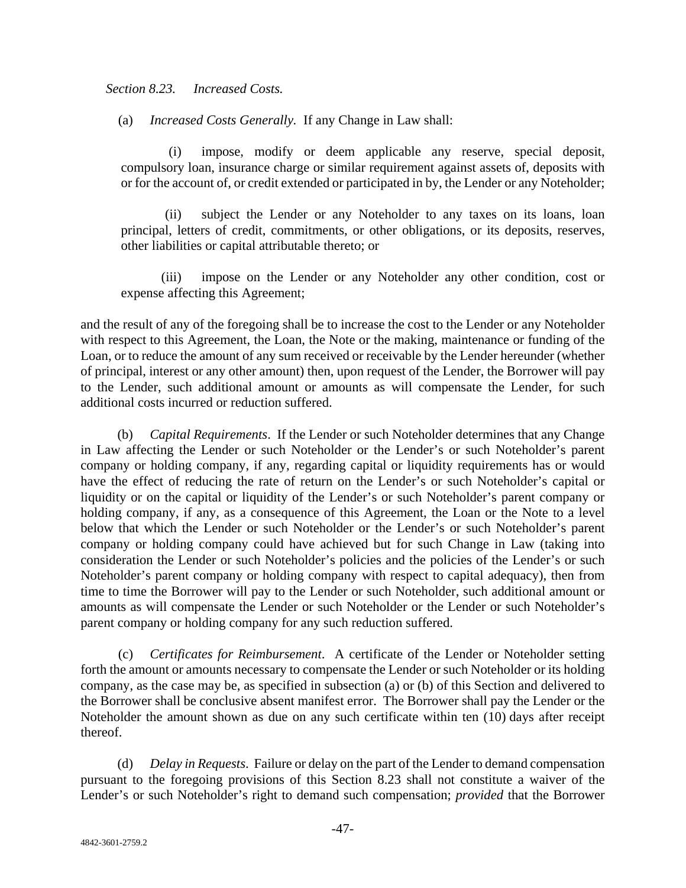*Section 8.23. Increased Costs.*

(a) *Increased Costs Generally.* If any Change in Law shall:

(i) impose, modify or deem applicable any reserve, special deposit, compulsory loan, insurance charge or similar requirement against assets of, deposits with or for the account of, or credit extended or participated in by, the Lender or any Noteholder;

(ii) subject the Lender or any Noteholder to any taxes on its loans, loan principal, letters of credit, commitments, or other obligations, or its deposits, reserves, other liabilities or capital attributable thereto; or

(iii) impose on the Lender or any Noteholder any other condition, cost or expense affecting this Agreement;

and the result of any of the foregoing shall be to increase the cost to the Lender or any Noteholder with respect to this Agreement, the Loan, the Note or the making, maintenance or funding of the Loan, or to reduce the amount of any sum received or receivable by the Lender hereunder (whether of principal, interest or any other amount) then, upon request of the Lender, the Borrower will pay to the Lender, such additional amount or amounts as will compensate the Lender, for such additional costs incurred or reduction suffered.

(b) *Capital Requirements*. If the Lender or such Noteholder determines that any Change in Law affecting the Lender or such Noteholder or the Lender's or such Noteholder's parent company or holding company, if any, regarding capital or liquidity requirements has or would have the effect of reducing the rate of return on the Lender's or such Noteholder's capital or liquidity or on the capital or liquidity of the Lender's or such Noteholder's parent company or holding company, if any, as a consequence of this Agreement, the Loan or the Note to a level below that which the Lender or such Noteholder or the Lender's or such Noteholder's parent company or holding company could have achieved but for such Change in Law (taking into consideration the Lender or such Noteholder's policies and the policies of the Lender's or such Noteholder's parent company or holding company with respect to capital adequacy), then from time to time the Borrower will pay to the Lender or such Noteholder, such additional amount or amounts as will compensate the Lender or such Noteholder or the Lender or such Noteholder's parent company or holding company for any such reduction suffered.

(c) *Certificates for Reimbursement*. A certificate of the Lender or Noteholder setting forth the amount or amounts necessary to compensate the Lender or such Noteholder or its holding company, as the case may be, as specified in subsection (a) or (b) of this Section and delivered to the Borrower shall be conclusive absent manifest error. The Borrower shall pay the Lender or the Noteholder the amount shown as due on any such certificate within ten (10) days after receipt thereof.

(d) *Delay in Requests*. Failure or delay on the part of the Lender to demand compensation pursuant to the foregoing provisions of this Section 8.23 shall not constitute a waiver of the Lender's or such Noteholder's right to demand such compensation; *provided* that the Borrower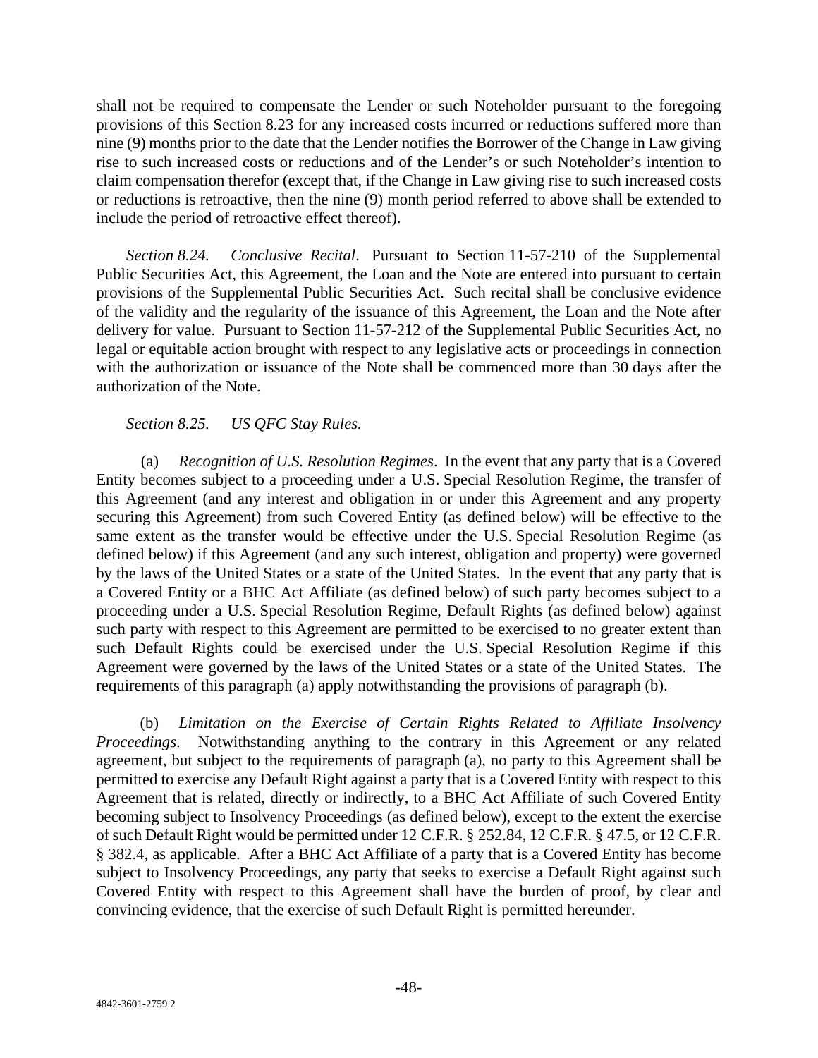shall not be required to compensate the Lender or such Noteholder pursuant to the foregoing provisions of this Section 8.23 for any increased costs incurred or reductions suffered more than nine (9) months prior to the date that the Lender notifies the Borrower of the Change in Law giving rise to such increased costs or reductions and of the Lender's or such Noteholder's intention to claim compensation therefor (except that, if the Change in Law giving rise to such increased costs or reductions is retroactive, then the nine (9) month period referred to above shall be extended to include the period of retroactive effect thereof).

*Section 8.24. Conclusive Recital*. Pursuant to Section 11-57-210 of the Supplemental Public Securities Act, this Agreement, the Loan and the Note are entered into pursuant to certain provisions of the Supplemental Public Securities Act. Such recital shall be conclusive evidence of the validity and the regularity of the issuance of this Agreement, the Loan and the Note after delivery for value. Pursuant to Section 11-57-212 of the Supplemental Public Securities Act, no legal or equitable action brought with respect to any legislative acts or proceedings in connection with the authorization or issuance of the Note shall be commenced more than 30 days after the authorization of the Note.

*Section 8.25. US QFC Stay Rules.*

(a) *Recognition of U.S. Resolution Regimes*. In the event that any party that is a Covered Entity becomes subject to a proceeding under a U.S. Special Resolution Regime, the transfer of this Agreement (and any interest and obligation in or under this Agreement and any property securing this Agreement) from such Covered Entity (as defined below) will be effective to the same extent as the transfer would be effective under the U.S. Special Resolution Regime (as defined below) if this Agreement (and any such interest, obligation and property) were governed by the laws of the United States or a state of the United States. In the event that any party that is a Covered Entity or a BHC Act Affiliate (as defined below) of such party becomes subject to a proceeding under a U.S. Special Resolution Regime, Default Rights (as defined below) against such party with respect to this Agreement are permitted to be exercised to no greater extent than such Default Rights could be exercised under the U.S. Special Resolution Regime if this Agreement were governed by the laws of the United States or a state of the United States. The requirements of this paragraph (a) apply notwithstanding the provisions of paragraph (b).

(b) *Limitation on the Exercise of Certain Rights Related to Affiliate Insolvency Proceedings*. Notwithstanding anything to the contrary in this Agreement or any related agreement, but subject to the requirements of paragraph (a), no party to this Agreement shall be permitted to exercise any Default Right against a party that is a Covered Entity with respect to this Agreement that is related, directly or indirectly, to a BHC Act Affiliate of such Covered Entity becoming subject to Insolvency Proceedings (as defined below), except to the extent the exercise of such Default Right would be permitted under 12 C.F.R. § 252.84, 12 C.F.R. § 47.5, or 12 C.F.R. § 382.4, as applicable. After a BHC Act Affiliate of a party that is a Covered Entity has become subject to Insolvency Proceedings, any party that seeks to exercise a Default Right against such Covered Entity with respect to this Agreement shall have the burden of proof, by clear and convincing evidence, that the exercise of such Default Right is permitted hereunder.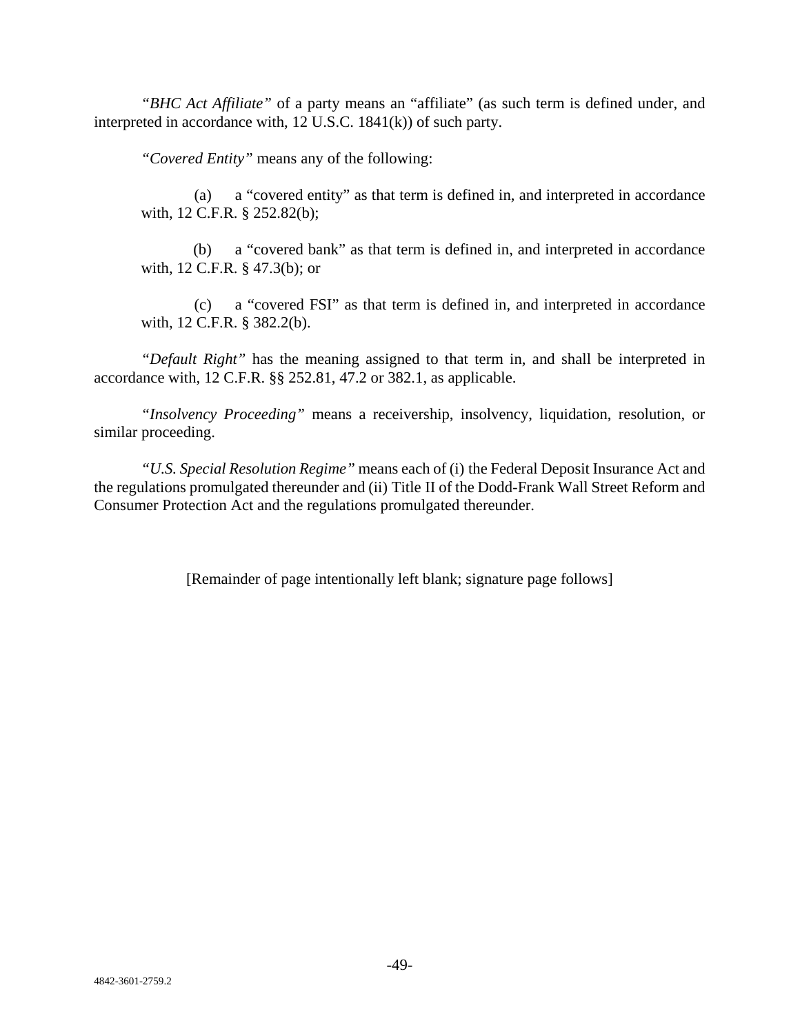*"BHC Act Affiliate"* of a party means an "affiliate" (as such term is defined under, and interpreted in accordance with, 12 U.S.C. 1841(k)) of such party.

*"Covered Entity"* means any of the following:

(a) a "covered entity" as that term is defined in, and interpreted in accordance with, 12 C.F.R. § 252.82(b);

(b) a "covered bank" as that term is defined in, and interpreted in accordance with, 12 C.F.R. § 47.3(b); or

(c) a "covered FSI" as that term is defined in, and interpreted in accordance with, 12 C.F.R. § 382.2(b).

*"Default Right"* has the meaning assigned to that term in, and shall be interpreted in accordance with, 12 C.F.R. §§ 252.81, 47.2 or 382.1, as applicable.

*"Insolvency Proceeding"* means a receivership, insolvency, liquidation, resolution, or similar proceeding.

*"U.S. Special Resolution Regime"* means each of (i) the Federal Deposit Insurance Act and the regulations promulgated thereunder and (ii) Title II of the Dodd-Frank Wall Street Reform and Consumer Protection Act and the regulations promulgated thereunder.

[Remainder of page intentionally left blank; signature page follows]

4842-3601-2759.2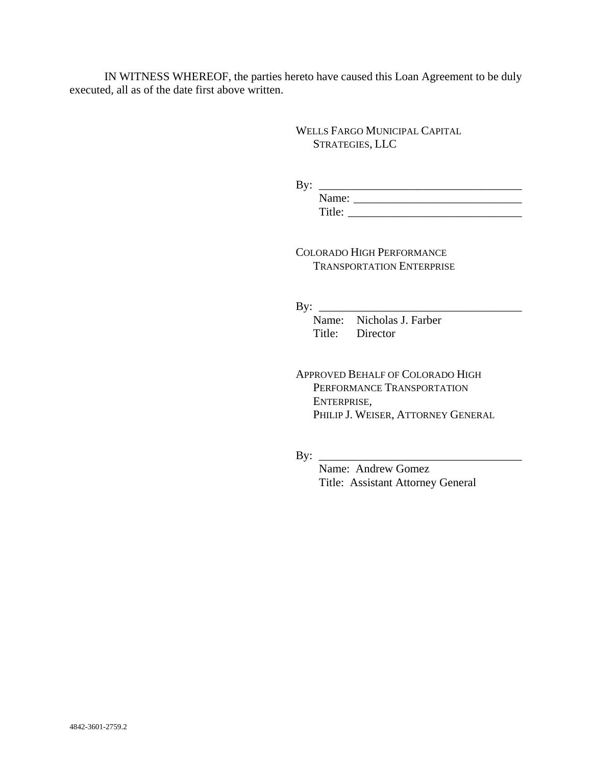IN WITNESS WHEREOF, the parties hereto have caused this Loan Agreement to be duly executed, all as of the date first above written.

WELLS FARGO MUNICIPAL CAPITAL STRATEGIES, LLC

By: ___________________________________
Name: ______________________________
Title: _______________________________

COLORADO HIGH PERFORMANCE TRANSPORTATION ENTERPRISE

By: ___________________________________
Name: Nicholas J. Farber
Title: Director

APPROVED BEHALF OF COLORADO HIGH PERFORMANCE TRANSPORTATION ENTERPRISE,
PHILIP J. WEISER, ATTORNEY GENERAL

By: ___________________________________
Name: Andrew Gomez
Title: Assistant Attorney General

4842-3601-2759.2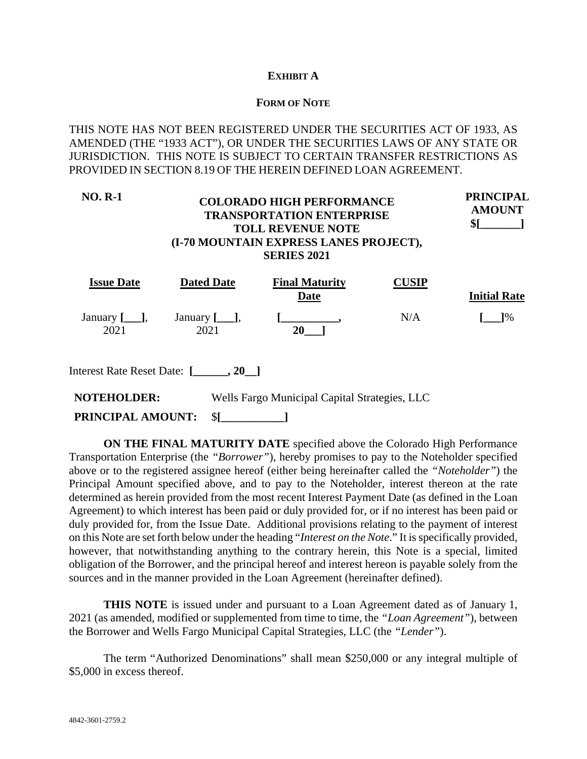**EXHIBIT A**

**FORM OF NOTE**

THIS NOTE HAS NOT BEEN REGISTERED UNDER THE SECURITIES ACT OF 1933, AS AMENDED (THE "1933 ACT"), OR UNDER THE SECURITIES LAWS OF ANY STATE OR JURISDICTION. THIS NOTE IS SUBJECT TO CERTAIN TRANSFER RESTRICTIONS AS PROVIDED IN SECTION 8.19 OF THE HEREIN DEFINED LOAN AGREEMENT.

| **NO. R-1** | **COLORADO HIGH PERFORMANCE TRANSPORTATION ENTERPRISE TOLL REVENUE NOTE (I-70 MOUNTAIN EXPRESS LANES PROJECT), SERIES 2021** | **PRINCIPAL AMOUNT $[_______]** |
|---|---|---|

| **Issue Date** | **Dated Date** | **Final Maturity Date** | **CUSIP** | **Initial Rate** |
|---|---|---|---|---|
| January **[___]**, 2021 | January **[___]**, 2021 | **[__________, 20___]** | N/A | **[___]**% |

Interest Rate Reset Date: **[______, 20__]**

**NOTEHOLDER:** Wells Fargo Municipal Capital Strategies, LLC

**PRINCIPAL AMOUNT:** $**[___________]**

**ON THE FINAL MATURITY DATE** specified above the Colorado High Performance Transportation Enterprise (the *"Borrower"*), hereby promises to pay to the Noteholder specified above or to the registered assignee hereof (either being hereinafter called the *"Noteholder"*) the Principal Amount specified above, and to pay to the Noteholder, interest thereon at the rate determined as herein provided from the most recent Interest Payment Date (as defined in the Loan Agreement) to which interest has been paid or duly provided for, or if no interest has been paid or duly provided for, from the Issue Date. Additional provisions relating to the payment of interest on this Note are set forth below under the heading "*Interest on the Note*." It is specifically provided, however, that notwithstanding anything to the contrary herein, this Note is a special, limited obligation of the Borrower, and the principal hereof and interest hereon is payable solely from the sources and in the manner provided in the Loan Agreement (hereinafter defined).

**THIS NOTE** is issued under and pursuant to a Loan Agreement dated as of January 1, 2021 (as amended, modified or supplemented from time to time, the *"Loan Agreement"*), between the Borrower and Wells Fargo Municipal Capital Strategies, LLC (the *"Lender"*).

The term "Authorized Denominations" shall mean $250,000 or any integral multiple of $5,000 in excess thereof.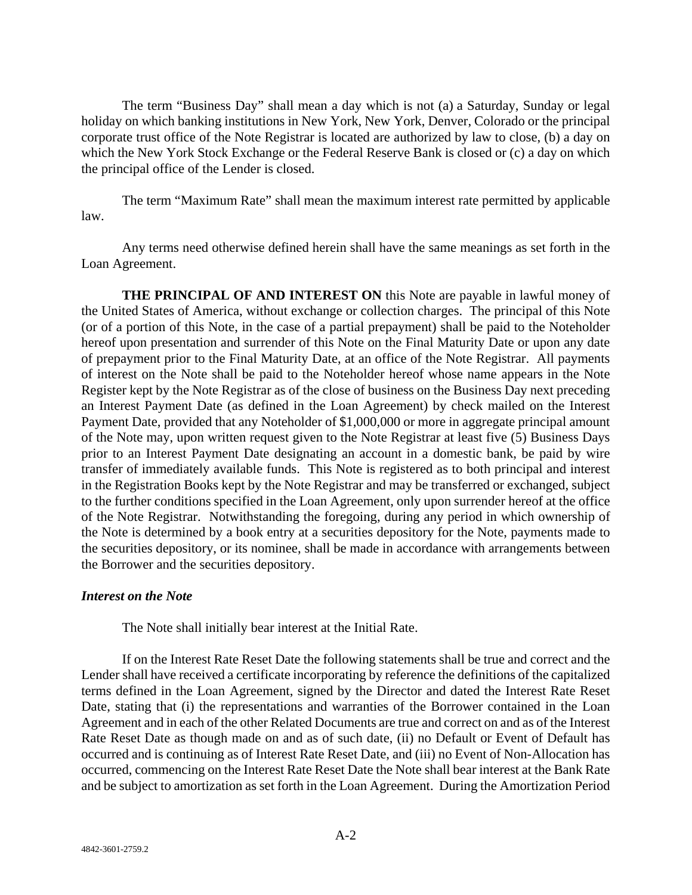The term "Business Day" shall mean a day which is not (a) a Saturday, Sunday or legal holiday on which banking institutions in New York, New York, Denver, Colorado or the principal corporate trust office of the Note Registrar is located are authorized by law to close, (b) a day on which the New York Stock Exchange or the Federal Reserve Bank is closed or (c) a day on which the principal office of the Lender is closed.

The term "Maximum Rate" shall mean the maximum interest rate permitted by applicable law.

Any terms need otherwise defined herein shall have the same meanings as set forth in the Loan Agreement.

**THE PRINCIPAL OF AND INTEREST ON** this Note are payable in lawful money of the United States of America, without exchange or collection charges. The principal of this Note (or of a portion of this Note, in the case of a partial prepayment) shall be paid to the Noteholder hereof upon presentation and surrender of this Note on the Final Maturity Date or upon any date of prepayment prior to the Final Maturity Date, at an office of the Note Registrar. All payments of interest on the Note shall be paid to the Noteholder hereof whose name appears in the Note Register kept by the Note Registrar as of the close of business on the Business Day next preceding an Interest Payment Date (as defined in the Loan Agreement) by check mailed on the Interest Payment Date, provided that any Noteholder of $1,000,000 or more in aggregate principal amount of the Note may, upon written request given to the Note Registrar at least five (5) Business Days prior to an Interest Payment Date designating an account in a domestic bank, be paid by wire transfer of immediately available funds. This Note is registered as to both principal and interest in the Registration Books kept by the Note Registrar and may be transferred or exchanged, subject to the further conditions specified in the Loan Agreement, only upon surrender hereof at the office of the Note Registrar. Notwithstanding the foregoing, during any period in which ownership of the Note is determined by a book entry at a securities depository for the Note, payments made to the securities depository, or its nominee, shall be made in accordance with arrangements between the Borrower and the securities depository.

***Interest on the Note***

The Note shall initially bear interest at the Initial Rate.

If on the Interest Rate Reset Date the following statements shall be true and correct and the Lender shall have received a certificate incorporating by reference the definitions of the capitalized terms defined in the Loan Agreement, signed by the Director and dated the Interest Rate Reset Date, stating that (i) the representations and warranties of the Borrower contained in the Loan Agreement and in each of the other Related Documents are true and correct on and as of the Interest Rate Reset Date as though made on and as of such date, (ii) no Default or Event of Default has occurred and is continuing as of Interest Rate Reset Date, and (iii) no Event of Non-Allocation has occurred, commencing on the Interest Rate Reset Date the Note shall bear interest at the Bank Rate and be subject to amortization as set forth in the Loan Agreement. During the Amortization Period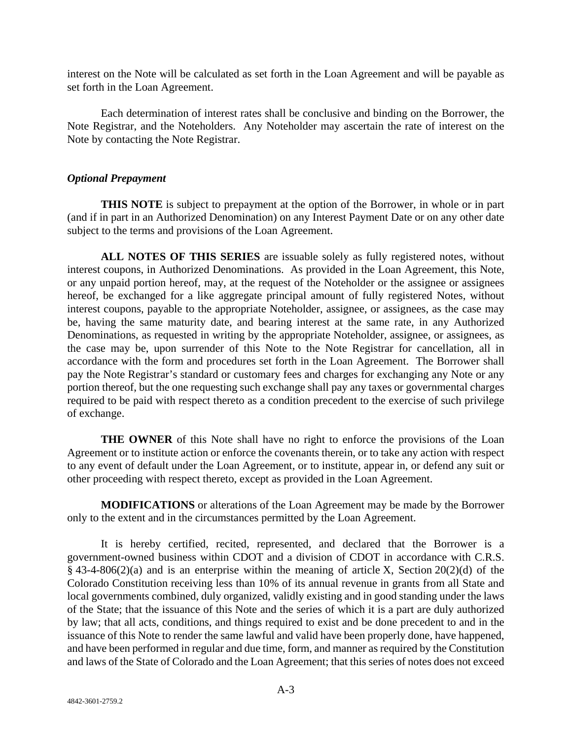interest on the Note will be calculated as set forth in the Loan Agreement and will be payable as set forth in the Loan Agreement.

Each determination of interest rates shall be conclusive and binding on the Borrower, the Note Registrar, and the Noteholders. Any Noteholder may ascertain the rate of interest on the Note by contacting the Note Registrar.

*Optional Prepayment*

**THIS NOTE** is subject to prepayment at the option of the Borrower, in whole or in part (and if in part in an Authorized Denomination) on any Interest Payment Date or on any other date subject to the terms and provisions of the Loan Agreement.

**ALL NOTES OF THIS SERIES** are issuable solely as fully registered notes, without interest coupons, in Authorized Denominations. As provided in the Loan Agreement, this Note, or any unpaid portion hereof, may, at the request of the Noteholder or the assignee or assignees hereof, be exchanged for a like aggregate principal amount of fully registered Notes, without interest coupons, payable to the appropriate Noteholder, assignee, or assignees, as the case may be, having the same maturity date, and bearing interest at the same rate, in any Authorized Denominations, as requested in writing by the appropriate Noteholder, assignee, or assignees, as the case may be, upon surrender of this Note to the Note Registrar for cancellation, all in accordance with the form and procedures set forth in the Loan Agreement. The Borrower shall pay the Note Registrar's standard or customary fees and charges for exchanging any Note or any portion thereof, but the one requesting such exchange shall pay any taxes or governmental charges required to be paid with respect thereto as a condition precedent to the exercise of such privilege of exchange.

**THE OWNER** of this Note shall have no right to enforce the provisions of the Loan Agreement or to institute action or enforce the covenants therein, or to take any action with respect to any event of default under the Loan Agreement, or to institute, appear in, or defend any suit or other proceeding with respect thereto, except as provided in the Loan Agreement.

**MODIFICATIONS** or alterations of the Loan Agreement may be made by the Borrower only to the extent and in the circumstances permitted by the Loan Agreement.

It is hereby certified, recited, represented, and declared that the Borrower is a government-owned business within CDOT and a division of CDOT in accordance with C.R.S. § 43-4-806(2)(a) and is an enterprise within the meaning of article X, Section 20(2)(d) of the Colorado Constitution receiving less than 10% of its annual revenue in grants from all State and local governments combined, duly organized, validly existing and in good standing under the laws of the State; that the issuance of this Note and the series of which it is a part are duly authorized by law; that all acts, conditions, and things required to exist and be done precedent to and in the issuance of this Note to render the same lawful and valid have been properly done, have happened, and have been performed in regular and due time, form, and manner as required by the Constitution and laws of the State of Colorado and the Loan Agreement; that this series of notes does not exceed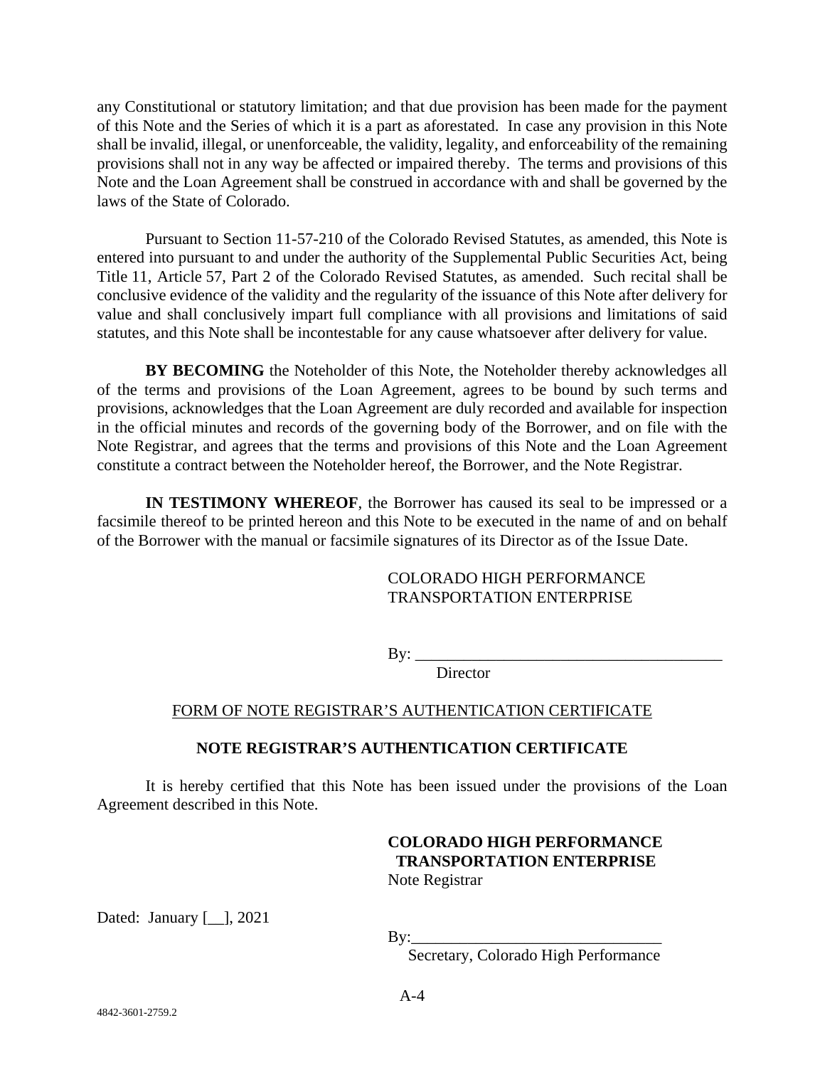any Constitutional or statutory limitation; and that due provision has been made for the payment of this Note and the Series of which it is a part as aforestated. In case any provision in this Note shall be invalid, illegal, or unenforceable, the validity, legality, and enforceability of the remaining provisions shall not in any way be affected or impaired thereby. The terms and provisions of this Note and the Loan Agreement shall be construed in accordance with and shall be governed by the laws of the State of Colorado.

Pursuant to Section 11-57-210 of the Colorado Revised Statutes, as amended, this Note is entered into pursuant to and under the authority of the Supplemental Public Securities Act, being Title 11, Article 57, Part 2 of the Colorado Revised Statutes, as amended. Such recital shall be conclusive evidence of the validity and the regularity of the issuance of this Note after delivery for value and shall conclusively impart full compliance with all provisions and limitations of said statutes, and this Note shall be incontestable for any cause whatsoever after delivery for value.

**BY BECOMING** the Noteholder of this Note, the Noteholder thereby acknowledges all of the terms and provisions of the Loan Agreement, agrees to be bound by such terms and provisions, acknowledges that the Loan Agreement are duly recorded and available for inspection in the official minutes and records of the governing body of the Borrower, and on file with the Note Registrar, and agrees that the terms and provisions of this Note and the Loan Agreement constitute a contract between the Noteholder hereof, the Borrower, and the Note Registrar.

**IN TESTIMONY WHEREOF**, the Borrower has caused its seal to be impressed or a facsimile thereof to be printed hereon and this Note to be executed in the name of and on behalf of the Borrower with the manual or facsimile signatures of its Director as of the Issue Date.

COLORADO HIGH PERFORMANCE
TRANSPORTATION ENTERPRISE

By: ______________________________________
Director

FORM OF NOTE REGISTRAR'S AUTHENTICATION CERTIFICATE

**NOTE REGISTRAR'S AUTHENTICATION CERTIFICATE**

It is hereby certified that this Note has been issued under the provisions of the Loan Agreement described in this Note.

**COLORADO HIGH PERFORMANCE TRANSPORTATION ENTERPRISE**
Note Registrar

Dated: January [__], 2021

By:_______________________________
Secretary, Colorado High Performance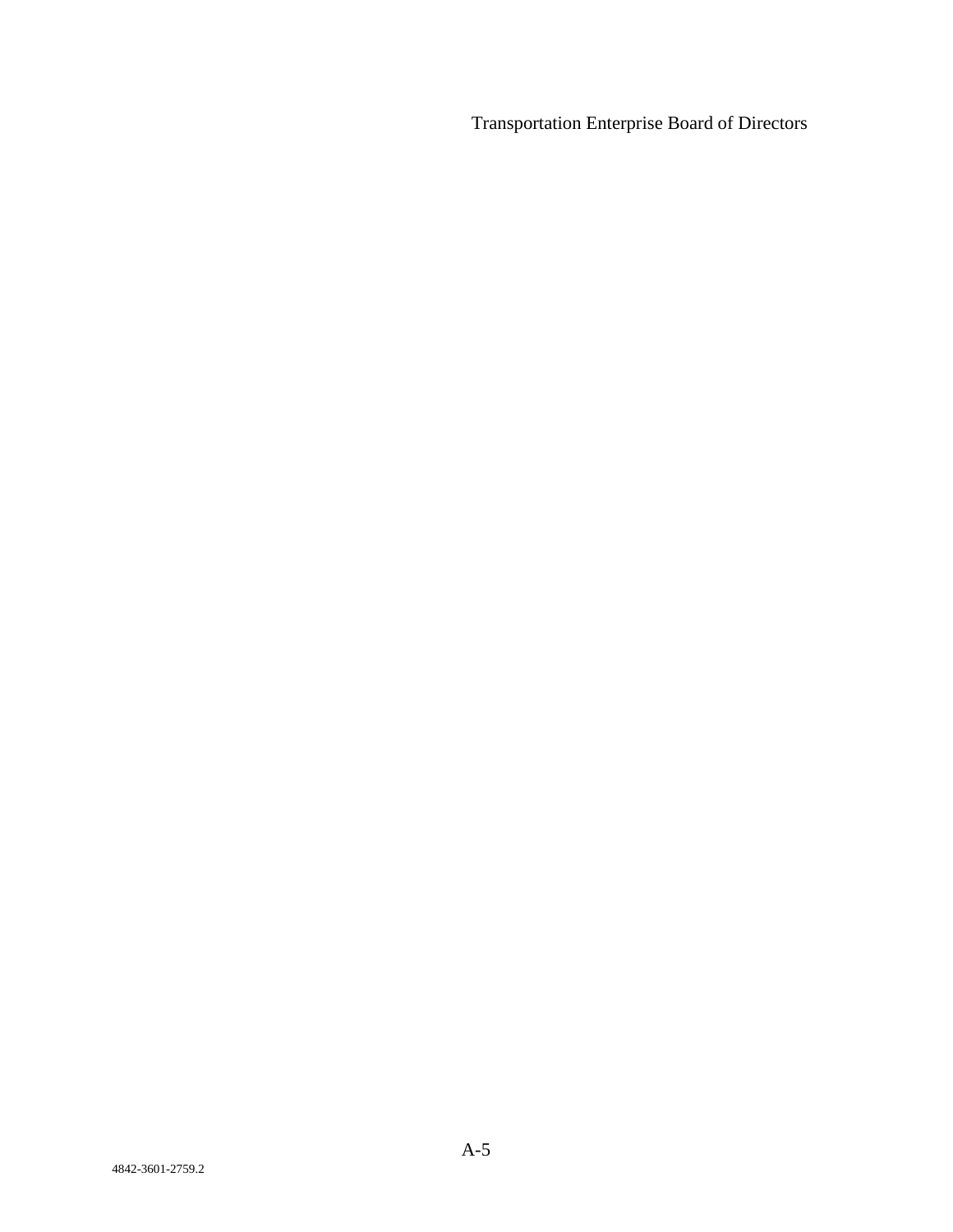Transportation Enterprise Board of Directors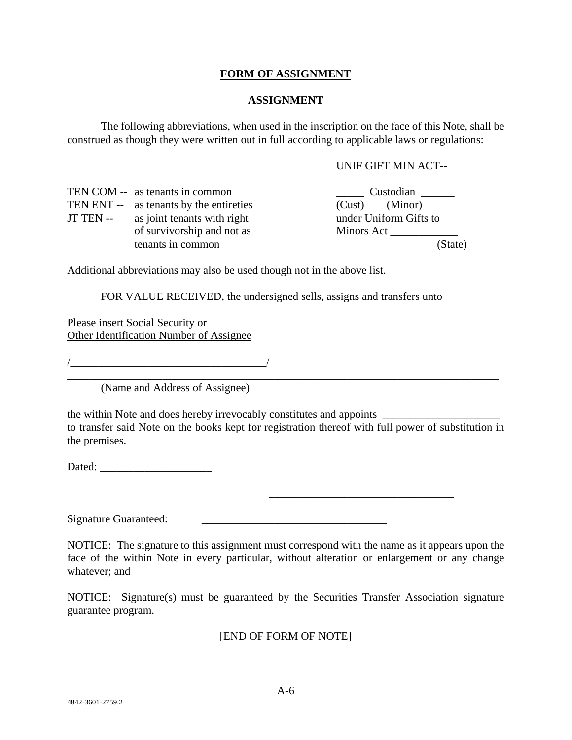**FORM OF ASSIGNMENT**

**ASSIGNMENT**

The following abbreviations, when used in the inscription on the face of this Note, shall be construed as though they were written out in full according to applicable laws or regulations:

| | | UNIF GIFT MIN ACT-- |
|---|---|---|
| TEN COM -- | as tenants in common | _____ Custodian ______ |
| TEN ENT -- | as tenants by the entireties | (Cust) (Minor) |
| JT TEN -- | as joint tenants with right of survivorship and not as tenants in common | under Uniform Gifts to Minors Act ____________ (State) |

Additional abbreviations may also be used though not in the above list.

FOR VALUE RECEIVED, the undersigned sells, assigns and transfers unto

Please insert Social Security or
Other Identification Number of Assignee

/____________________________________/

______________________________________________________________________________

(Name and Address of Assignee)

the within Note and does hereby irrevocably constitutes and appoints _____________________ to transfer said Note on the books kept for registration thereof with full power of substitution in the premises.

Dated: ____________________

_________________________________

Signature Guaranteed: _________________________________

NOTICE: The signature to this assignment must correspond with the name as it appears upon the face of the within Note in every particular, without alteration or enlargement or any change whatever; and

NOTICE: Signature(s) must be guaranteed by the Securities Transfer Association signature guarantee program.

[END OF FORM OF NOTE]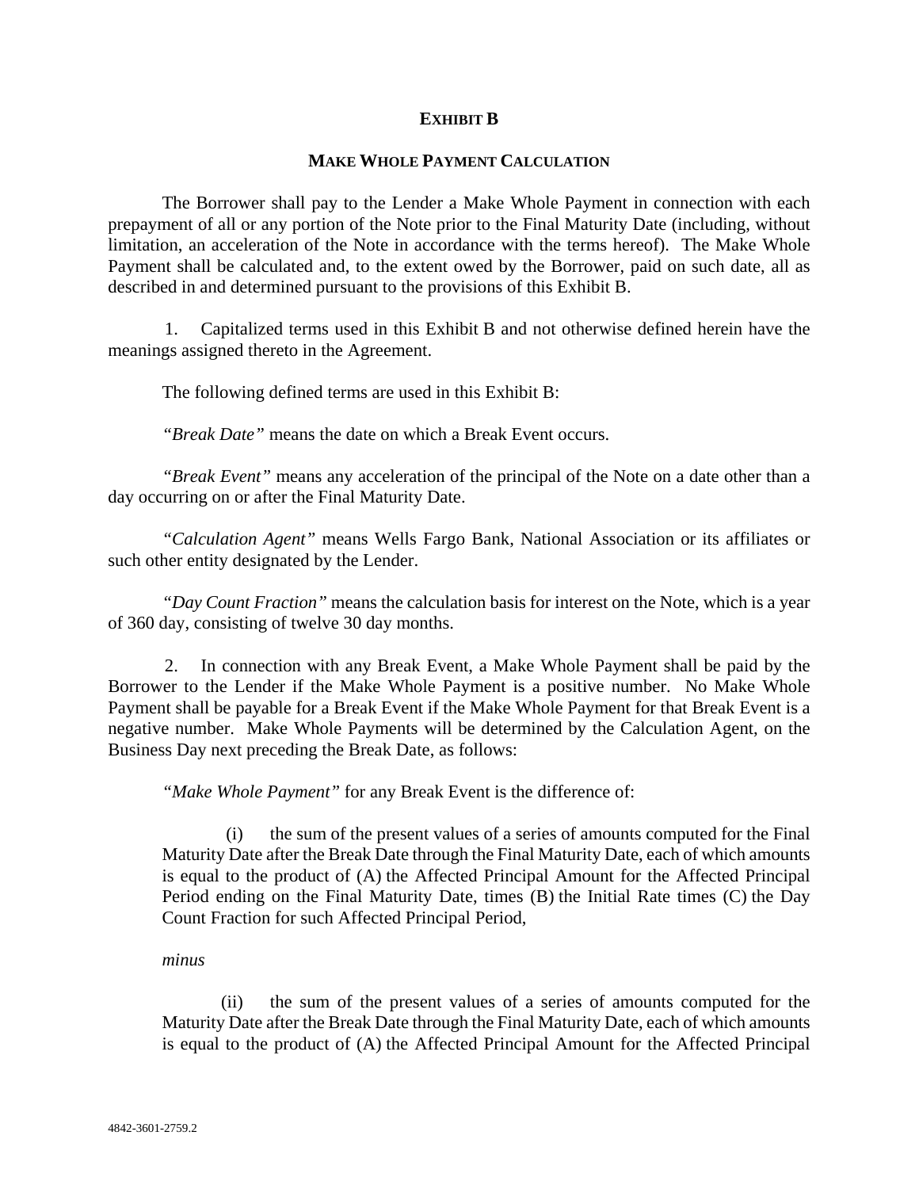# EXHIBIT B

## MAKE WHOLE PAYMENT CALCULATION

The Borrower shall pay to the Lender a Make Whole Payment in connection with each prepayment of all or any portion of the Note prior to the Final Maturity Date (including, without limitation, an acceleration of the Note in accordance with the terms hereof). The Make Whole Payment shall be calculated and, to the extent owed by the Borrower, paid on such date, all as described in and determined pursuant to the provisions of this Exhibit B.

1. Capitalized terms used in this Exhibit B and not otherwise defined herein have the meanings assigned thereto in the Agreement.

The following defined terms are used in this Exhibit B:

*"Break Date"* means the date on which a Break Event occurs.

*"Break Event"* means any acceleration of the principal of the Note on a date other than a day occurring on or after the Final Maturity Date.

*"Calculation Agent"* means Wells Fargo Bank, National Association or its affiliates or such other entity designated by the Lender.

*"Day Count Fraction"* means the calculation basis for interest on the Note, which is a year of 360 day, consisting of twelve 30 day months.

2. In connection with any Break Event, a Make Whole Payment shall be paid by the Borrower to the Lender if the Make Whole Payment is a positive number. No Make Whole Payment shall be payable for a Break Event if the Make Whole Payment for that Break Event is a negative number. Make Whole Payments will be determined by the Calculation Agent, on the Business Day next preceding the Break Date, as follows:

*"Make Whole Payment"* for any Break Event is the difference of:

> (i) the sum of the present values of a series of amounts computed for the Final Maturity Date after the Break Date through the Final Maturity Date, each of which amounts is equal to the product of (A) the Affected Principal Amount for the Affected Principal Period ending on the Final Maturity Date, times (B) the Initial Rate times (C) the Day Count Fraction for such Affected Principal Period,
>
> *minus*
>
> (ii) the sum of the present values of a series of amounts computed for the Maturity Date after the Break Date through the Final Maturity Date, each of which amounts is equal to the product of (A) the Affected Principal Amount for the Affected Principal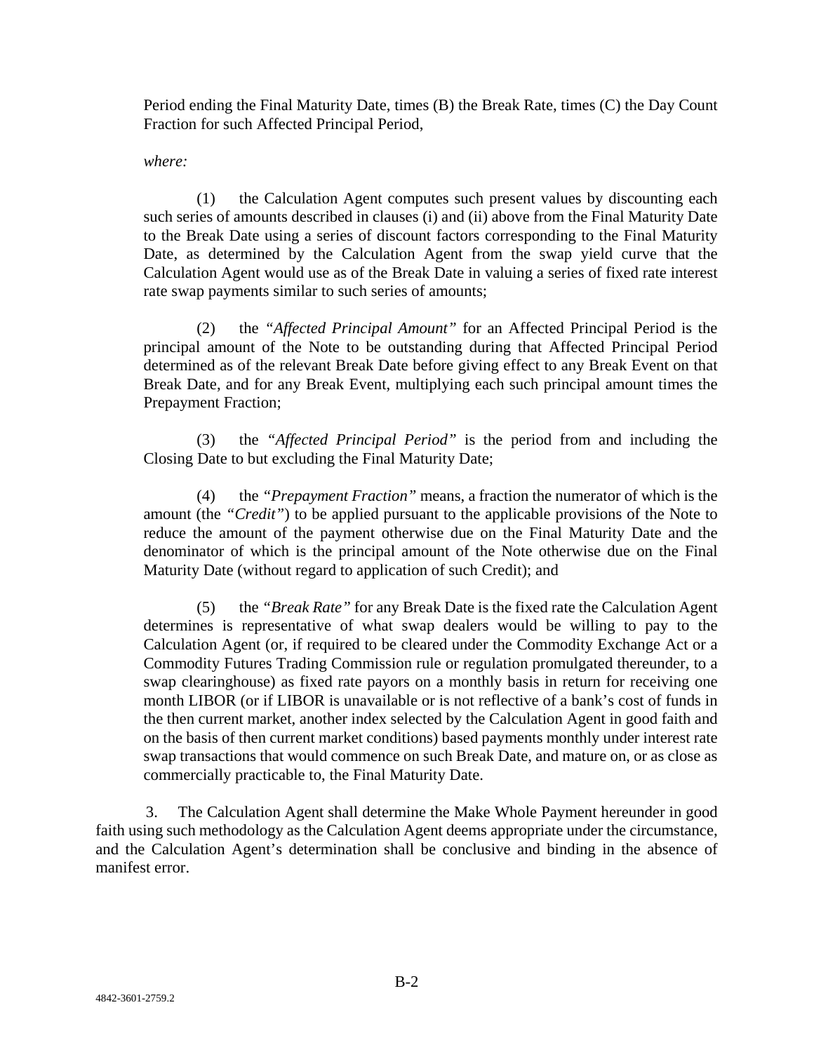Period ending the Final Maturity Date, times (B) the Break Rate, times (C) the Day Count Fraction for such Affected Principal Period,

*where:*

(1) the Calculation Agent computes such present values by discounting each such series of amounts described in clauses (i) and (ii) above from the Final Maturity Date to the Break Date using a series of discount factors corresponding to the Final Maturity Date, as determined by the Calculation Agent from the swap yield curve that the Calculation Agent would use as of the Break Date in valuing a series of fixed rate interest rate swap payments similar to such series of amounts;

(2) the *"Affected Principal Amount"* for an Affected Principal Period is the principal amount of the Note to be outstanding during that Affected Principal Period determined as of the relevant Break Date before giving effect to any Break Event on that Break Date, and for any Break Event, multiplying each such principal amount times the Prepayment Fraction;

(3) the *"Affected Principal Period"* is the period from and including the Closing Date to but excluding the Final Maturity Date;

(4) the *"Prepayment Fraction"* means, a fraction the numerator of which is the amount (the *"Credit"*) to be applied pursuant to the applicable provisions of the Note to reduce the amount of the payment otherwise due on the Final Maturity Date and the denominator of which is the principal amount of the Note otherwise due on the Final Maturity Date (without regard to application of such Credit); and

(5) the *"Break Rate"* for any Break Date is the fixed rate the Calculation Agent determines is representative of what swap dealers would be willing to pay to the Calculation Agent (or, if required to be cleared under the Commodity Exchange Act or a Commodity Futures Trading Commission rule or regulation promulgated thereunder, to a swap clearinghouse) as fixed rate payors on a monthly basis in return for receiving one month LIBOR (or if LIBOR is unavailable or is not reflective of a bank's cost of funds in the then current market, another index selected by the Calculation Agent in good faith and on the basis of then current market conditions) based payments monthly under interest rate swap transactions that would commence on such Break Date, and mature on, or as close as commercially practicable to, the Final Maturity Date.

3. The Calculation Agent shall determine the Make Whole Payment hereunder in good faith using such methodology as the Calculation Agent deems appropriate under the circumstance, and the Calculation Agent's determination shall be conclusive and binding in the absence of manifest error.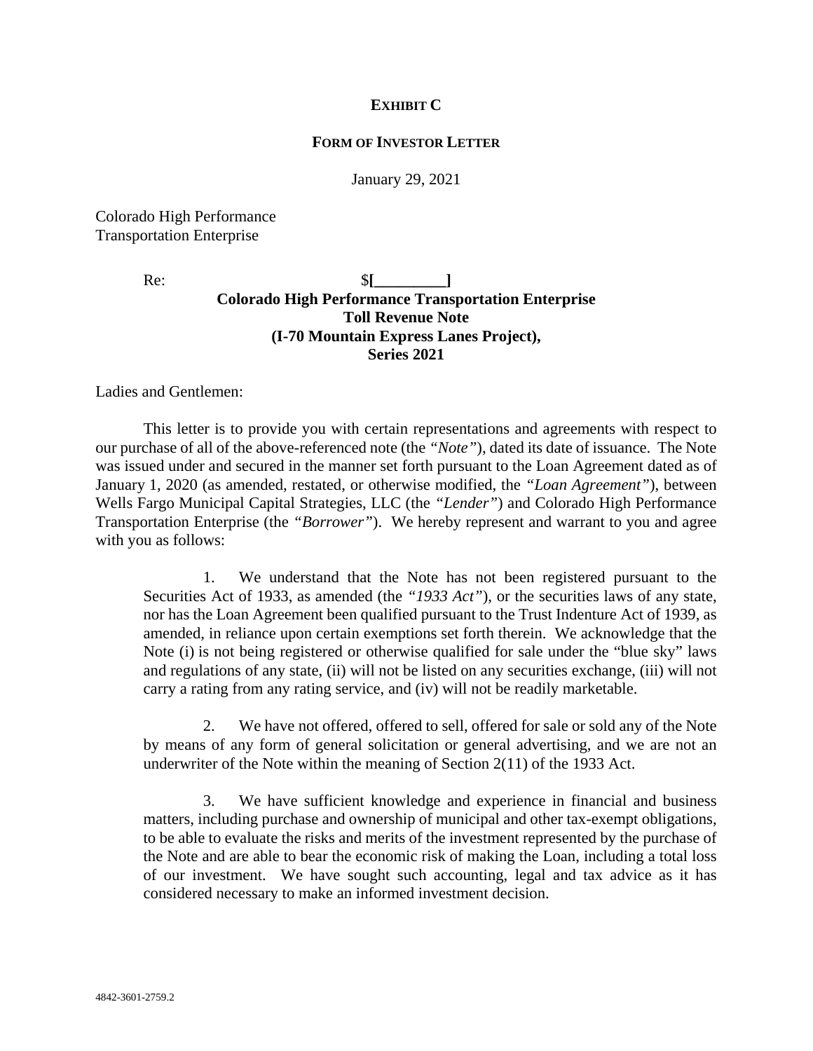**EXHIBIT C**

**FORM OF INVESTOR LETTER**

January 29, 2021

Colorado High Performance
Transportation Enterprise

Re: **$[_________]**
**Colorado High Performance Transportation Enterprise**
**Toll Revenue Note**
**(I-70 Mountain Express Lanes Project),**
**Series 2021**

Ladies and Gentlemen:

This letter is to provide you with certain representations and agreements with respect to our purchase of all of the above-referenced note (the *"Note"*), dated its date of issuance. The Note was issued under and secured in the manner set forth pursuant to the Loan Agreement dated as of January 1, 2020 (as amended, restated, or otherwise modified, the *"Loan Agreement"*), between Wells Fargo Municipal Capital Strategies, LLC (the *"Lender"*) and Colorado High Performance Transportation Enterprise (the *"Borrower"*). We hereby represent and warrant to you and agree with you as follows:

1. We understand that the Note has not been registered pursuant to the Securities Act of 1933, as amended (the *"1933 Act"*), or the securities laws of any state, nor has the Loan Agreement been qualified pursuant to the Trust Indenture Act of 1939, as amended, in reliance upon certain exemptions set forth therein. We acknowledge that the Note (i) is not being registered or otherwise qualified for sale under the "blue sky" laws and regulations of any state, (ii) will not be listed on any securities exchange, (iii) will not carry a rating from any rating service, and (iv) will not be readily marketable.

2. We have not offered, offered to sell, offered for sale or sold any of the Note by means of any form of general solicitation or general advertising, and we are not an underwriter of the Note within the meaning of Section 2(11) of the 1933 Act.

3. We have sufficient knowledge and experience in financial and business matters, including purchase and ownership of municipal and other tax-exempt obligations, to be able to evaluate the risks and merits of the investment represented by the purchase of the Note and are able to bear the economic risk of making the Loan, including a total loss of our investment. We have sought such accounting, legal and tax advice as it has considered necessary to make an informed investment decision.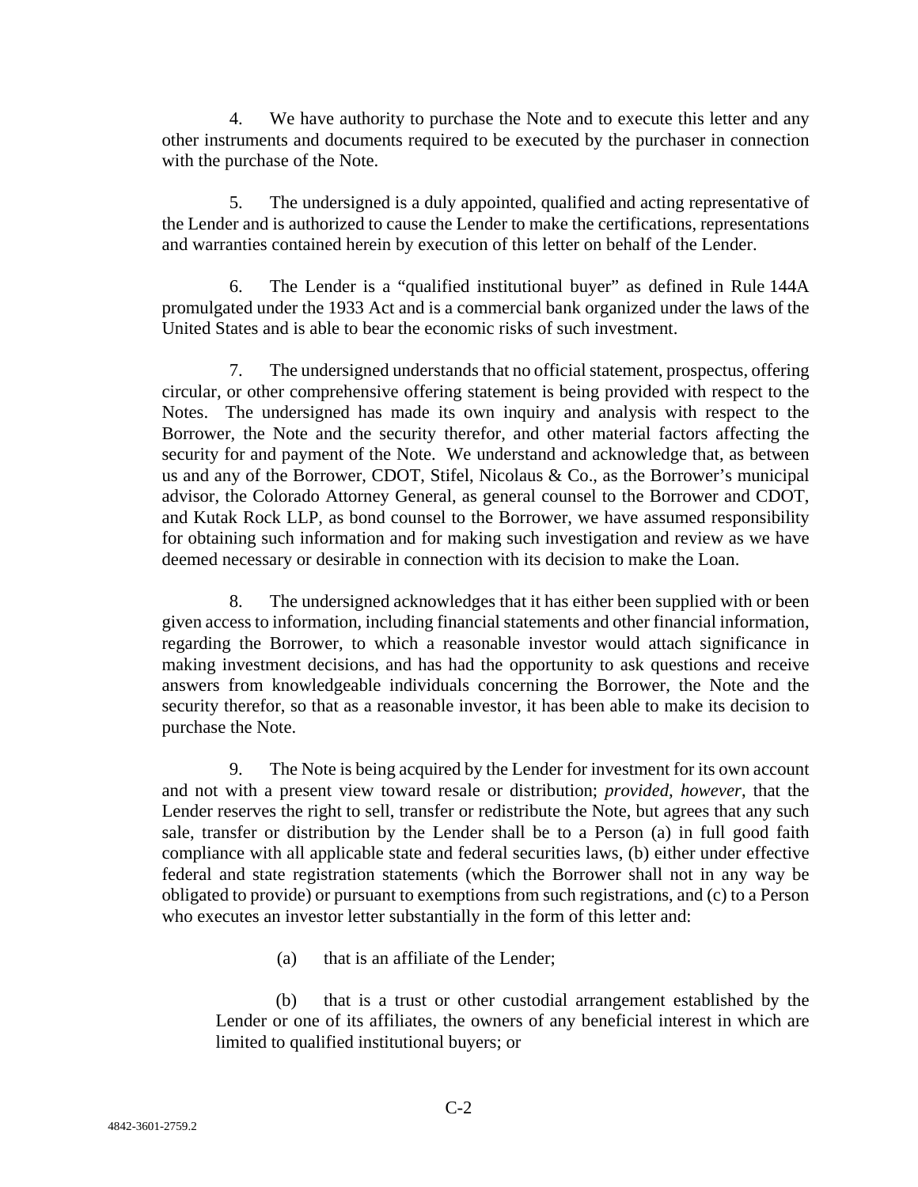4. We have authority to purchase the Note and to execute this letter and any other instruments and documents required to be executed by the purchaser in connection with the purchase of the Note.

5. The undersigned is a duly appointed, qualified and acting representative of the Lender and is authorized to cause the Lender to make the certifications, representations and warranties contained herein by execution of this letter on behalf of the Lender.

6. The Lender is a "qualified institutional buyer" as defined in Rule 144A promulgated under the 1933 Act and is a commercial bank organized under the laws of the United States and is able to bear the economic risks of such investment.

7. The undersigned understands that no official statement, prospectus, offering circular, or other comprehensive offering statement is being provided with respect to the Notes. The undersigned has made its own inquiry and analysis with respect to the Borrower, the Note and the security therefor, and other material factors affecting the security for and payment of the Note. We understand and acknowledge that, as between us and any of the Borrower, CDOT, Stifel, Nicolaus & Co., as the Borrower's municipal advisor, the Colorado Attorney General, as general counsel to the Borrower and CDOT, and Kutak Rock LLP, as bond counsel to the Borrower, we have assumed responsibility for obtaining such information and for making such investigation and review as we have deemed necessary or desirable in connection with its decision to make the Loan.

8. The undersigned acknowledges that it has either been supplied with or been given access to information, including financial statements and other financial information, regarding the Borrower, to which a reasonable investor would attach significance in making investment decisions, and has had the opportunity to ask questions and receive answers from knowledgeable individuals concerning the Borrower, the Note and the security therefor, so that as a reasonable investor, it has been able to make its decision to purchase the Note.

9. The Note is being acquired by the Lender for investment for its own account and not with a present view toward resale or distribution; *provided, however*, that the Lender reserves the right to sell, transfer or redistribute the Note, but agrees that any such sale, transfer or distribution by the Lender shall be to a Person (a) in full good faith compliance with all applicable state and federal securities laws, (b) either under effective federal and state registration statements (which the Borrower shall not in any way be obligated to provide) or pursuant to exemptions from such registrations, and (c) to a Person who executes an investor letter substantially in the form of this letter and:

(a) that is an affiliate of the Lender;

(b) that is a trust or other custodial arrangement established by the Lender or one of its affiliates, the owners of any beneficial interest in which are limited to qualified institutional buyers; or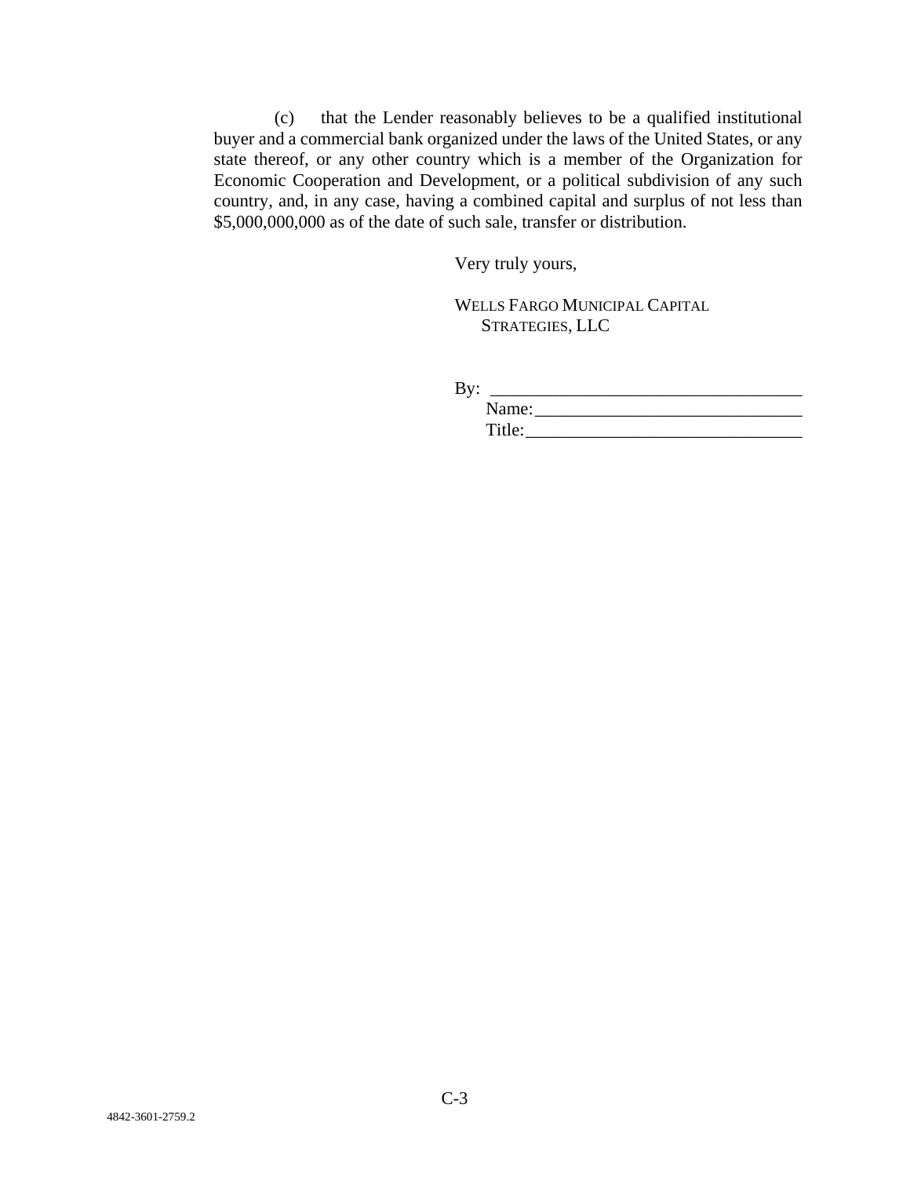(c) that the Lender reasonably believes to be a qualified institutional buyer and a commercial bank organized under the laws of the United States, or any state thereof, or any other country which is a member of the Organization for Economic Cooperation and Development, or a political subdivision of any such country, and, in any case, having a combined capital and surplus of not less than $5,000,000,000 as of the date of such sale, transfer or distribution.

Very truly yours,

WELLS FARGO MUNICIPAL CAPITAL STRATEGIES, LLC

By: ___________________________________
Name: _______________________________
Title: ________________________________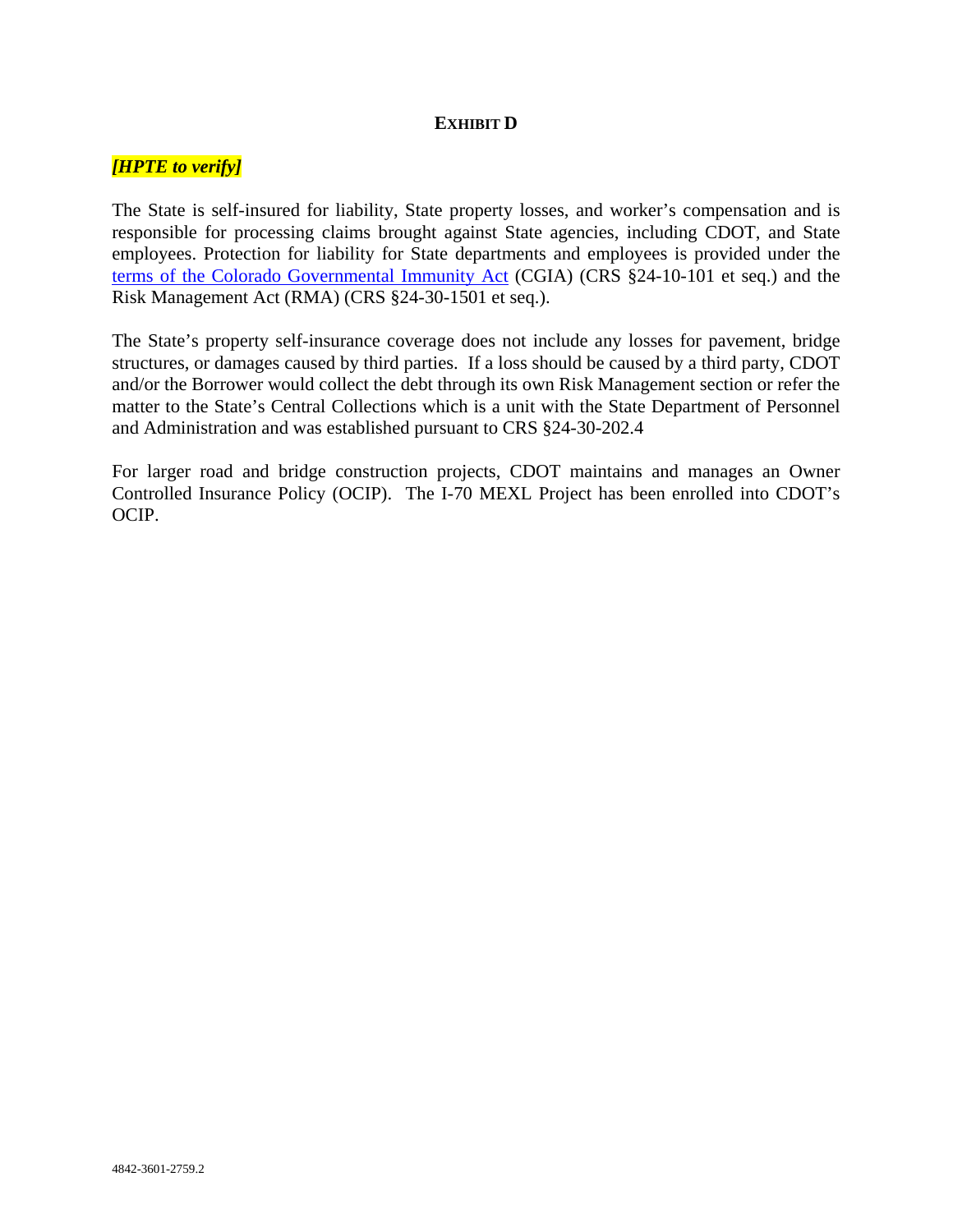# EXHIBIT D

***[HPTE to verify]***

The State is self-insured for liability, State property losses, and worker's compensation and is responsible for processing claims brought against State agencies, including CDOT, and State employees. Protection for liability for State departments and employees is provided under the terms of the Colorado Governmental Immunity Act (CGIA) (CRS §24-10-101 et seq.) and the Risk Management Act (RMA) (CRS §24-30-1501 et seq.).

The State's property self-insurance coverage does not include any losses for pavement, bridge structures, or damages caused by third parties. If a loss should be caused by a third party, CDOT and/or the Borrower would collect the debt through its own Risk Management section or refer the matter to the State's Central Collections which is a unit with the State Department of Personnel and Administration and was established pursuant to CRS §24-30-202.4

For larger road and bridge construction projects, CDOT maintains and manages an Owner Controlled Insurance Policy (OCIP). The I-70 MEXL Project has been enrolled into CDOT's OCIP.

4842-3601-2759.2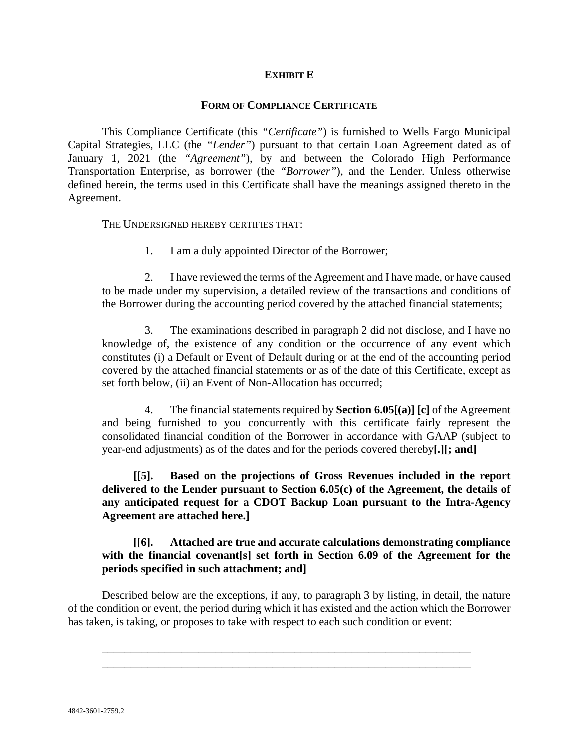**EXHIBIT E**

**FORM OF COMPLIANCE CERTIFICATE**

This Compliance Certificate (this *"Certificate"*) is furnished to Wells Fargo Municipal Capital Strategies, LLC (the *"Lender"*) pursuant to that certain Loan Agreement dated as of January 1, 2021 (the *"Agreement"*), by and between the Colorado High Performance Transportation Enterprise, as borrower (the *"Borrower"*), and the Lender. Unless otherwise defined herein, the terms used in this Certificate shall have the meanings assigned thereto in the Agreement.

THE UNDERSIGNED HEREBY CERTIFIES THAT:

1. I am a duly appointed Director of the Borrower;

2. I have reviewed the terms of the Agreement and I have made, or have caused to be made under my supervision, a detailed review of the transactions and conditions of the Borrower during the accounting period covered by the attached financial statements;

3. The examinations described in paragraph 2 did not disclose, and I have no knowledge of, the existence of any condition or the occurrence of any event which constitutes (i) a Default or Event of Default during or at the end of the accounting period covered by the attached financial statements or as of the date of this Certificate, except as set forth below, (ii) an Event of Non-Allocation has occurred;

4. The financial statements required by **Section 6.05[(a)] [c]** of the Agreement and being furnished to you concurrently with this certificate fairly represent the consolidated financial condition of the Borrower in accordance with GAAP (subject to year-end adjustments) as of the dates and for the periods covered thereby**[.][; and]**

**[[5]. Based on the projections of Gross Revenues included in the report delivered to the Lender pursuant to Section 6.05(c) of the Agreement, the details of any anticipated request for a CDOT Backup Loan pursuant to the Intra-Agency Agreement are attached here.]**

**[[6]. Attached are true and accurate calculations demonstrating compliance with the financial covenant[s] set forth in Section 6.09 of the Agreement for the periods specified in such attachment; and]**

Described below are the exceptions, if any, to paragraph 3 by listing, in detail, the nature of the condition or event, the period during which it has existed and the action which the Borrower has taken, is taking, or proposes to take with respect to each such condition or event:

\_\_\_\_\_\_\_\_\_\_\_\_\_\_\_\_\_\_\_\_\_\_\_\_\_\_\_\_\_\_\_\_\_\_\_\_\_\_\_\_\_\_\_\_\_\_\_\_\_\_\_\_\_\_\_\_\_\_\_\_\_\_\_\_

\_\_\_\_\_\_\_\_\_\_\_\_\_\_\_\_\_\_\_\_\_\_\_\_\_\_\_\_\_\_\_\_\_\_\_\_\_\_\_\_\_\_\_\_\_\_\_\_\_\_\_\_\_\_\_\_\_\_\_\_\_\_\_\_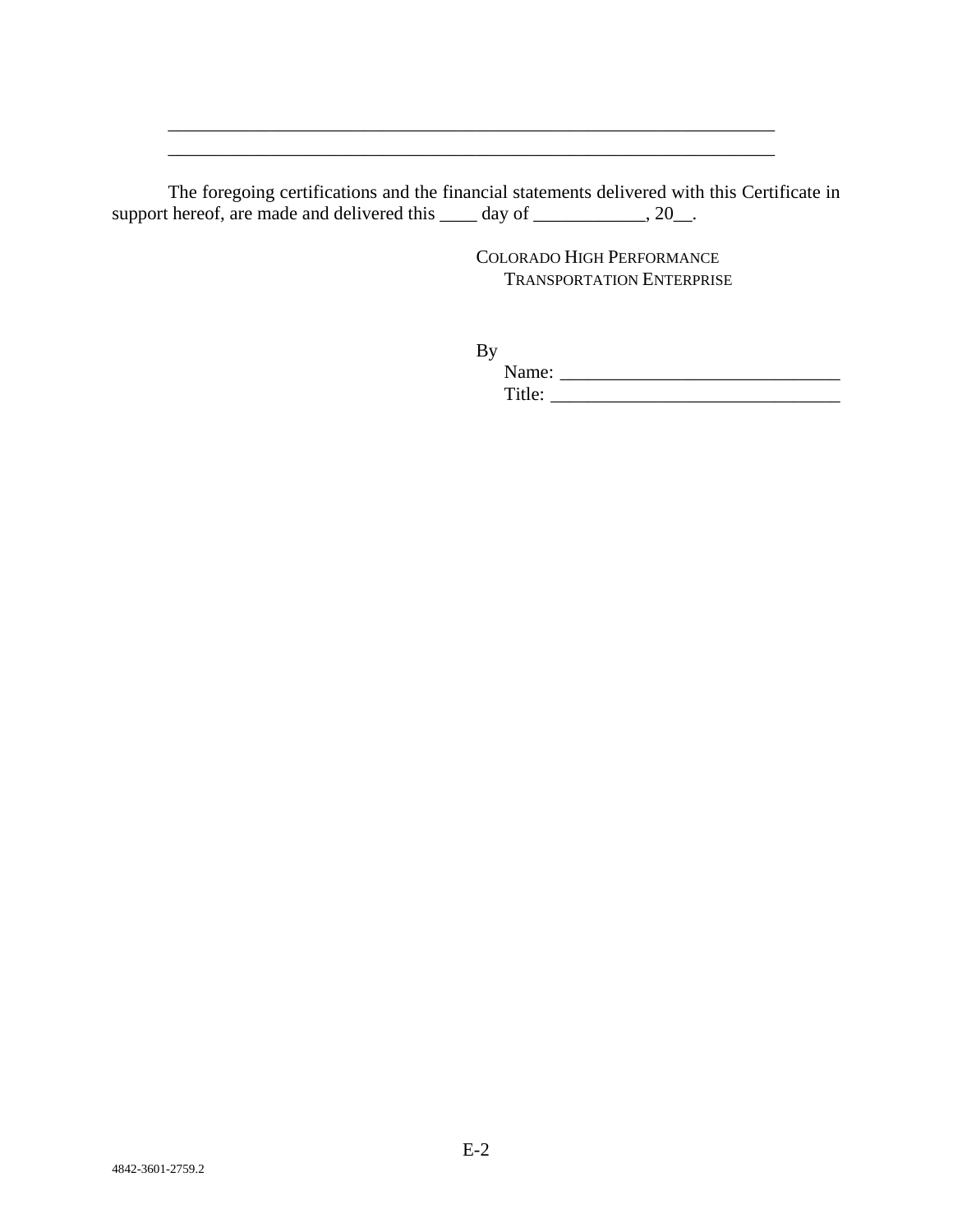\_\_\_\_\_\_\_\_\_\_\_\_\_\_\_\_\_\_\_\_\_\_\_\_\_\_\_\_\_\_\_\_\_\_\_\_\_\_\_\_\_\_\_\_\_\_\_\_\_\_\_\_\_\_\_\_\_\_\_\_\_\_\_\_
\_\_\_\_\_\_\_\_\_\_\_\_\_\_\_\_\_\_\_\_\_\_\_\_\_\_\_\_\_\_\_\_\_\_\_\_\_\_\_\_\_\_\_\_\_\_\_\_\_\_\_\_\_\_\_\_\_\_\_\_\_\_\_\_

The foregoing certifications and the financial statements delivered with this Certificate in support hereof, are made and delivered this \_\_\_\_ day of \_\_\_\_\_\_\_\_\_\_\_\_, 20\_\_.

COLORADO HIGH PERFORMANCE
TRANSPORTATION ENTERPRISE

By
Name: \_\_\_\_\_\_\_\_\_\_\_\_\_\_\_\_\_\_\_\_\_\_\_\_\_\_\_\_\_\_
Title: \_\_\_\_\_\_\_\_\_\_\_\_\_\_\_\_\_\_\_\_\_\_\_\_\_\_\_\_\_\_\_

4842-3601-2759.2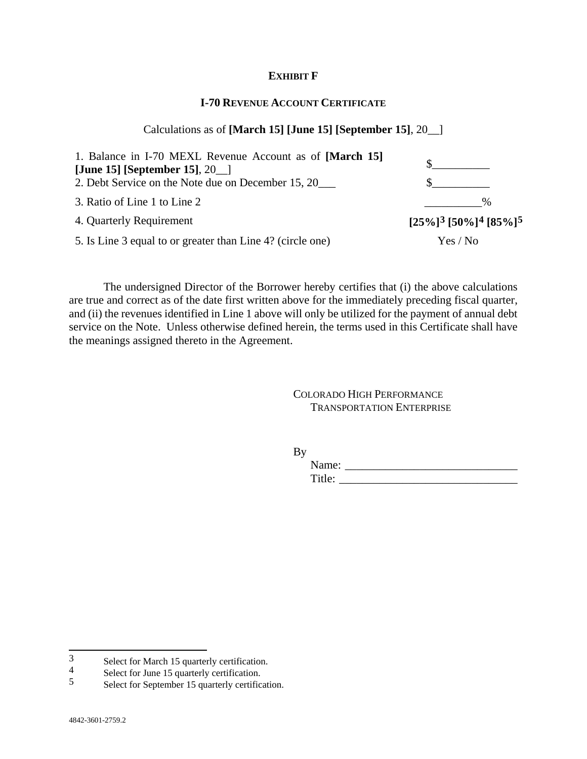**EXHIBIT F**

**I-70 REVENUE ACCOUNT CERTIFICATE**

Calculations as of **[March 15] [June 15] [September 15]**, 20__]

| | |
|---|---|
| 1. Balance in I-70 MEXL Revenue Account as of **[March 15] [June 15] [September 15]**, 20__] | $__________ |
| 2. Debt Service on the Note due on December 15, 20___ | $__________ |
| 3. Ratio of Line 1 to Line 2 | __________% |
| 4. Quarterly Requirement | **[25%][3] [50%][4] [85%][5]** |
| 5. Is Line 3 equal to or greater than Line 4? (circle one) | Yes / No |

The undersigned Director of the Borrower hereby certifies that (i) the above calculations are true and correct as of the date first written above for the immediately preceding fiscal quarter, and (ii) the revenues identified in Line 1 above will only be utilized for the payment of annual debt service on the Note. Unless otherwise defined herein, the terms used in this Certificate shall have the meanings assigned thereto in the Agreement.

COLORADO HIGH PERFORMANCE TRANSPORTATION ENTERPRISE

By
Name: ______________________________
Title: _______________________________

---

[3] Select for March 15 quarterly certification.

[4] Select for June 15 quarterly certification.

[5] Select for September 15 quarterly certification.

4842-3601-2759.2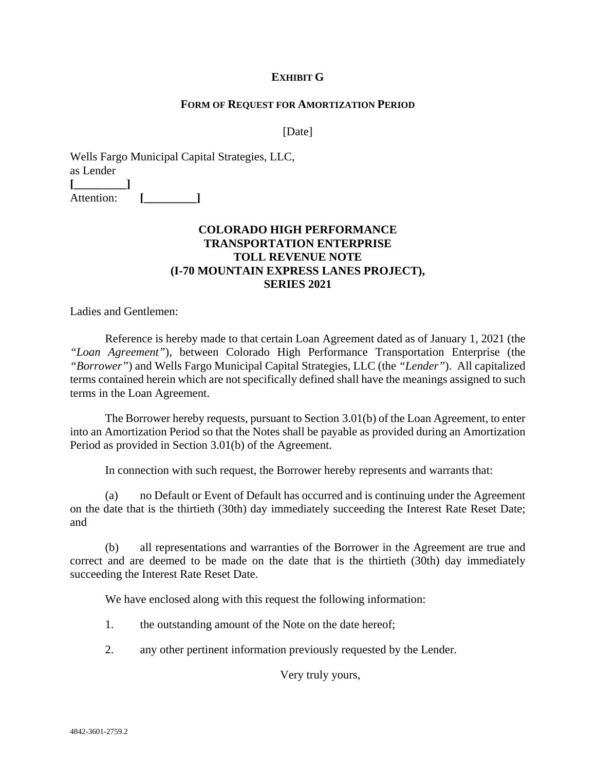# EXHIBIT G

## FORM OF REQUEST FOR AMORTIZATION PERIOD

[Date]

Wells Fargo Municipal Capital Strategies, LLC,
as Lender
**[_________]**
Attention: **[_________]**

**COLORADO HIGH PERFORMANCE TRANSPORTATION ENTERPRISE TOLL REVENUE NOTE (I-70 MOUNTAIN EXPRESS LANES PROJECT), SERIES 2021**

Ladies and Gentlemen:

Reference is hereby made to that certain Loan Agreement dated as of January 1, 2021 (the *"Loan Agreement"*), between Colorado High Performance Transportation Enterprise (the *"Borrower"*) and Wells Fargo Municipal Capital Strategies, LLC (the *"Lender"*). All capitalized terms contained herein which are not specifically defined shall have the meanings assigned to such terms in the Loan Agreement.

The Borrower hereby requests, pursuant to Section 3.01(b) of the Loan Agreement, to enter into an Amortization Period so that the Notes shall be payable as provided during an Amortization Period as provided in Section 3.01(b) of the Agreement.

In connection with such request, the Borrower hereby represents and warrants that:

(a) no Default or Event of Default has occurred and is continuing under the Agreement on the date that is the thirtieth (30th) day immediately succeeding the Interest Rate Reset Date; and

(b) all representations and warranties of the Borrower in the Agreement are true and correct and are deemed to be made on the date that is the thirtieth (30th) day immediately succeeding the Interest Rate Reset Date.

We have enclosed along with this request the following information:

1. the outstanding amount of the Note on the date hereof;

2. any other pertinent information previously requested by the Lender.

Very truly yours,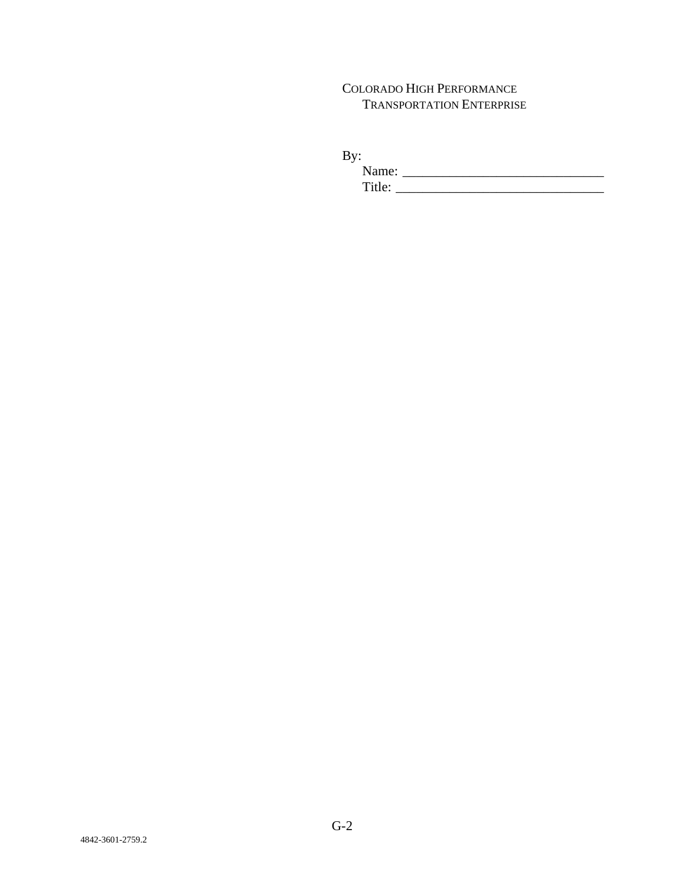COLORADO HIGH PERFORMANCE
TRANSPORTATION ENTERPRISE

By:
Name: ______________________________
Title: _______________________________

4842-3601-2759.2